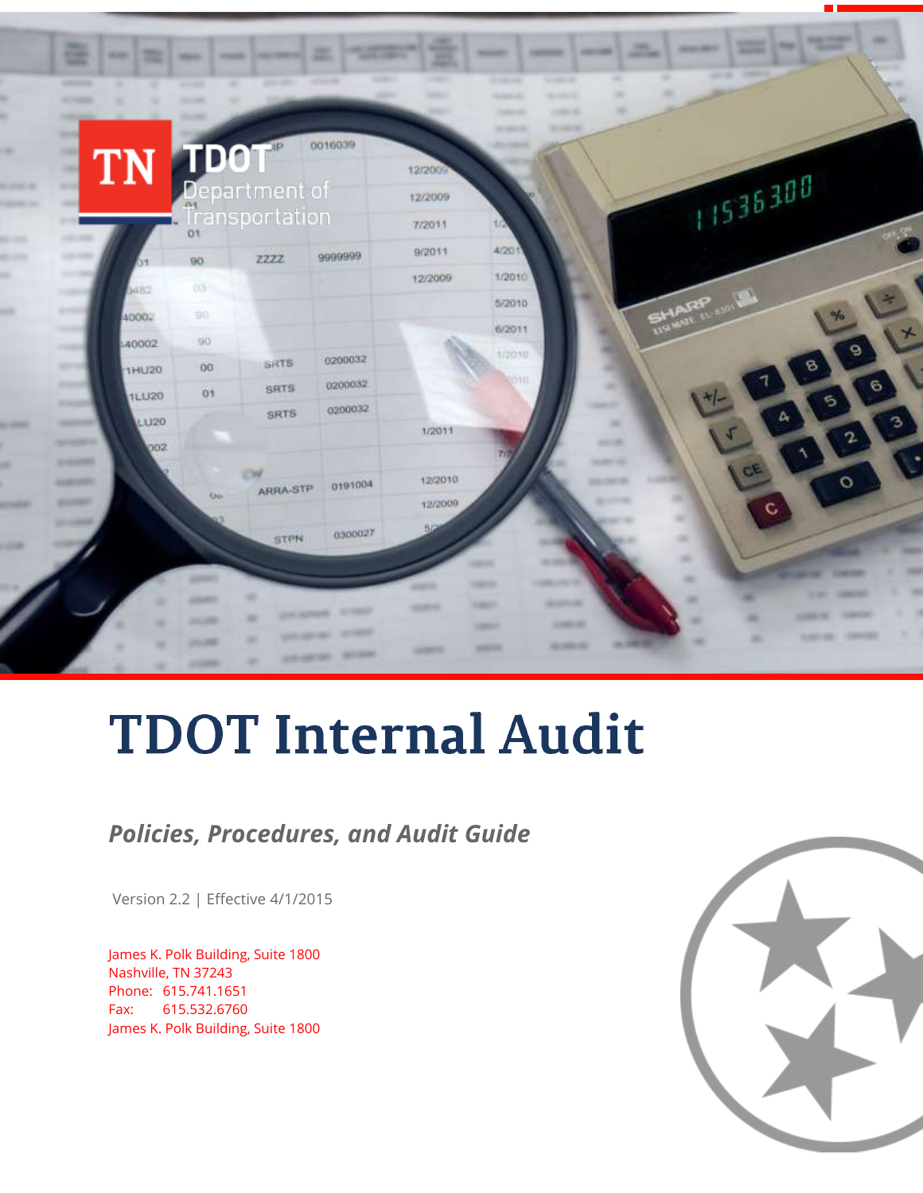# TDOT Internal Audit

***Policies, Procedures, and Audit Guide***

Version 2.2 | Effective 4/1/2015

James K. Polk Building, Suite 1800
Nashville, TN 37243
Phone: 615.741.1651
Fax: 615.532.6760
James K. Polk Building, Suite 1800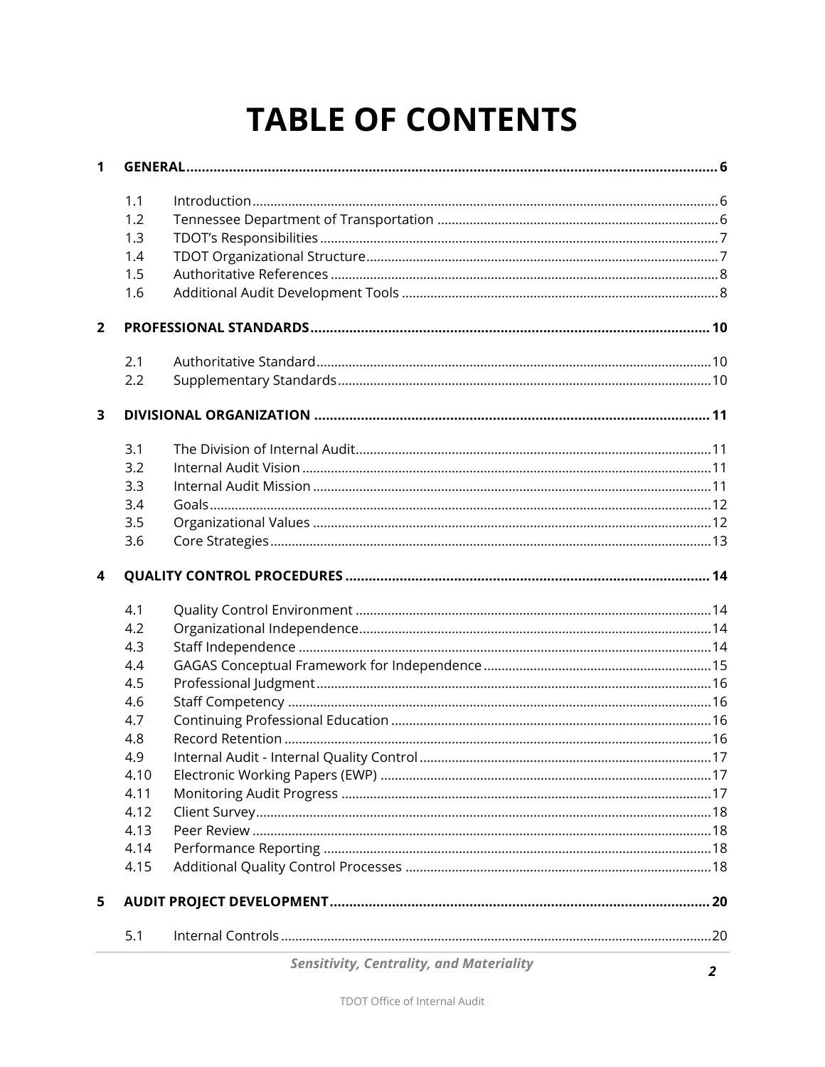# TABLE OF CONTENTS

| | | | |
|---|---|---|---|
| **1** | **GENERAL** | | **6** |
| | 1.1 | Introduction | 6 |
| | 1.2 | Tennessee Department of Transportation | 6 |
| | 1.3 | TDOT's Responsibilities | 7 |
| | 1.4 | TDOT Organizational Structure | 7 |
| | 1.5 | Authoritative References | 8 |
| | 1.6 | Additional Audit Development Tools | 8 |
| **2** | **PROFESSIONAL STANDARDS** | | **10** |
| | 2.1 | Authoritative Standard | 10 |
| | 2.2 | Supplementary Standards | 10 |
| **3** | **DIVISIONAL ORGANIZATION** | | **11** |
| | 3.1 | The Division of Internal Audit | 11 |
| | 3.2 | Internal Audit Vision | 11 |
| | 3.3 | Internal Audit Mission | 11 |
| | 3.4 | Goals | 12 |
| | 3.5 | Organizational Values | 12 |
| | 3.6 | Core Strategies | 13 |
| **4** | **QUALITY CONTROL PROCEDURES** | | **14** |
| | 4.1 | Quality Control Environment | 14 |
| | 4.2 | Organizational Independence | 14 |
| | 4.3 | Staff Independence | 14 |
| | 4.4 | GAGAS Conceptual Framework for Independence | 15 |
| | 4.5 | Professional Judgment | 16 |
| | 4.6 | Staff Competency | 16 |
| | 4.7 | Continuing Professional Education | 16 |
| | 4.8 | Record Retention | 16 |
| | 4.9 | Internal Audit - Internal Quality Control | 17 |
| | 4.10 | Electronic Working Papers (EWP) | 17 |
| | 4.11 | Monitoring Audit Progress | 17 |
| | 4.12 | Client Survey | 18 |
| | 4.13 | Peer Review | 18 |
| | 4.14 | Performance Reporting | 18 |
| | 4.15 | Additional Quality Control Processes | 18 |
| **5** | **AUDIT PROJECT DEVELOPMENT** | | **20** |
| | 5.1 | Internal Controls | 20 |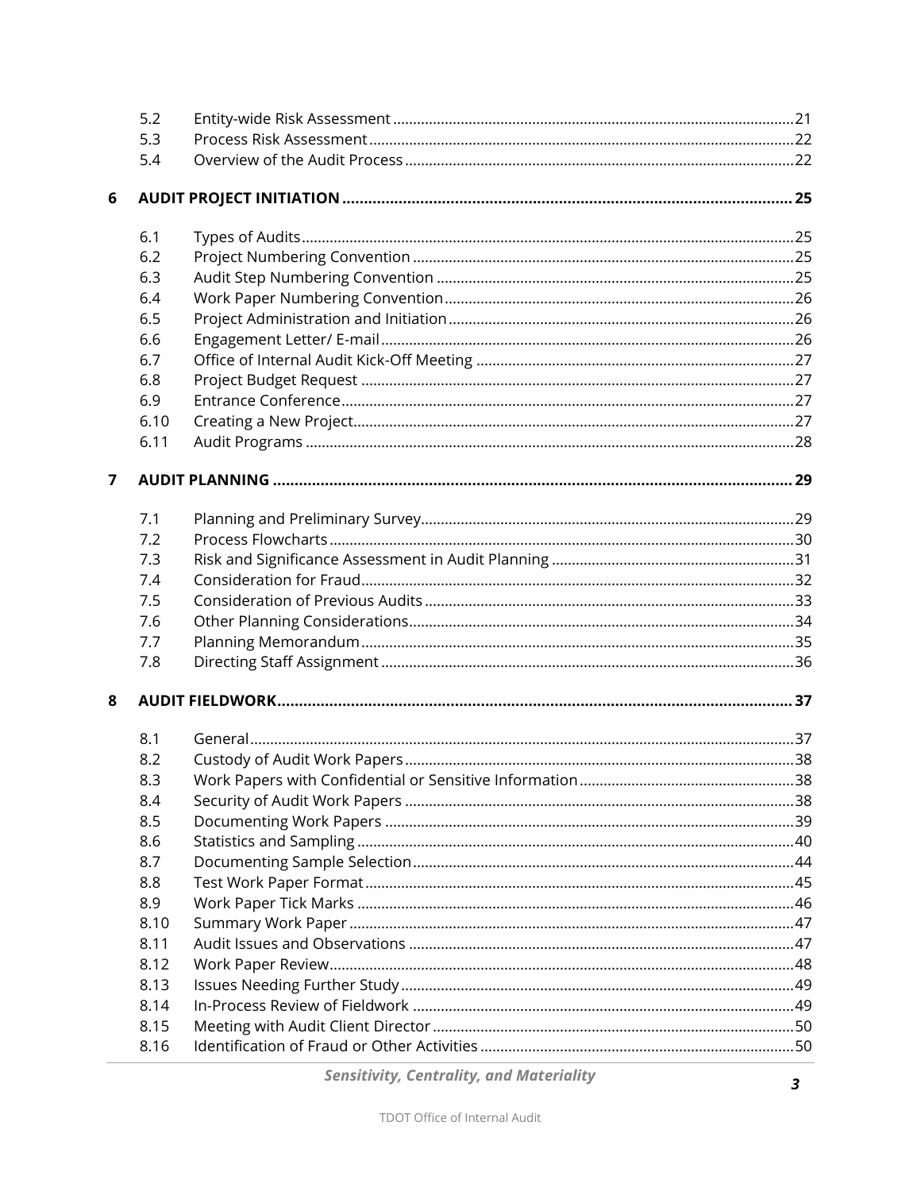| | | |
|---|---|---|
| 5.2 | Entity-wide Risk Assessment | 21 |
| 5.3 | Process Risk Assessment | 22 |
| 5.4 | Overview of the Audit Process | 22 |

**6 AUDIT PROJECT INITIATION ........ 25**

| | | |
|---|---|---|
| 6.1 | Types of Audits | 25 |
| 6.2 | Project Numbering Convention | 25 |
| 6.3 | Audit Step Numbering Convention | 25 |
| 6.4 | Work Paper Numbering Convention | 26 |
| 6.5 | Project Administration and Initiation | 26 |
| 6.6 | Engagement Letter/ E-mail | 26 |
| 6.7 | Office of Internal Audit Kick-Off Meeting | 27 |
| 6.8 | Project Budget Request | 27 |
| 6.9 | Entrance Conference | 27 |
| 6.10 | Creating a New Project | 27 |
| 6.11 | Audit Programs | 28 |

**7 AUDIT PLANNING ........ 29**

| | | |
|---|---|---|
| 7.1 | Planning and Preliminary Survey | 29 |
| 7.2 | Process Flowcharts | 30 |
| 7.3 | Risk and Significance Assessment in Audit Planning | 31 |
| 7.4 | Consideration for Fraud | 32 |
| 7.5 | Consideration of Previous Audits | 33 |
| 7.6 | Other Planning Considerations | 34 |
| 7.7 | Planning Memorandum | 35 |
| 7.8 | Directing Staff Assignment | 36 |

**8 AUDIT FIELDWORK ........ 37**

| | | |
|---|---|---|
| 8.1 | General | 37 |
| 8.2 | Custody of Audit Work Papers | 38 |
| 8.3 | Work Papers with Confidential or Sensitive Information | 38 |
| 8.4 | Security of Audit Work Papers | 38 |
| 8.5 | Documenting Work Papers | 39 |
| 8.6 | Statistics and Sampling | 40 |
| 8.7 | Documenting Sample Selection | 44 |
| 8.8 | Test Work Paper Format | 45 |
| 8.9 | Work Paper Tick Marks | 46 |
| 8.10 | Summary Work Paper | 47 |
| 8.11 | Audit Issues and Observations | 47 |
| 8.12 | Work Paper Review | 48 |
| 8.13 | Issues Needing Further Study | 49 |
| 8.14 | In-Process Review of Fieldwork | 49 |
| 8.15 | Meeting with Audit Client Director | 50 |
| 8.16 | Identification of Fraud or Other Activities | 50 |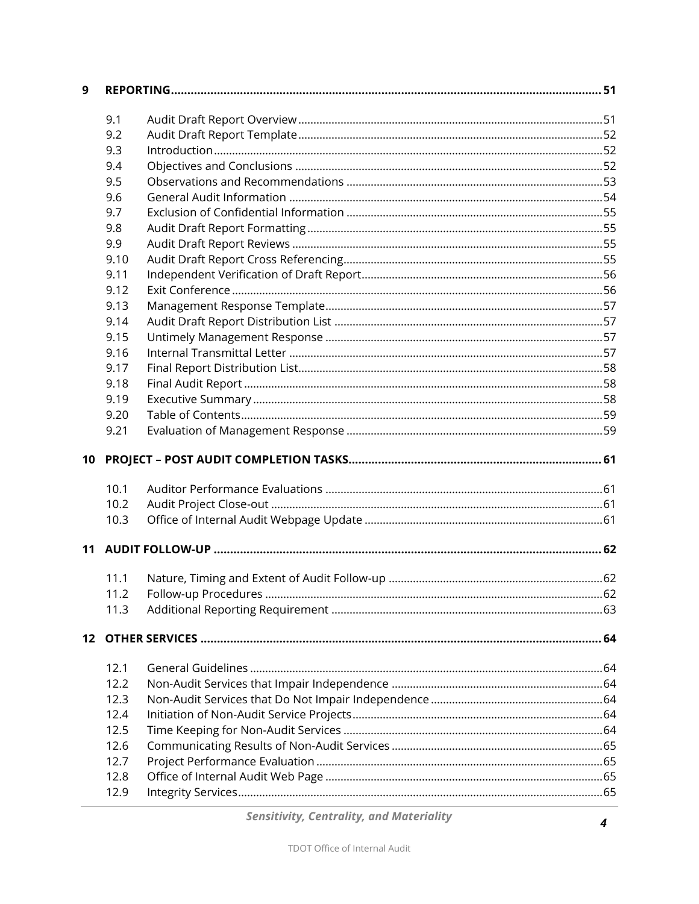| | | |
|---|---|---|
| **9** | **REPORTING** | **51** |
| 9.1 | Audit Draft Report Overview | 51 |
| 9.2 | Audit Draft Report Template | 52 |
| 9.3 | Introduction | 52 |
| 9.4 | Objectives and Conclusions | 52 |
| 9.5 | Observations and Recommendations | 53 |
| 9.6 | General Audit Information | 54 |
| 9.7 | Exclusion of Confidential Information | 55 |
| 9.8 | Audit Draft Report Formatting | 55 |
| 9.9 | Audit Draft Report Reviews | 55 |
| 9.10 | Audit Draft Report Cross Referencing | 55 |
| 9.11 | Independent Verification of Draft Report | 56 |
| 9.12 | Exit Conference | 56 |
| 9.13 | Management Response Template | 57 |
| 9.14 | Audit Draft Report Distribution List | 57 |
| 9.15 | Untimely Management Response | 57 |
| 9.16 | Internal Transmittal Letter | 57 |
| 9.17 | Final Report Distribution List | 58 |
| 9.18 | Final Audit Report | 58 |
| 9.19 | Executive Summary | 58 |
| 9.20 | Table of Contents | 59 |
| 9.21 | Evaluation of Management Response | 59 |
| **10** | **PROJECT – POST AUDIT COMPLETION TASKS** | **61** |
| 10.1 | Auditor Performance Evaluations | 61 |
| 10.2 | Audit Project Close-out | 61 |
| 10.3 | Office of Internal Audit Webpage Update | 61 |
| **11** | **AUDIT FOLLOW-UP** | **62** |
| 11.1 | Nature, Timing and Extent of Audit Follow-up | 62 |
| 11.2 | Follow-up Procedures | 62 |
| 11.3 | Additional Reporting Requirement | 63 |
| **12** | **OTHER SERVICES** | **64** |
| 12.1 | General Guidelines | 64 |
| 12.2 | Non-Audit Services that Impair Independence | 64 |
| 12.3 | Non-Audit Services that Do Not Impair Independence | 64 |
| 12.4 | Initiation of Non-Audit Service Projects | 64 |
| 12.5 | Time Keeping for Non-Audit Services | 64 |
| 12.6 | Communicating Results of Non-Audit Services | 65 |
| 12.7 | Project Performance Evaluation | 65 |
| 12.8 | Office of Internal Audit Web Page | 65 |
| 12.9 | Integrity Services | 65 |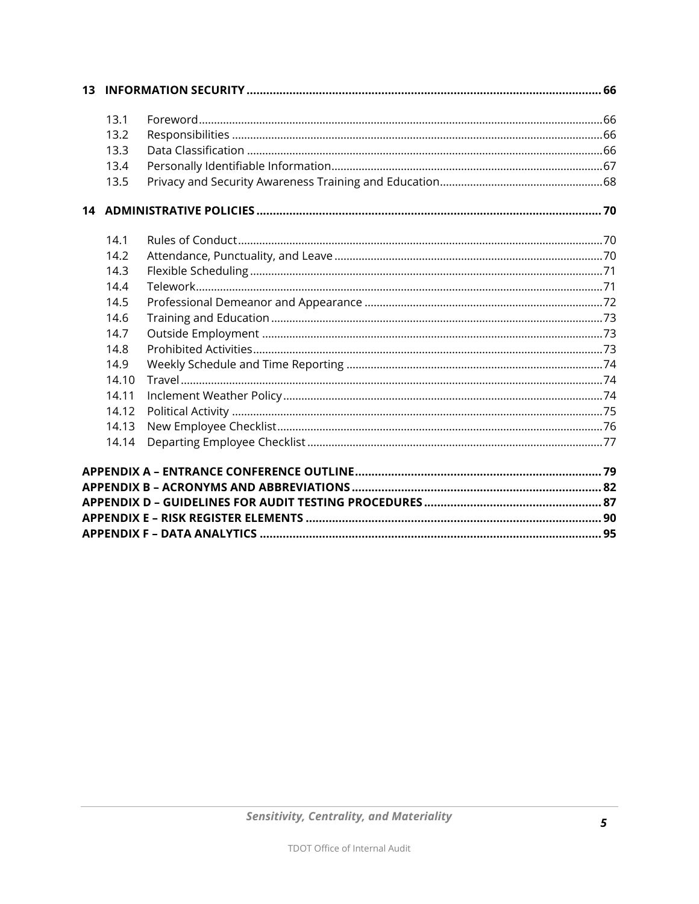**13 INFORMATION SECURITY ........................................................................................................ 66**

- 13.1 Foreword ........................................................................................................ 66
- 13.2 Responsibilities ........................................................................................................ 66
- 13.3 Data Classification ........................................................................................................ 66
- 13.4 Personally Identifiable Information ........................................................................................................ 67
- 13.5 Privacy and Security Awareness Training and Education ........................................................................................................ 68

**14 ADMINISTRATIVE POLICIES ........................................................................................................ 70**

- 14.1 Rules of Conduct ........................................................................................................ 70
- 14.2 Attendance, Punctuality, and Leave ........................................................................................................ 70
- 14.3 Flexible Scheduling ........................................................................................................ 71
- 14.4 Telework ........................................................................................................ 71
- 14.5 Professional Demeanor and Appearance ........................................................................................................ 72
- 14.6 Training and Education ........................................................................................................ 73
- 14.7 Outside Employment ........................................................................................................ 73
- 14.8 Prohibited Activities ........................................................................................................ 73
- 14.9 Weekly Schedule and Time Reporting ........................................................................................................ 74
- 14.10 Travel ........................................................................................................ 74
- 14.11 Inclement Weather Policy ........................................................................................................ 74
- 14.12 Political Activity ........................................................................................................ 75
- 14.13 New Employee Checklist ........................................................................................................ 76
- 14.14 Departing Employee Checklist ........................................................................................................ 77

**APPENDIX A – ENTRANCE CONFERENCE OUTLINE ........................................................................................................ 79**
**APPENDIX B – ACRONYMS AND ABBREVIATIONS ........................................................................................................ 82**
**APPENDIX D – GUIDELINES FOR AUDIT TESTING PROCEDURES ........................................................................................................ 87**
**APPENDIX E – RISK REGISTER ELEMENTS ........................................................................................................ 90**
**APPENDIX F – DATA ANALYTICS ........................................................................................................ 95**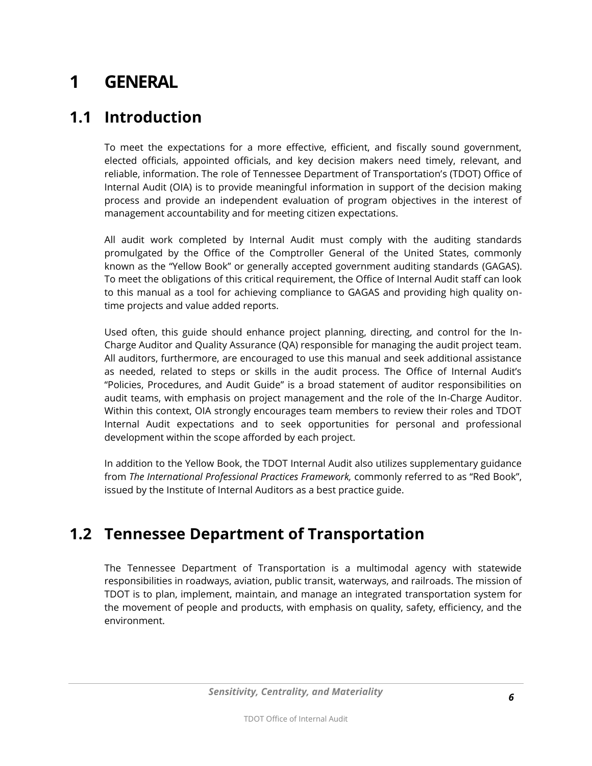# 1 GENERAL

## 1.1 Introduction

To meet the expectations for a more effective, efficient, and fiscally sound government, elected officials, appointed officials, and key decision makers need timely, relevant, and reliable, information. The role of Tennessee Department of Transportation's (TDOT) Office of Internal Audit (OIA) is to provide meaningful information in support of the decision making process and provide an independent evaluation of program objectives in the interest of management accountability and for meeting citizen expectations.

All audit work completed by Internal Audit must comply with the auditing standards promulgated by the Office of the Comptroller General of the United States, commonly known as the "Yellow Book" or generally accepted government auditing standards (GAGAS). To meet the obligations of this critical requirement, the Office of Internal Audit staff can look to this manual as a tool for achieving compliance to GAGAS and providing high quality on-time projects and value added reports.

Used often, this guide should enhance project planning, directing, and control for the In-Charge Auditor and Quality Assurance (QA) responsible for managing the audit project team. All auditors, furthermore, are encouraged to use this manual and seek additional assistance as needed, related to steps or skills in the audit process. The Office of Internal Audit's "Policies, Procedures, and Audit Guide" is a broad statement of auditor responsibilities on audit teams, with emphasis on project management and the role of the In-Charge Auditor. Within this context, OIA strongly encourages team members to review their roles and TDOT Internal Audit expectations and to seek opportunities for personal and professional development within the scope afforded by each project.

In addition to the Yellow Book, the TDOT Internal Audit also utilizes supplementary guidance from *The International Professional Practices Framework,* commonly referred to as "Red Book", issued by the Institute of Internal Auditors as a best practice guide.

## 1.2 Tennessee Department of Transportation

The Tennessee Department of Transportation is a multimodal agency with statewide responsibilities in roadways, aviation, public transit, waterways, and railroads. The mission of TDOT is to plan, implement, maintain, and manage an integrated transportation system for the movement of people and products, with emphasis on quality, safety, efficiency, and the environment.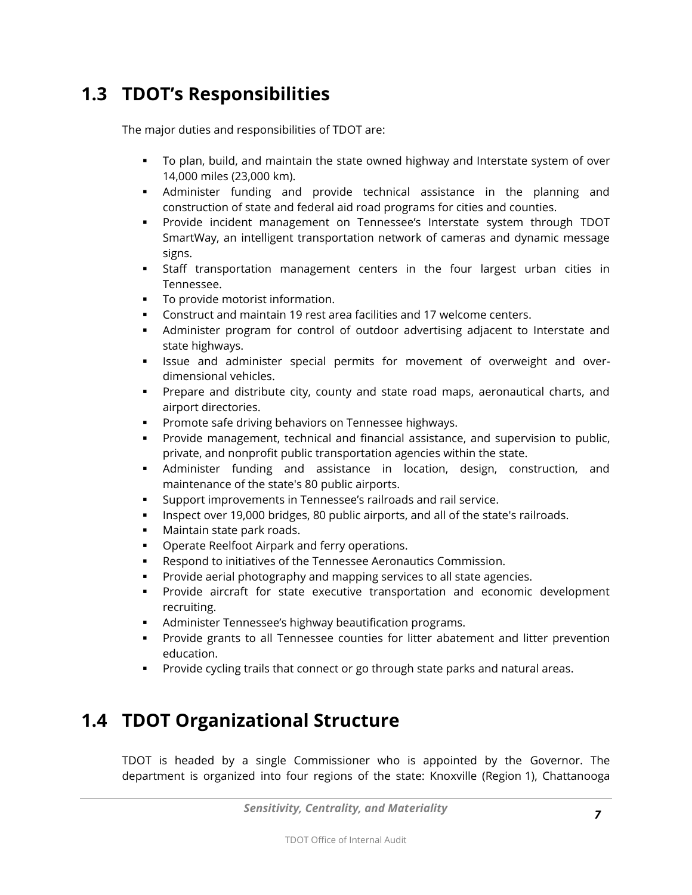## 1.3 TDOT's Responsibilities

The major duties and responsibilities of TDOT are:

- To plan, build, and maintain the state owned highway and Interstate system of over 14,000 miles (23,000 km).
- Administer funding and provide technical assistance in the planning and construction of state and federal aid road programs for cities and counties.
- Provide incident management on Tennessee's Interstate system through TDOT SmartWay, an intelligent transportation network of cameras and dynamic message signs.
- Staff transportation management centers in the four largest urban cities in Tennessee.
- To provide motorist information.
- Construct and maintain 19 rest area facilities and 17 welcome centers.
- Administer program for control of outdoor advertising adjacent to Interstate and state highways.
- Issue and administer special permits for movement of overweight and over-dimensional vehicles.
- Prepare and distribute city, county and state road maps, aeronautical charts, and airport directories.
- Promote safe driving behaviors on Tennessee highways.
- Provide management, technical and financial assistance, and supervision to public, private, and nonprofit public transportation agencies within the state.
- Administer funding and assistance in location, design, construction, and maintenance of the state's 80 public airports.
- Support improvements in Tennessee's railroads and rail service.
- Inspect over 19,000 bridges, 80 public airports, and all of the state's railroads.
- Maintain state park roads.
- Operate Reelfoot Airpark and ferry operations.
- Respond to initiatives of the Tennessee Aeronautics Commission.
- Provide aerial photography and mapping services to all state agencies.
- Provide aircraft for state executive transportation and economic development recruiting.
- Administer Tennessee's highway beautification programs.
- Provide grants to all Tennessee counties for litter abatement and litter prevention education.
- Provide cycling trails that connect or go through state parks and natural areas.

## 1.4 TDOT Organizational Structure

TDOT is headed by a single Commissioner who is appointed by the Governor. The department is organized into four regions of the state: Knoxville (Region 1), Chattanooga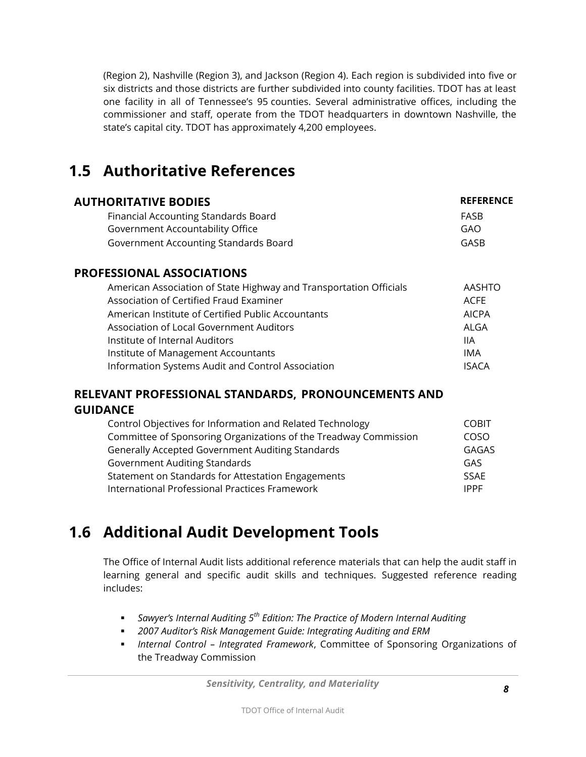(Region 2), Nashville (Region 3), and Jackson (Region 4). Each region is subdivided into five or six districts and those districts are further subdivided into county facilities. TDOT has at least one facility in all of Tennessee's 95 counties. Several administrative offices, including the commissioner and staff, operate from the TDOT headquarters in downtown Nashville, the state's capital city. TDOT has approximately 4,200 employees.

## 1.5 Authoritative References

| AUTHORITATIVE BODIES | REFERENCE |
|---|---|
| Financial Accounting Standards Board | FASB |
| Government Accountability Office | GAO |
| Government Accounting Standards Board | GASB |

| PROFESSIONAL ASSOCIATIONS | |
|---|---|
| American Association of State Highway and Transportation Officials | AASHTO |
| Association of Certified Fraud Examiner | ACFE |
| American Institute of Certified Public Accountants | AICPA |
| Association of Local Government Auditors | ALGA |
| Institute of Internal Auditors | IIA |
| Institute of Management Accountants | IMA |
| Information Systems Audit and Control Association | ISACA |

| RELEVANT PROFESSIONAL STANDARDS, PRONOUNCEMENTS AND GUIDANCE | |
|---|---|
| Control Objectives for Information and Related Technology | COBIT |
| Committee of Sponsoring Organizations of the Treadway Commission | COSO |
| Generally Accepted Government Auditing Standards | GAGAS |
| Government Auditing Standards | GAS |
| Statement on Standards for Attestation Engagements | SSAE |
| International Professional Practices Framework | IPPF |

## 1.6 Additional Audit Development Tools

The Office of Internal Audit lists additional reference materials that can help the audit staff in learning general and specific audit skills and techniques. Suggested reference reading includes:

- *Sawyer's Internal Auditing 5th Edition: The Practice of Modern Internal Auditing*
- *2007 Auditor's Risk Management Guide: Integrating Auditing and ERM*
- *Internal Control – Integrated Framework*, Committee of Sponsoring Organizations of the Treadway Commission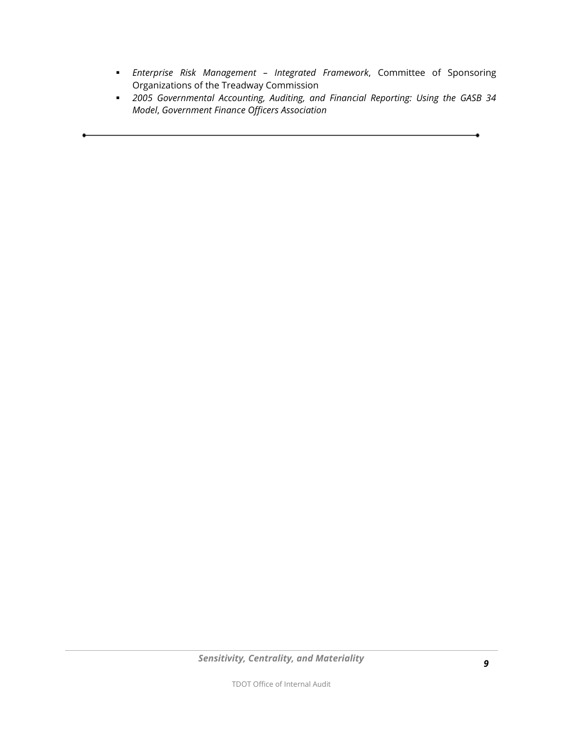- *Enterprise Risk Management – Integrated Framework*, Committee of Sponsoring Organizations of the Treadway Commission
- *2005 Governmental Accounting, Auditing, and Financial Reporting: Using the GASB 34 Model*, *Government Finance Officers Association*

---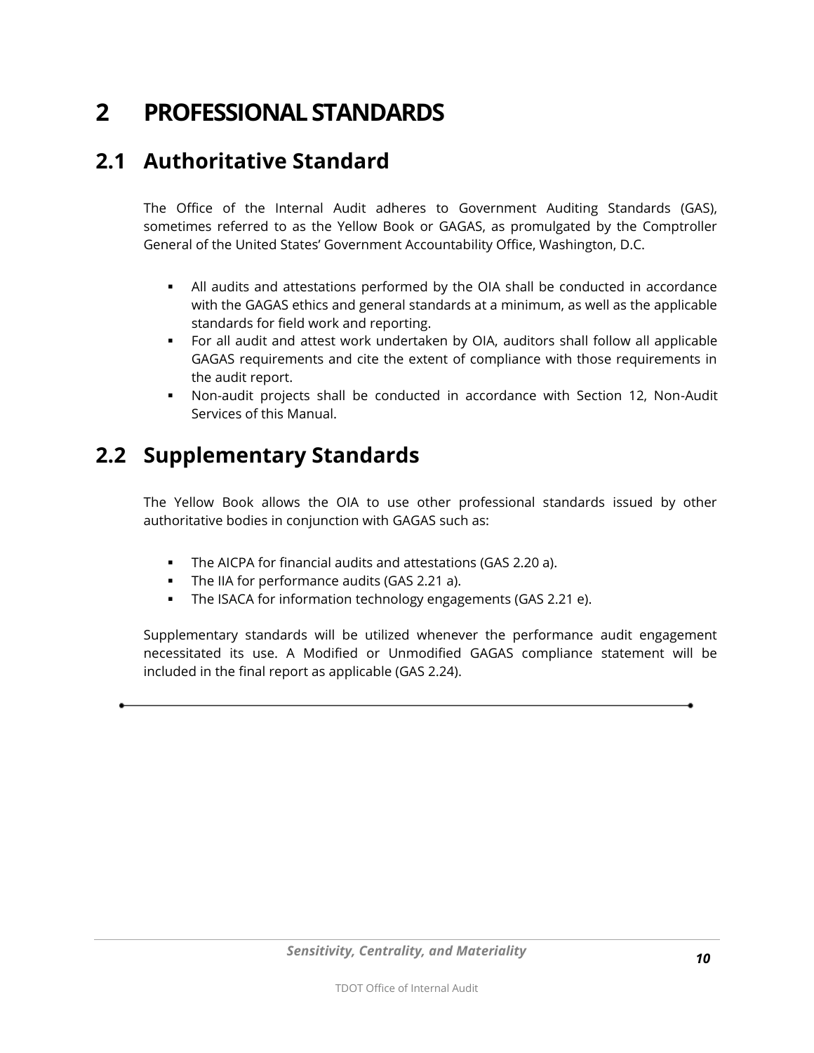# 2 PROFESSIONAL STANDARDS

## 2.1 Authoritative Standard

The Office of the Internal Audit adheres to Government Auditing Standards (GAS), sometimes referred to as the Yellow Book or GAGAS, as promulgated by the Comptroller General of the United States' Government Accountability Office, Washington, D.C.

- All audits and attestations performed by the OIA shall be conducted in accordance with the GAGAS ethics and general standards at a minimum, as well as the applicable standards for field work and reporting.
- For all audit and attest work undertaken by OIA, auditors shall follow all applicable GAGAS requirements and cite the extent of compliance with those requirements in the audit report.
- Non-audit projects shall be conducted in accordance with Section 12, Non-Audit Services of this Manual.

## 2.2 Supplementary Standards

The Yellow Book allows the OIA to use other professional standards issued by other authoritative bodies in conjunction with GAGAS such as:

- The AICPA for financial audits and attestations (GAS 2.20 a).
- The IIA for performance audits (GAS 2.21 a).
- The ISACA for information technology engagements (GAS 2.21 e).

Supplementary standards will be utilized whenever the performance audit engagement necessitated its use. A Modified or Unmodified GAGAS compliance statement will be included in the final report as applicable (GAS 2.24).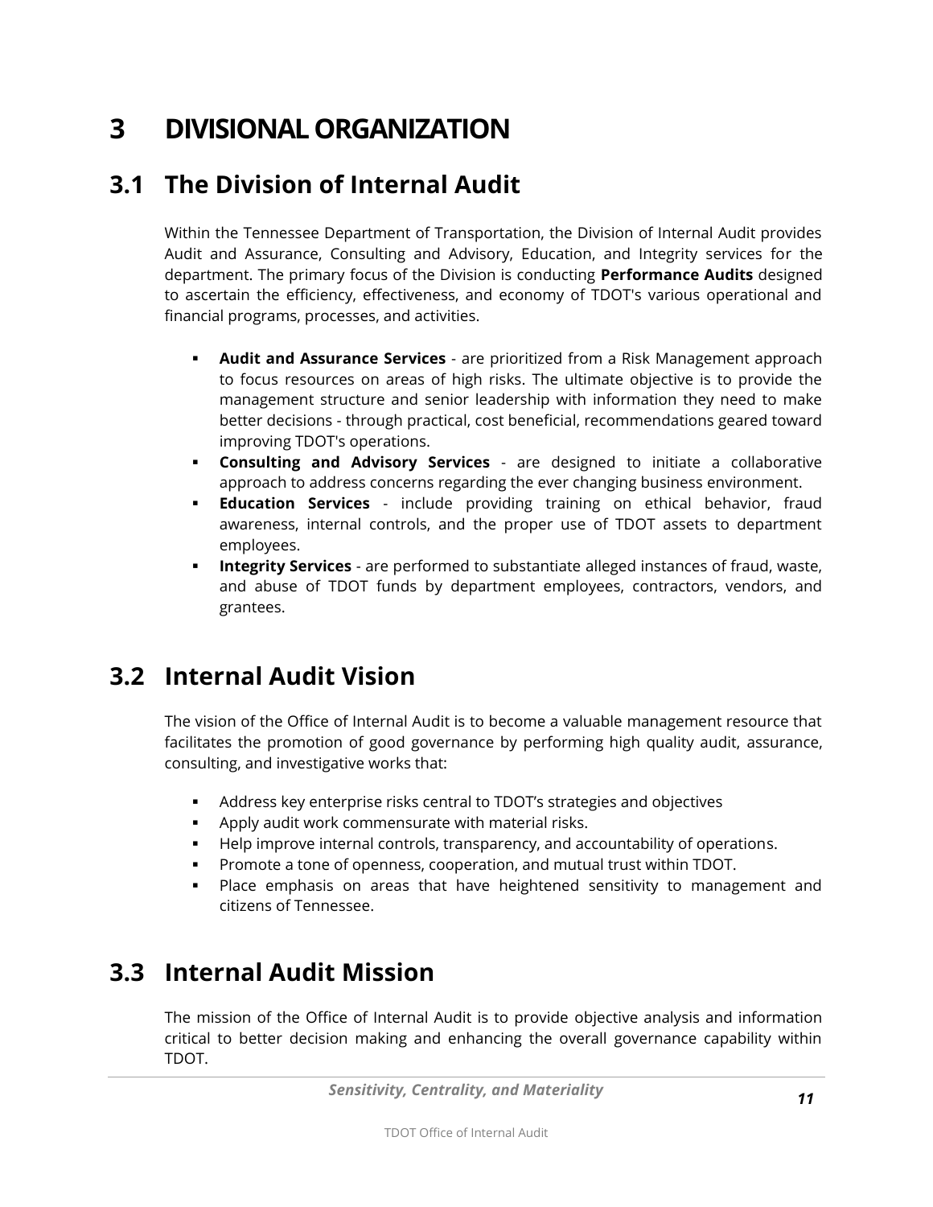# 3 DIVISIONAL ORGANIZATION

## 3.1 The Division of Internal Audit

Within the Tennessee Department of Transportation, the Division of Internal Audit provides Audit and Assurance, Consulting and Advisory, Education, and Integrity services for the department. The primary focus of the Division is conducting **Performance Audits** designed to ascertain the efficiency, effectiveness, and economy of TDOT's various operational and financial programs, processes, and activities.

- **Audit and Assurance Services** - are prioritized from a Risk Management approach to focus resources on areas of high risks. The ultimate objective is to provide the management structure and senior leadership with information they need to make better decisions - through practical, cost beneficial, recommendations geared toward improving TDOT's operations.
- **Consulting and Advisory Services** - are designed to initiate a collaborative approach to address concerns regarding the ever changing business environment.
- **Education Services** - include providing training on ethical behavior, fraud awareness, internal controls, and the proper use of TDOT assets to department employees.
- **Integrity Services** - are performed to substantiate alleged instances of fraud, waste, and abuse of TDOT funds by department employees, contractors, vendors, and grantees.

## 3.2 Internal Audit Vision

The vision of the Office of Internal Audit is to become a valuable management resource that facilitates the promotion of good governance by performing high quality audit, assurance, consulting, and investigative works that:

- Address key enterprise risks central to TDOT's strategies and objectives
- Apply audit work commensurate with material risks.
- Help improve internal controls, transparency, and accountability of operations.
- Promote a tone of openness, cooperation, and mutual trust within TDOT.
- Place emphasis on areas that have heightened sensitivity to management and citizens of Tennessee.

## 3.3 Internal Audit Mission

The mission of the Office of Internal Audit is to provide objective analysis and information critical to better decision making and enhancing the overall governance capability within TDOT.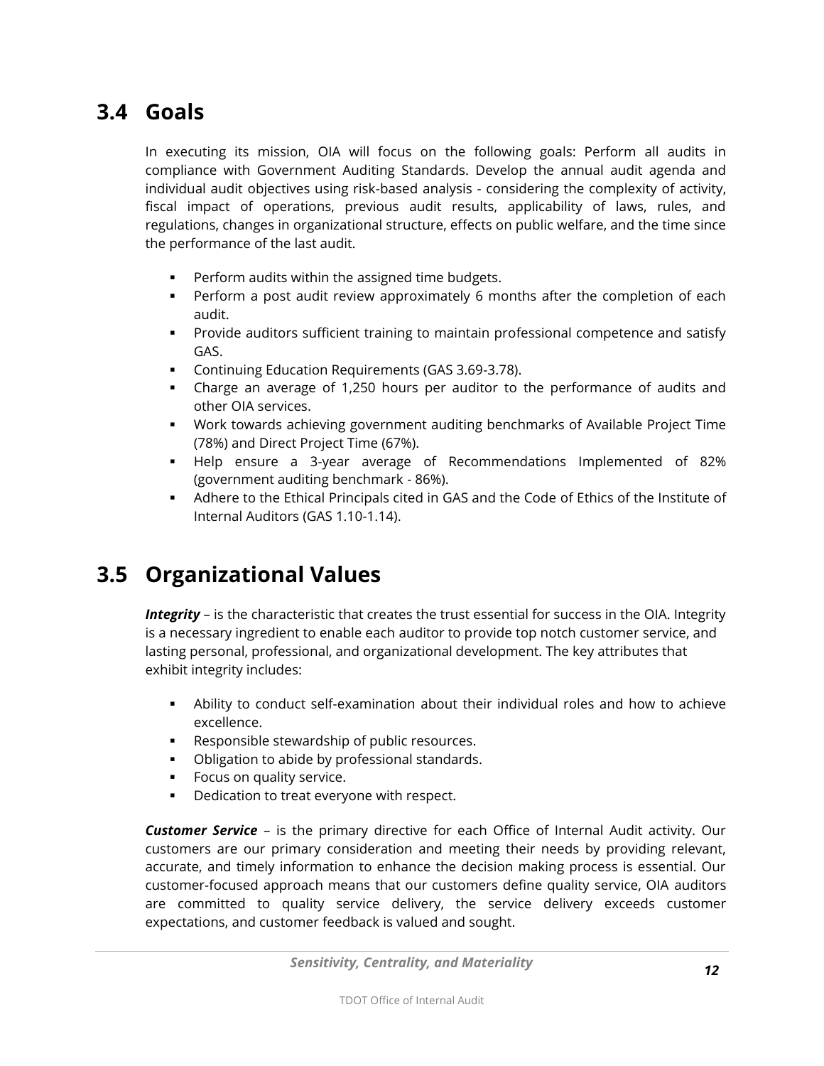## 3.4 Goals

In executing its mission, OIA will focus on the following goals: Perform all audits in compliance with Government Auditing Standards. Develop the annual audit agenda and individual audit objectives using risk-based analysis - considering the complexity of activity, fiscal impact of operations, previous audit results, applicability of laws, rules, and regulations, changes in organizational structure, effects on public welfare, and the time since the performance of the last audit.

- Perform audits within the assigned time budgets.
- Perform a post audit review approximately 6 months after the completion of each audit.
- Provide auditors sufficient training to maintain professional competence and satisfy GAS.
- Continuing Education Requirements (GAS 3.69-3.78).
- Charge an average of 1,250 hours per auditor to the performance of audits and other OIA services.
- Work towards achieving government auditing benchmarks of Available Project Time (78%) and Direct Project Time (67%).
- Help ensure a 3-year average of Recommendations Implemented of 82% (government auditing benchmark - 86%).
- Adhere to the Ethical Principals cited in GAS and the Code of Ethics of the Institute of Internal Auditors (GAS 1.10-1.14).

## 3.5 Organizational Values

***Integrity*** – is the characteristic that creates the trust essential for success in the OIA. Integrity is a necessary ingredient to enable each auditor to provide top notch customer service, and lasting personal, professional, and organizational development. The key attributes that exhibit integrity includes:

- Ability to conduct self-examination about their individual roles and how to achieve excellence.
- Responsible stewardship of public resources.
- Obligation to abide by professional standards.
- Focus on quality service.
- Dedication to treat everyone with respect.

***Customer Service*** – is the primary directive for each Office of Internal Audit activity. Our customers are our primary consideration and meeting their needs by providing relevant, accurate, and timely information to enhance the decision making process is essential. Our customer-focused approach means that our customers define quality service, OIA auditors are committed to quality service delivery, the service delivery exceeds customer expectations, and customer feedback is valued and sought.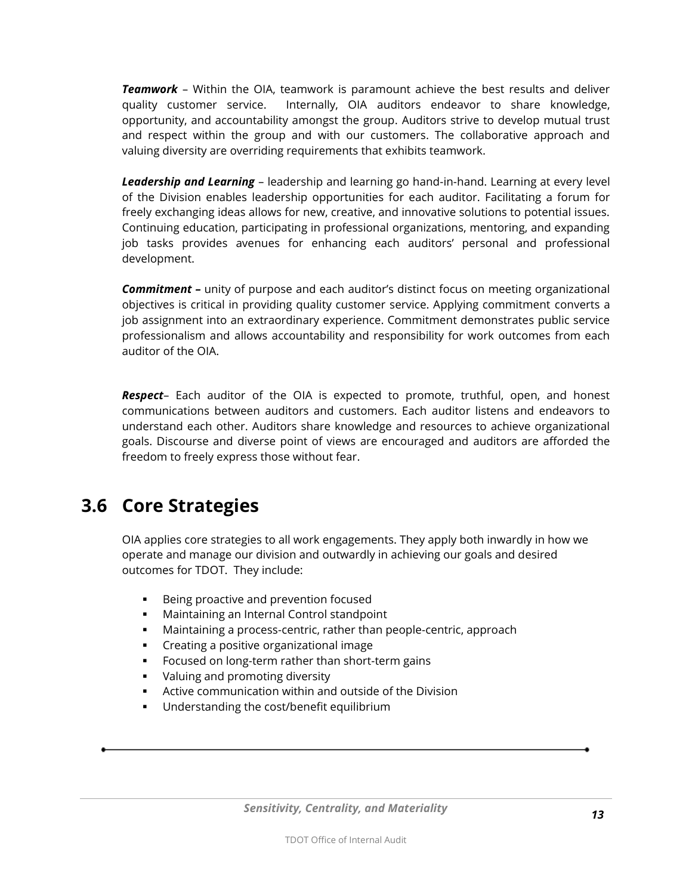***Teamwork*** – Within the OIA, teamwork is paramount achieve the best results and deliver quality customer service. Internally, OIA auditors endeavor to share knowledge, opportunity, and accountability amongst the group. Auditors strive to develop mutual trust and respect within the group and with our customers. The collaborative approach and valuing diversity are overriding requirements that exhibits teamwork.

***Leadership and Learning*** – leadership and learning go hand-in-hand. Learning at every level of the Division enables leadership opportunities for each auditor. Facilitating a forum for freely exchanging ideas allows for new, creative, and innovative solutions to potential issues. Continuing education, participating in professional organizations, mentoring, and expanding job tasks provides avenues for enhancing each auditors' personal and professional development.

***Commitment –*** unity of purpose and each auditor's distinct focus on meeting organizational objectives is critical in providing quality customer service. Applying commitment converts a job assignment into an extraordinary experience. Commitment demonstrates public service professionalism and allows accountability and responsibility for work outcomes from each auditor of the OIA.

***Respect***– Each auditor of the OIA is expected to promote, truthful, open, and honest communications between auditors and customers. Each auditor listens and endeavors to understand each other. Auditors share knowledge and resources to achieve organizational goals. Discourse and diverse point of views are encouraged and auditors are afforded the freedom to freely express those without fear.

## 3.6 Core Strategies

OIA applies core strategies to all work engagements. They apply both inwardly in how we operate and manage our division and outwardly in achieving our goals and desired outcomes for TDOT. They include:

- Being proactive and prevention focused
- Maintaining an Internal Control standpoint
- Maintaining a process-centric, rather than people-centric, approach
- Creating a positive organizational image
- Focused on long-term rather than short-term gains
- Valuing and promoting diversity
- Active communication within and outside of the Division
- Understanding the cost/benefit equilibrium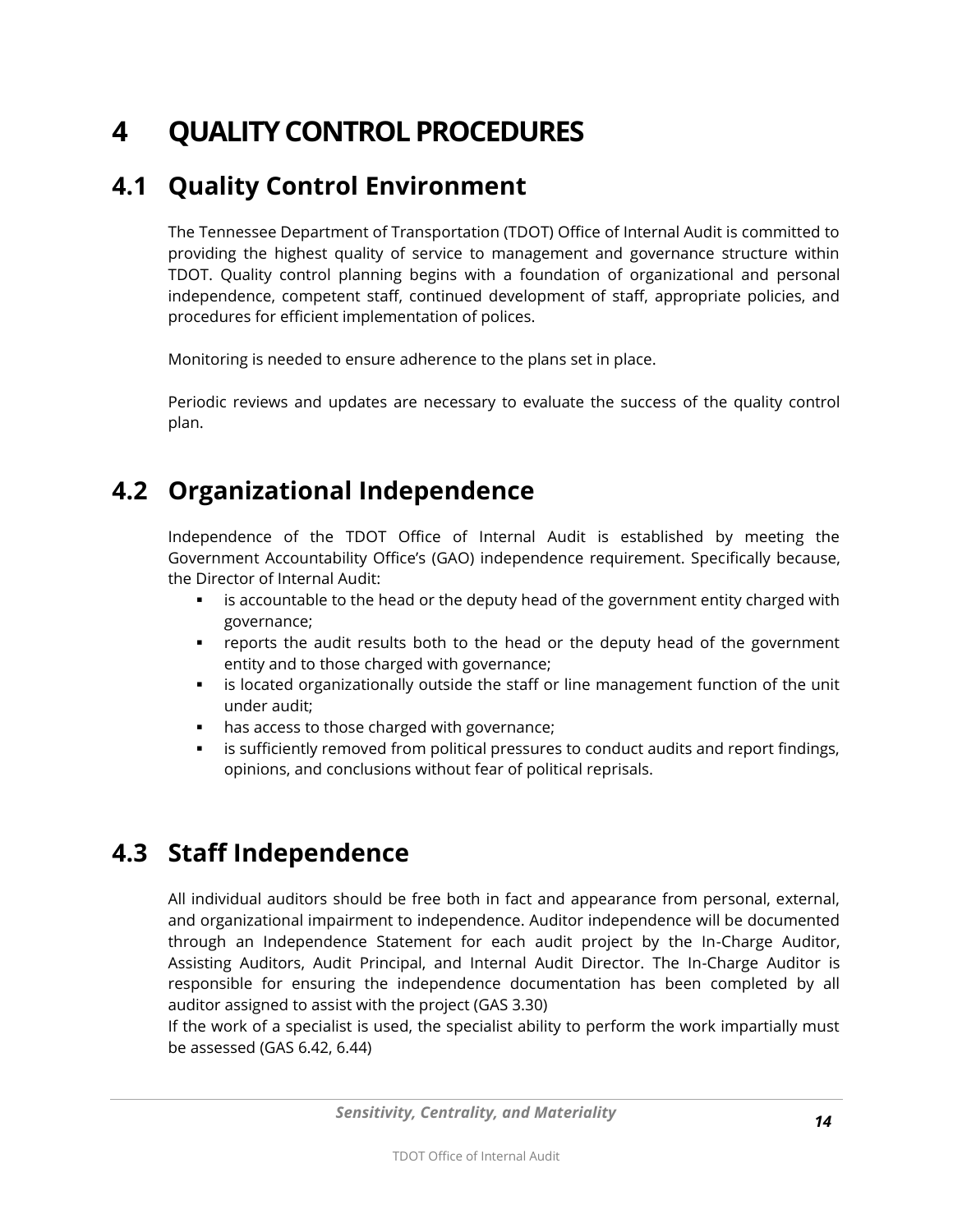# 4 QUALITY CONTROL PROCEDURES

## 4.1 Quality Control Environment

The Tennessee Department of Transportation (TDOT) Office of Internal Audit is committed to providing the highest quality of service to management and governance structure within TDOT. Quality control planning begins with a foundation of organizational and personal independence, competent staff, continued development of staff, appropriate policies, and procedures for efficient implementation of polices.

Monitoring is needed to ensure adherence to the plans set in place.

Periodic reviews and updates are necessary to evaluate the success of the quality control plan.

## 4.2 Organizational Independence

Independence of the TDOT Office of Internal Audit is established by meeting the Government Accountability Office's (GAO) independence requirement. Specifically because, the Director of Internal Audit:

- is accountable to the head or the deputy head of the government entity charged with governance;
- reports the audit results both to the head or the deputy head of the government entity and to those charged with governance;
- is located organizationally outside the staff or line management function of the unit under audit;
- has access to those charged with governance;
- is sufficiently removed from political pressures to conduct audits and report findings, opinions, and conclusions without fear of political reprisals.

## 4.3 Staff Independence

All individual auditors should be free both in fact and appearance from personal, external, and organizational impairment to independence. Auditor independence will be documented through an Independence Statement for each audit project by the In-Charge Auditor, Assisting Auditors, Audit Principal, and Internal Audit Director. The In-Charge Auditor is responsible for ensuring the independence documentation has been completed by all auditor assigned to assist with the project (GAS 3.30)

If the work of a specialist is used, the specialist ability to perform the work impartially must be assessed (GAS 6.42, 6.44)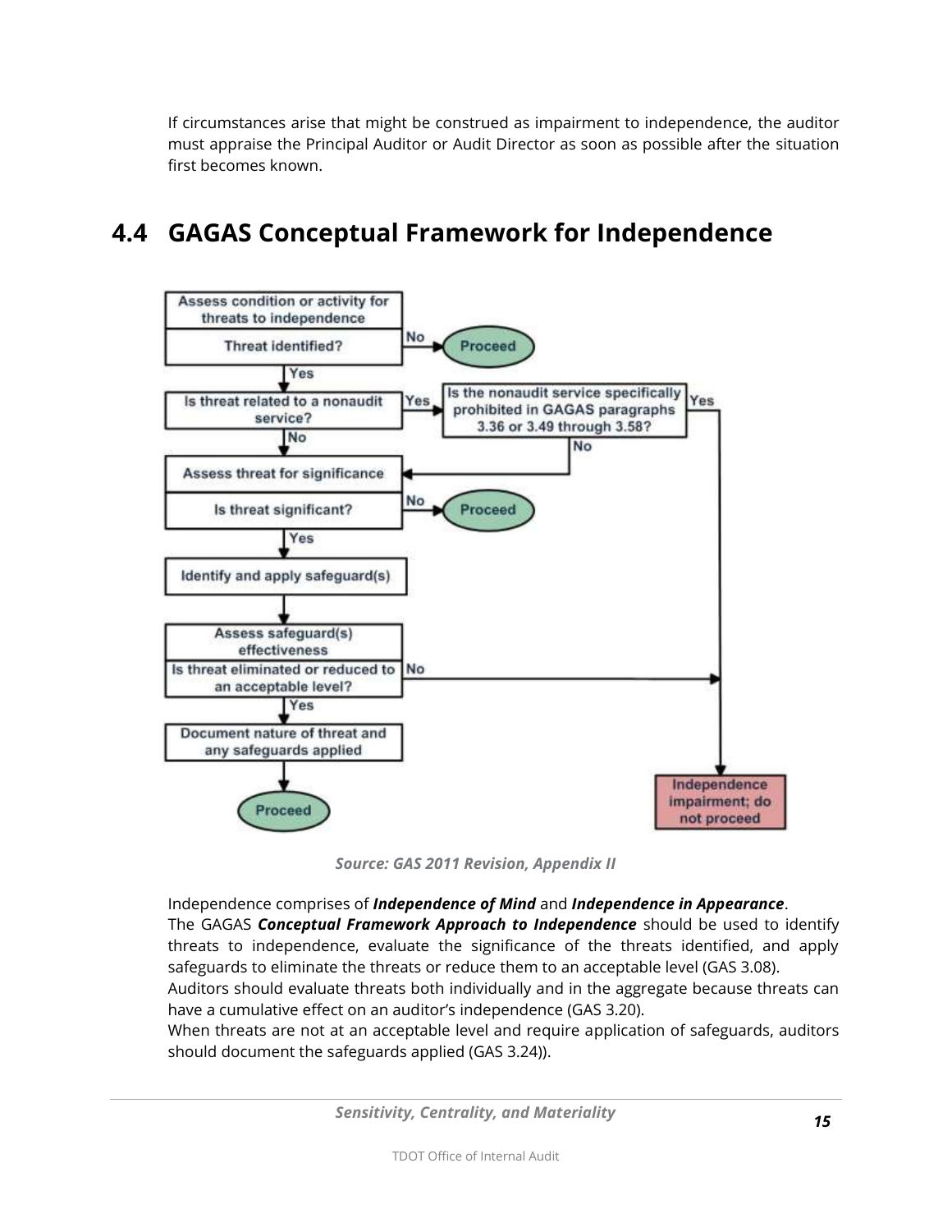If circumstances arise that might be construed as impairment to independence, the auditor must appraise the Principal Auditor or Audit Director as soon as possible after the situation first becomes known.

## 4.4 GAGAS Conceptual Framework for Independence

***Source: GAS 2011 Revision, Appendix II***

Independence comprises of ***Independence of Mind*** and ***Independence in Appearance***.
The GAGAS ***Conceptual Framework Approach to Independence*** should be used to identify threats to independence, evaluate the significance of the threats identified, and apply safeguards to eliminate the threats or reduce them to an acceptable level (GAS 3.08).
Auditors should evaluate threats both individually and in the aggregate because threats can have a cumulative effect on an auditor's independence (GAS 3.20).
When threats are not at an acceptable level and require application of safeguards, auditors should document the safeguards applied (GAS 3.24)).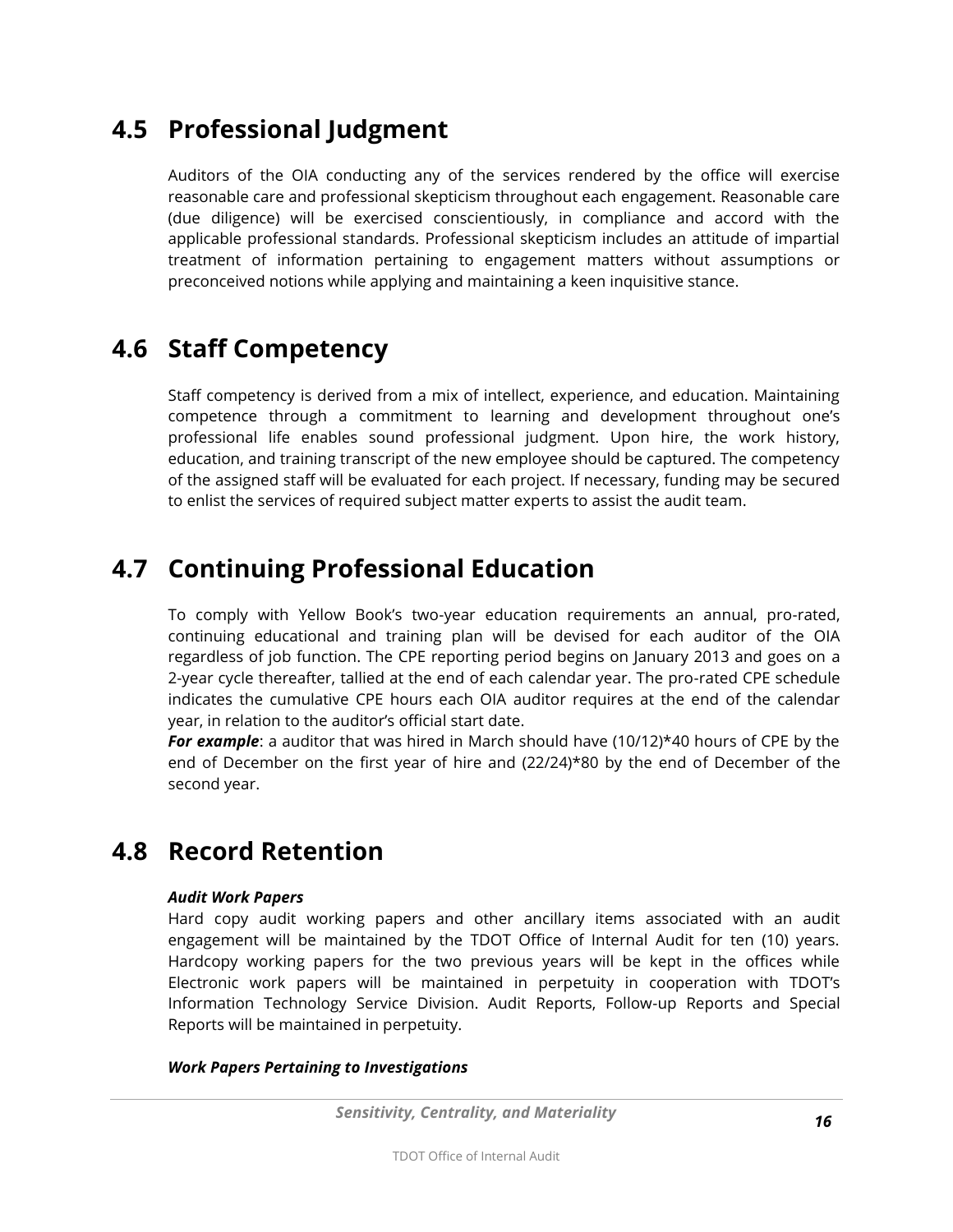## 4.5 Professional Judgment

Auditors of the OIA conducting any of the services rendered by the office will exercise reasonable care and professional skepticism throughout each engagement. Reasonable care (due diligence) will be exercised conscientiously, in compliance and accord with the applicable professional standards. Professional skepticism includes an attitude of impartial treatment of information pertaining to engagement matters without assumptions or preconceived notions while applying and maintaining a keen inquisitive stance.

## 4.6 Staff Competency

Staff competency is derived from a mix of intellect, experience, and education. Maintaining competence through a commitment to learning and development throughout one's professional life enables sound professional judgment. Upon hire, the work history, education, and training transcript of the new employee should be captured. The competency of the assigned staff will be evaluated for each project. If necessary, funding may be secured to enlist the services of required subject matter experts to assist the audit team.

## 4.7 Continuing Professional Education

To comply with Yellow Book's two-year education requirements an annual, pro-rated, continuing educational and training plan will be devised for each auditor of the OIA regardless of job function. The CPE reporting period begins on January 2013 and goes on a 2-year cycle thereafter, tallied at the end of each calendar year. The pro-rated CPE schedule indicates the cumulative CPE hours each OIA auditor requires at the end of the calendar year, in relation to the auditor's official start date.

***For example***: a auditor that was hired in March should have (10/12)*40 hours of CPE by the end of December on the first year of hire and (22/24)*80 by the end of December of the second year.

## 4.8 Record Retention

***Audit Work Papers***

Hard copy audit working papers and other ancillary items associated with an audit engagement will be maintained by the TDOT Office of Internal Audit for ten (10) years. Hardcopy working papers for the two previous years will be kept in the offices while Electronic work papers will be maintained in perpetuity in cooperation with TDOT's Information Technology Service Division. Audit Reports, Follow-up Reports and Special Reports will be maintained in perpetuity.

***Work Papers Pertaining to Investigations***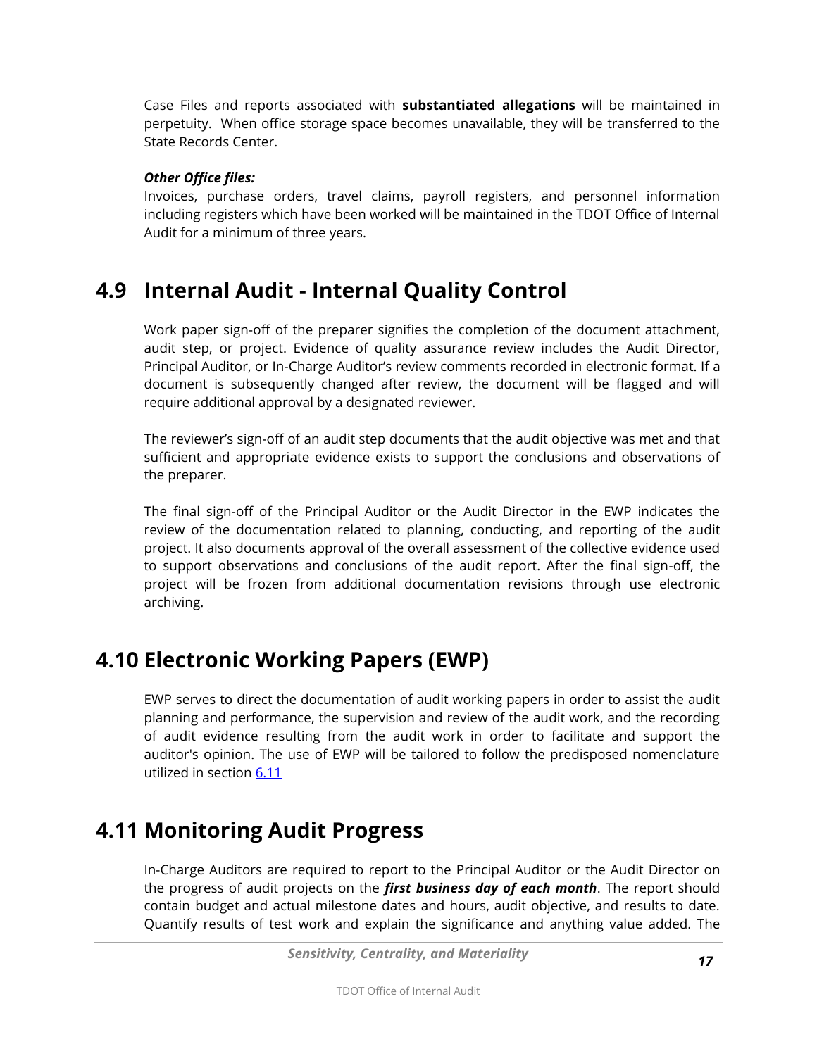Case Files and reports associated with **substantiated allegations** will be maintained in perpetuity. When office storage space becomes unavailable, they will be transferred to the State Records Center.

***Other Office files:***
Invoices, purchase orders, travel claims, payroll registers, and personnel information including registers which have been worked will be maintained in the TDOT Office of Internal Audit for a minimum of three years.

## 4.9 Internal Audit - Internal Quality Control

Work paper sign-off of the preparer signifies the completion of the document attachment, audit step, or project. Evidence of quality assurance review includes the Audit Director, Principal Auditor, or In-Charge Auditor's review comments recorded in electronic format. If a document is subsequently changed after review, the document will be flagged and will require additional approval by a designated reviewer.

The reviewer's sign-off of an audit step documents that the audit objective was met and that sufficient and appropriate evidence exists to support the conclusions and observations of the preparer.

The final sign-off of the Principal Auditor or the Audit Director in the EWP indicates the review of the documentation related to planning, conducting, and reporting of the audit project. It also documents approval of the overall assessment of the collective evidence used to support observations and conclusions of the audit report. After the final sign-off, the project will be frozen from additional documentation revisions through use electronic archiving.

## 4.10 Electronic Working Papers (EWP)

EWP serves to direct the documentation of audit working papers in order to assist the audit planning and performance, the supervision and review of the audit work, and the recording of audit evidence resulting from the audit work in order to facilitate and support the auditor's opinion. The use of EWP will be tailored to follow the predisposed nomenclature utilized in section 6.11

## 4.11 Monitoring Audit Progress

In-Charge Auditors are required to report to the Principal Auditor or the Audit Director on the progress of audit projects on the ***first business day of each month***. The report should contain budget and actual milestone dates and hours, audit objective, and results to date. Quantify results of test work and explain the significance and anything value added. The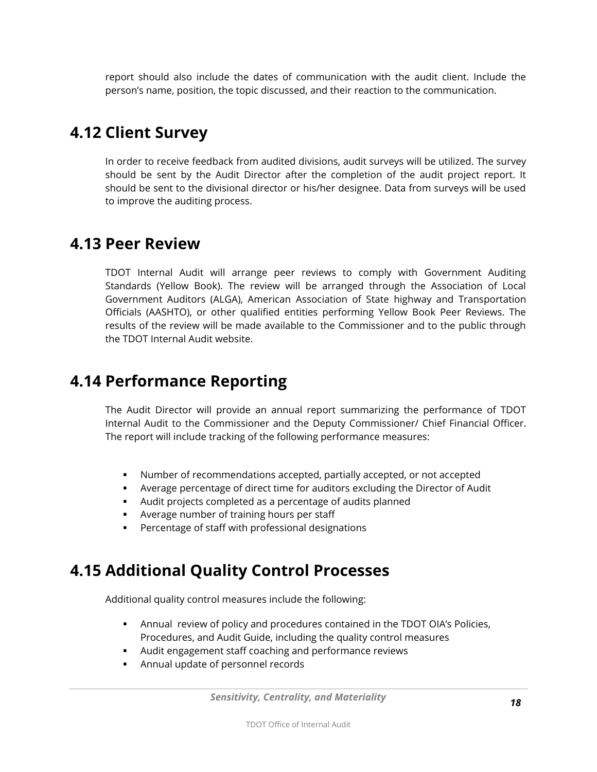report should also include the dates of communication with the audit client. Include the person's name, position, the topic discussed, and their reaction to the communication.

## 4.12 Client Survey

In order to receive feedback from audited divisions, audit surveys will be utilized. The survey should be sent by the Audit Director after the completion of the audit project report. It should be sent to the divisional director or his/her designee. Data from surveys will be used to improve the auditing process.

## 4.13 Peer Review

TDOT Internal Audit will arrange peer reviews to comply with Government Auditing Standards (Yellow Book). The review will be arranged through the Association of Local Government Auditors (ALGA), American Association of State highway and Transportation Officials (AASHTO), or other qualified entities performing Yellow Book Peer Reviews. The results of the review will be made available to the Commissioner and to the public through the TDOT Internal Audit website.

## 4.14 Performance Reporting

The Audit Director will provide an annual report summarizing the performance of TDOT Internal Audit to the Commissioner and the Deputy Commissioner/ Chief Financial Officer. The report will include tracking of the following performance measures:

- Number of recommendations accepted, partially accepted, or not accepted
- Average percentage of direct time for auditors excluding the Director of Audit
- Audit projects completed as a percentage of audits planned
- Average number of training hours per staff
- Percentage of staff with professional designations

## 4.15 Additional Quality Control Processes

Additional quality control measures include the following:

- Annual review of policy and procedures contained in the TDOT OIA's Policies, Procedures, and Audit Guide, including the quality control measures
- Audit engagement staff coaching and performance reviews
- Annual update of personnel records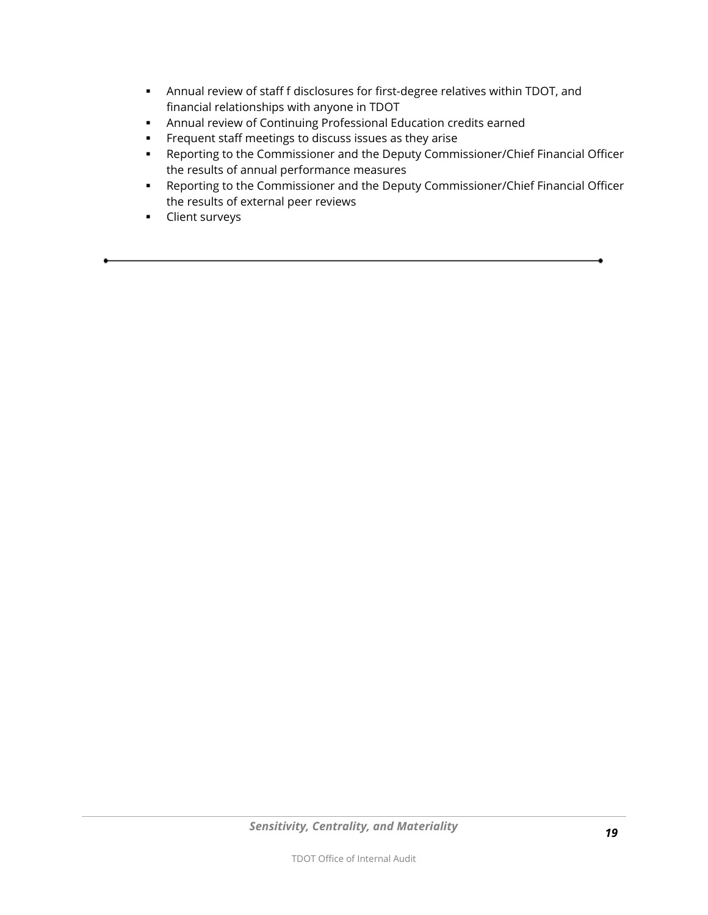- Annual review of staff f disclosures for first-degree relatives within TDOT, and financial relationships with anyone in TDOT
- Annual review of Continuing Professional Education credits earned
- Frequent staff meetings to discuss issues as they arise
- Reporting to the Commissioner and the Deputy Commissioner/Chief Financial Officer the results of annual performance measures
- Reporting to the Commissioner and the Deputy Commissioner/Chief Financial Officer the results of external peer reviews
- Client surveys

---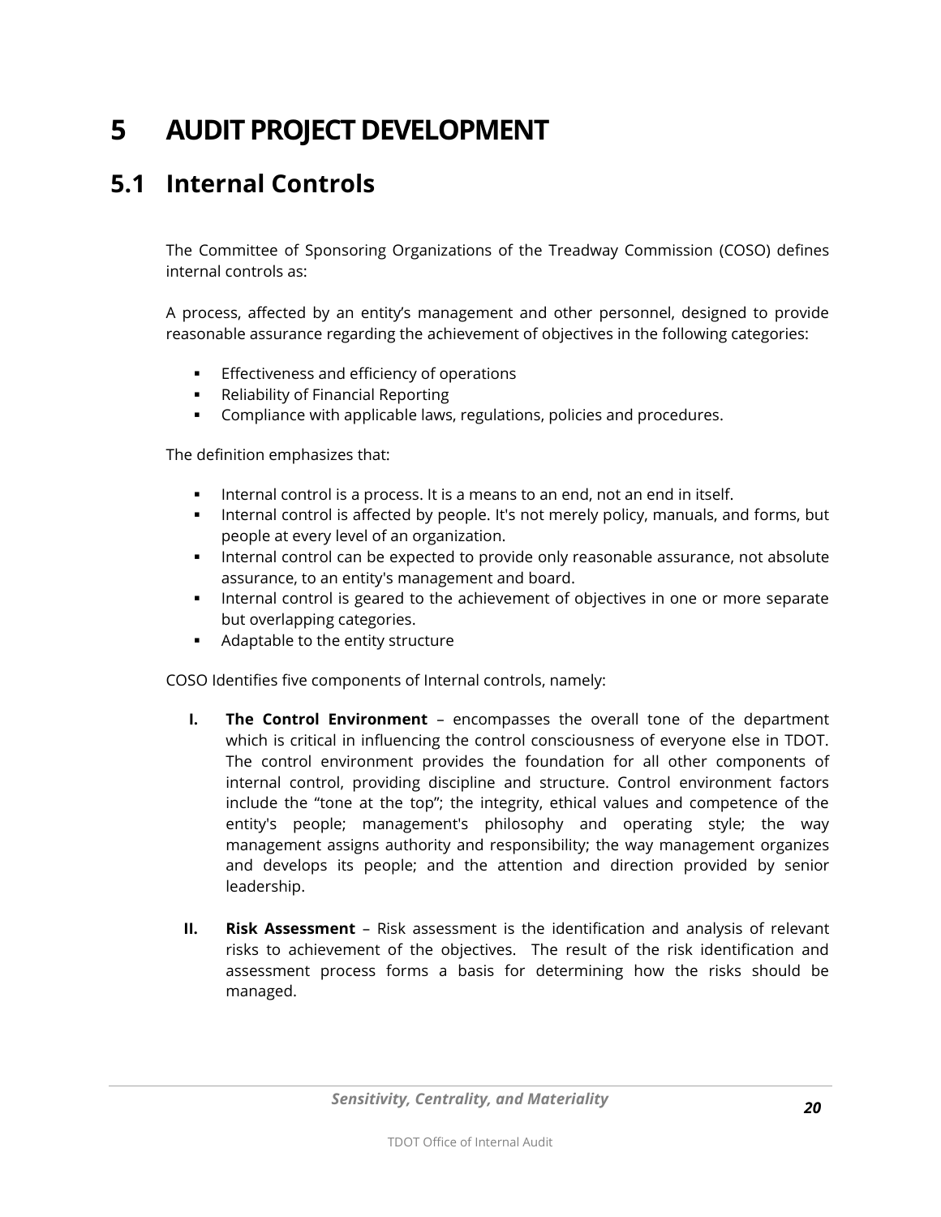# 5 AUDIT PROJECT DEVELOPMENT

## 5.1 Internal Controls

The Committee of Sponsoring Organizations of the Treadway Commission (COSO) defines internal controls as:

A process, affected by an entity's management and other personnel, designed to provide reasonable assurance regarding the achievement of objectives in the following categories:

- Effectiveness and efficiency of operations
- Reliability of Financial Reporting
- Compliance with applicable laws, regulations, policies and procedures.

The definition emphasizes that:

- Internal control is a process. It is a means to an end, not an end in itself.
- Internal control is affected by people. It's not merely policy, manuals, and forms, but people at every level of an organization.
- Internal control can be expected to provide only reasonable assurance, not absolute assurance, to an entity's management and board.
- Internal control is geared to the achievement of objectives in one or more separate but overlapping categories.
- Adaptable to the entity structure

COSO Identifies five components of Internal controls, namely:

I. **The Control Environment** – encompasses the overall tone of the department which is critical in influencing the control consciousness of everyone else in TDOT. The control environment provides the foundation for all other components of internal control, providing discipline and structure. Control environment factors include the "tone at the top"; the integrity, ethical values and competence of the entity's people; management's philosophy and operating style; the way management assigns authority and responsibility; the way management organizes and develops its people; and the attention and direction provided by senior leadership.

II. **Risk Assessment** – Risk assessment is the identification and analysis of relevant risks to achievement of the objectives. The result of the risk identification and assessment process forms a basis for determining how the risks should be managed.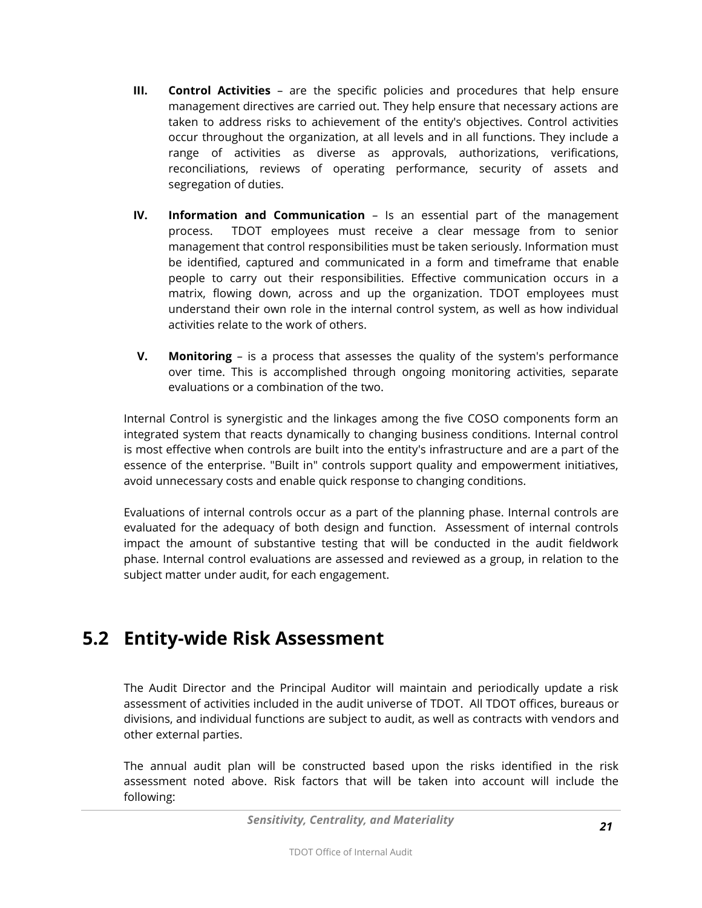III. **Control Activities** – are the specific policies and procedures that help ensure management directives are carried out. They help ensure that necessary actions are taken to address risks to achievement of the entity's objectives. Control activities occur throughout the organization, at all levels and in all functions. They include a range of activities as diverse as approvals, authorizations, verifications, reconciliations, reviews of operating performance, security of assets and segregation of duties.

IV. **Information and Communication** – Is an essential part of the management process. TDOT employees must receive a clear message from to senior management that control responsibilities must be taken seriously. Information must be identified, captured and communicated in a form and timeframe that enable people to carry out their responsibilities. Effective communication occurs in a matrix, flowing down, across and up the organization. TDOT employees must understand their own role in the internal control system, as well as how individual activities relate to the work of others.

V. **Monitoring** – is a process that assesses the quality of the system's performance over time. This is accomplished through ongoing monitoring activities, separate evaluations or a combination of the two.

Internal Control is synergistic and the linkages among the five COSO components form an integrated system that reacts dynamically to changing business conditions. Internal control is most effective when controls are built into the entity's infrastructure and are a part of the essence of the enterprise. "Built in" controls support quality and empowerment initiatives, avoid unnecessary costs and enable quick response to changing conditions.

Evaluations of internal controls occur as a part of the planning phase. Internal controls are evaluated for the adequacy of both design and function. Assessment of internal controls impact the amount of substantive testing that will be conducted in the audit fieldwork phase. Internal control evaluations are assessed and reviewed as a group, in relation to the subject matter under audit, for each engagement.

## 5.2 Entity-wide Risk Assessment

The Audit Director and the Principal Auditor will maintain and periodically update a risk assessment of activities included in the audit universe of TDOT. All TDOT offices, bureaus or divisions, and individual functions are subject to audit, as well as contracts with vendors and other external parties.

The annual audit plan will be constructed based upon the risks identified in the risk assessment noted above. Risk factors that will be taken into account will include the following:

***Sensitivity, Centrality, and Materiality***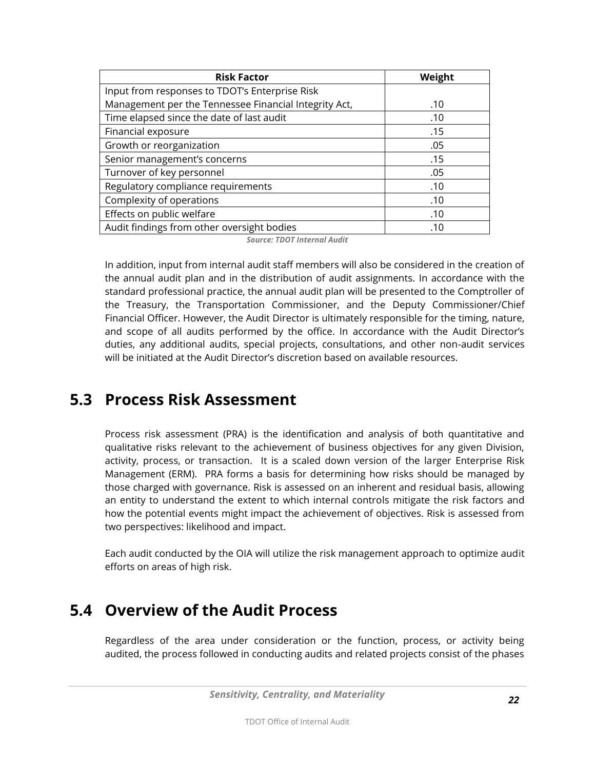| Risk Factor | Weight |
| --- | --- |
| Input from responses to TDOT's Enterprise Risk Management per the Tennessee Financial Integrity Act, | .10 |
| Time elapsed since the date of last audit | .10 |
| Financial exposure | .15 |
| Growth or reorganization | .05 |
| Senior management's concerns | .15 |
| Turnover of key personnel | .05 |
| Regulatory compliance requirements | .10 |
| Complexity of operations | .10 |
| Effects on public welfare | .10 |
| Audit findings from other oversight bodies | .10 |

***Source: TDOT Internal Audit***

In addition, input from internal audit staff members will also be considered in the creation of the annual audit plan and in the distribution of audit assignments. In accordance with the standard professional practice, the annual audit plan will be presented to the Comptroller of the Treasury, the Transportation Commissioner, and the Deputy Commissioner/Chief Financial Officer. However, the Audit Director is ultimately responsible for the timing, nature, and scope of all audits performed by the office. In accordance with the Audit Director's duties, any additional audits, special projects, consultations, and other non-audit services will be initiated at the Audit Director's discretion based on available resources.

## 5.3 Process Risk Assessment

Process risk assessment (PRA) is the identification and analysis of both quantitative and qualitative risks relevant to the achievement of business objectives for any given Division, activity, process, or transaction. It is a scaled down version of the larger Enterprise Risk Management (ERM). PRA forms a basis for determining how risks should be managed by those charged with governance. Risk is assessed on an inherent and residual basis, allowing an entity to understand the extent to which internal controls mitigate the risk factors and how the potential events might impact the achievement of objectives. Risk is assessed from two perspectives: likelihood and impact.

Each audit conducted by the OIA will utilize the risk management approach to optimize audit efforts on areas of high risk.

## 5.4 Overview of the Audit Process

Regardless of the area under consideration or the function, process, or activity being audited, the process followed in conducting audits and related projects consist of the phases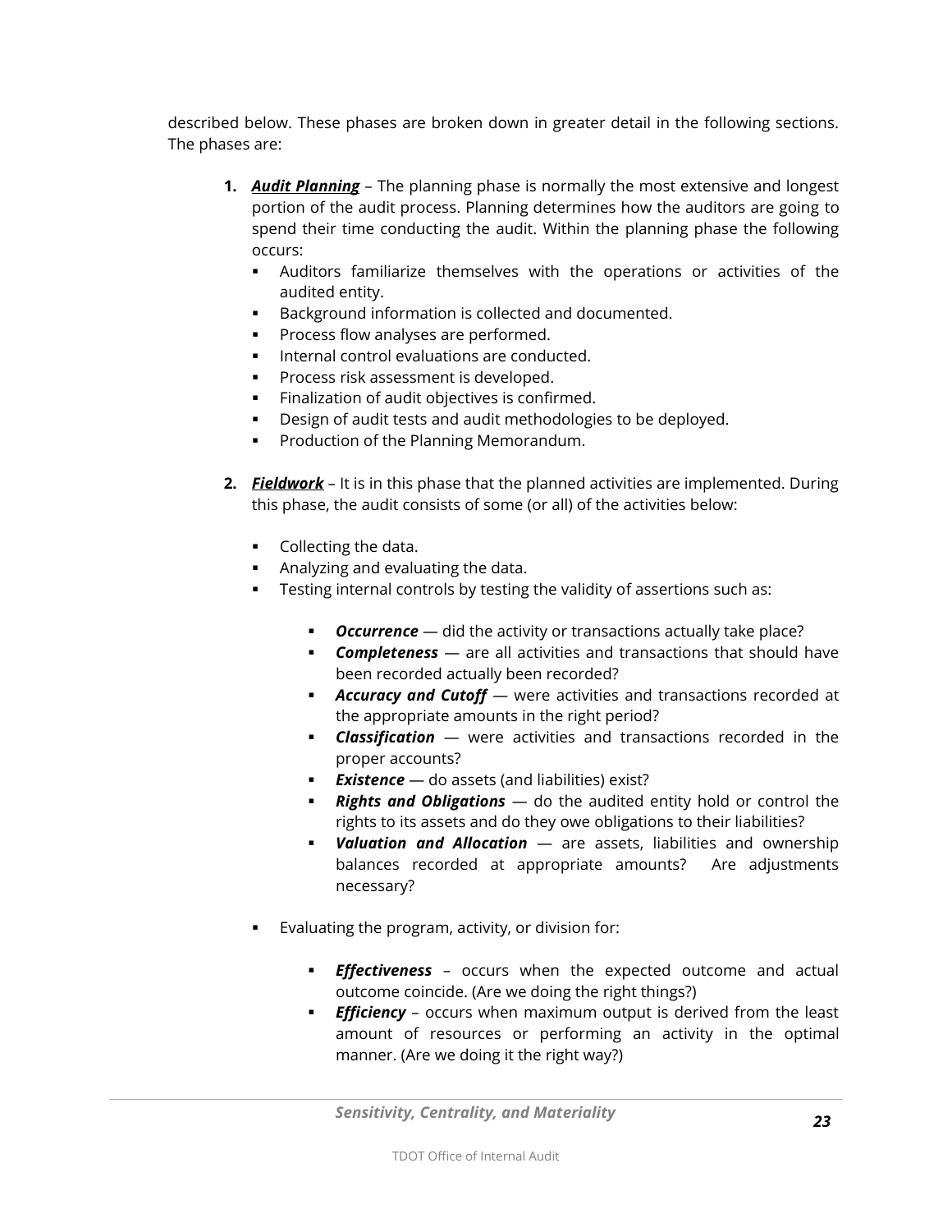described below. These phases are broken down in greater detail in the following sections. The phases are:

1. ***Audit Planning*** – The planning phase is normally the most extensive and longest portion of the audit process. Planning determines how the auditors are going to spend their time conducting the audit. Within the planning phase the following occurs:
   - Auditors familiarize themselves with the operations or activities of the audited entity.
   - Background information is collected and documented.
   - Process flow analyses are performed.
   - Internal control evaluations are conducted.
   - Process risk assessment is developed.
   - Finalization of audit objectives is confirmed.
   - Design of audit tests and audit methodologies to be deployed.
   - Production of the Planning Memorandum.

2. ***Fieldwork*** – It is in this phase that the planned activities are implemented. During this phase, the audit consists of some (or all) of the activities below:

   - Collecting the data.
   - Analyzing and evaluating the data.
   - Testing internal controls by testing the validity of assertions such as:

     - ***Occurrence*** — did the activity or transactions actually take place?
     - ***Completeness*** — are all activities and transactions that should have been recorded actually been recorded?
     - ***Accuracy and Cutoff*** — were activities and transactions recorded at the appropriate amounts in the right period?
     - ***Classification*** — were activities and transactions recorded in the proper accounts?
     - ***Existence*** — do assets (and liabilities) exist?
     - ***Rights and Obligations*** — do the audited entity hold or control the rights to its assets and do they owe obligations to their liabilities?
     - ***Valuation and Allocation*** — are assets, liabilities and ownership balances recorded at appropriate amounts? Are adjustments necessary?

   - Evaluating the program, activity, or division for:

     - ***Effectiveness*** – occurs when the expected outcome and actual outcome coincide. (Are we doing the right things?)
     - ***Efficiency*** – occurs when maximum output is derived from the least amount of resources or performing an activity in the optimal manner. (Are we doing it the right way?)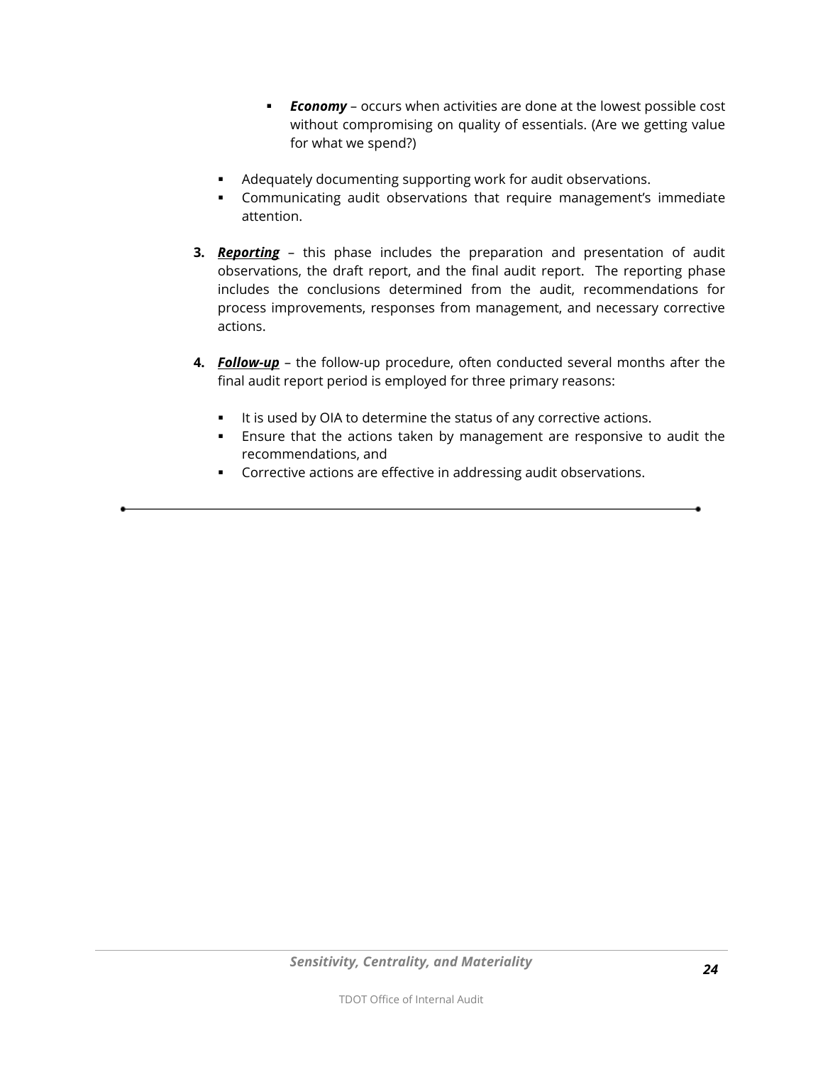- ***Economy*** – occurs when activities are done at the lowest possible cost without compromising on quality of essentials. (Are we getting value for what we spend?)

- Adequately documenting supporting work for audit observations.
- Communicating audit observations that require management's immediate attention.

3. ***Reporting*** – this phase includes the preparation and presentation of audit observations, the draft report, and the final audit report. The reporting phase includes the conclusions determined from the audit, recommendations for process improvements, responses from management, and necessary corrective actions.

4. ***Follow-up*** – the follow-up procedure, often conducted several months after the final audit report period is employed for three primary reasons:

   - It is used by OIA to determine the status of any corrective actions.
   - Ensure that the actions taken by management are responsive to audit the recommendations, and
   - Corrective actions are effective in addressing audit observations.

---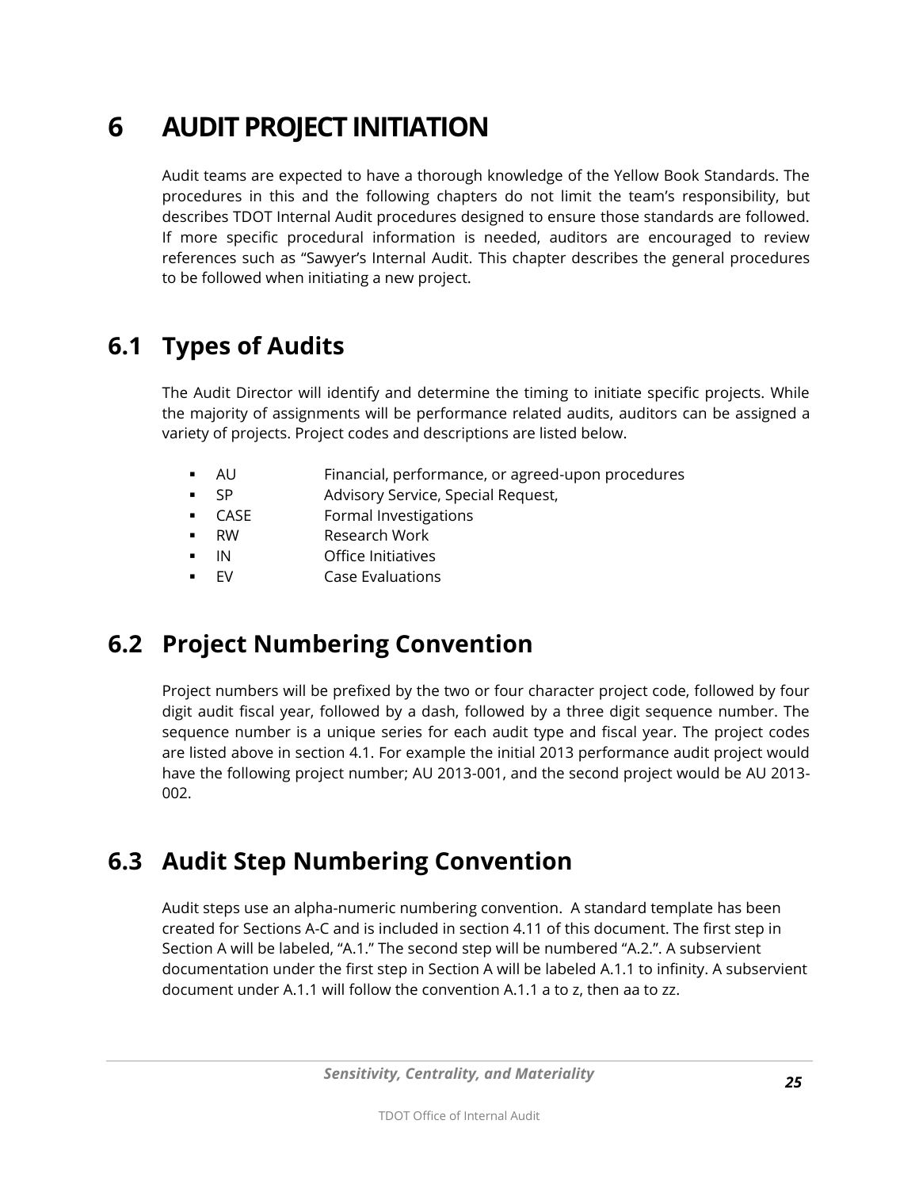# 6 AUDIT PROJECT INITIATION

Audit teams are expected to have a thorough knowledge of the Yellow Book Standards. The procedures in this and the following chapters do not limit the team's responsibility, but describes TDOT Internal Audit procedures designed to ensure those standards are followed. If more specific procedural information is needed, auditors are encouraged to review references such as "Sawyer's Internal Audit. This chapter describes the general procedures to be followed when initiating a new project.

## 6.1 Types of Audits

The Audit Director will identify and determine the timing to initiate specific projects. While the majority of assignments will be performance related audits, auditors can be assigned a variety of projects. Project codes and descriptions are listed below.

- AU Financial, performance, or agreed-upon procedures
- SP Advisory Service, Special Request,
- CASE Formal Investigations
- RW Research Work
- IN Office Initiatives
- EV Case Evaluations

## 6.2 Project Numbering Convention

Project numbers will be prefixed by the two or four character project code, followed by four digit audit fiscal year, followed by a dash, followed by a three digit sequence number. The sequence number is a unique series for each audit type and fiscal year. The project codes are listed above in section 4.1. For example the initial 2013 performance audit project would have the following project number; AU 2013-001, and the second project would be AU 2013-002.

## 6.3 Audit Step Numbering Convention

Audit steps use an alpha-numeric numbering convention. A standard template has been created for Sections A-C and is included in section 4.11 of this document. The first step in Section A will be labeled, "A.1." The second step will be numbered "A.2.". A subservient documentation under the first step in Section A will be labeled A.1.1 to infinity. A subservient document under A.1.1 will follow the convention A.1.1 a to z, then aa to zz.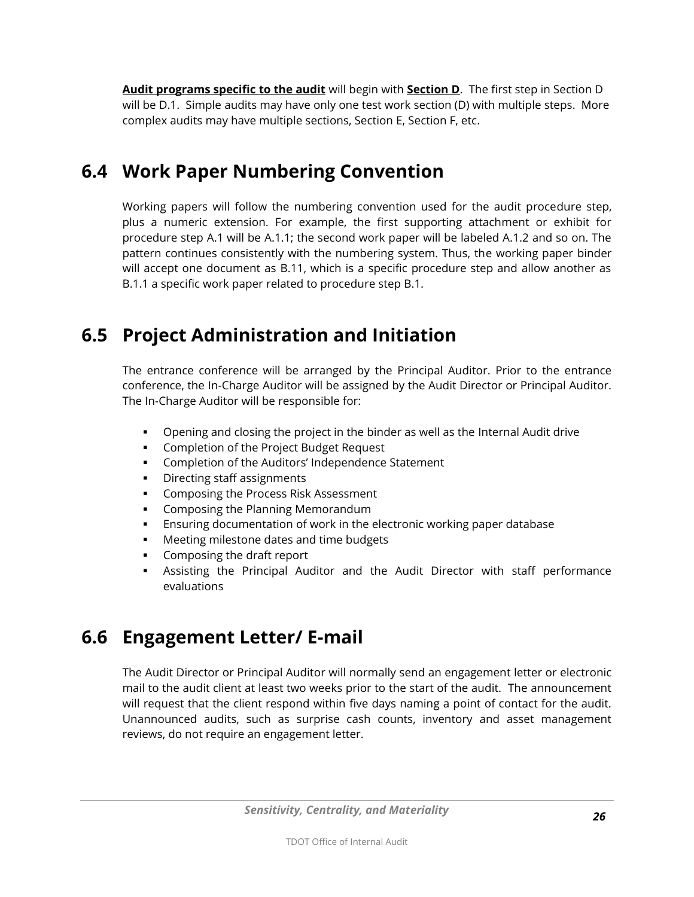**<u>Audit programs specific to the audit</u>** will begin with **<u>Section D</u>**. The first step in Section D will be D.1. Simple audits may have only one test work section (D) with multiple steps. More complex audits may have multiple sections, Section E, Section F, etc.

## 6.4 Work Paper Numbering Convention

Working papers will follow the numbering convention used for the audit procedure step, plus a numeric extension. For example, the first supporting attachment or exhibit for procedure step A.1 will be A.1.1; the second work paper will be labeled A.1.2 and so on. The pattern continues consistently with the numbering system. Thus, the working paper binder will accept one document as B.11, which is a specific procedure step and allow another as B.1.1 a specific work paper related to procedure step B.1.

## 6.5 Project Administration and Initiation

The entrance conference will be arranged by the Principal Auditor. Prior to the entrance conference, the In-Charge Auditor will be assigned by the Audit Director or Principal Auditor. The In-Charge Auditor will be responsible for:

- Opening and closing the project in the binder as well as the Internal Audit drive
- Completion of the Project Budget Request
- Completion of the Auditors' Independence Statement
- Directing staff assignments
- Composing the Process Risk Assessment
- Composing the Planning Memorandum
- Ensuring documentation of work in the electronic working paper database
- Meeting milestone dates and time budgets
- Composing the draft report
- Assisting the Principal Auditor and the Audit Director with staff performance evaluations

## 6.6 Engagement Letter/ E-mail

The Audit Director or Principal Auditor will normally send an engagement letter or electronic mail to the audit client at least two weeks prior to the start of the audit. The announcement will request that the client respond within five days naming a point of contact for the audit. Unannounced audits, such as surprise cash counts, inventory and asset management reviews, do not require an engagement letter.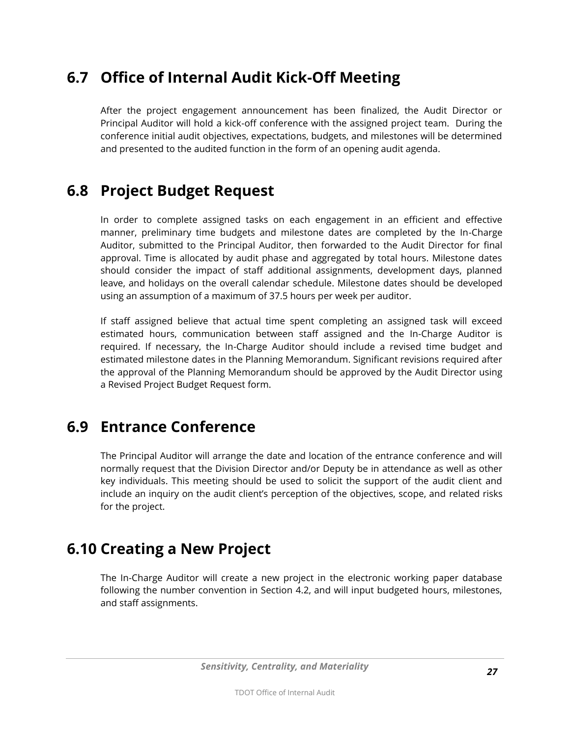## 6.7 Office of Internal Audit Kick-Off Meeting

After the project engagement announcement has been finalized, the Audit Director or Principal Auditor will hold a kick-off conference with the assigned project team. During the conference initial audit objectives, expectations, budgets, and milestones will be determined and presented to the audited function in the form of an opening audit agenda.

## 6.8 Project Budget Request

In order to complete assigned tasks on each engagement in an efficient and effective manner, preliminary time budgets and milestone dates are completed by the In-Charge Auditor, submitted to the Principal Auditor, then forwarded to the Audit Director for final approval. Time is allocated by audit phase and aggregated by total hours. Milestone dates should consider the impact of staff additional assignments, development days, planned leave, and holidays on the overall calendar schedule. Milestone dates should be developed using an assumption of a maximum of 37.5 hours per week per auditor.

If staff assigned believe that actual time spent completing an assigned task will exceed estimated hours, communication between staff assigned and the In-Charge Auditor is required. If necessary, the In-Charge Auditor should include a revised time budget and estimated milestone dates in the Planning Memorandum. Significant revisions required after the approval of the Planning Memorandum should be approved by the Audit Director using a Revised Project Budget Request form.

## 6.9 Entrance Conference

The Principal Auditor will arrange the date and location of the entrance conference and will normally request that the Division Director and/or Deputy be in attendance as well as other key individuals. This meeting should be used to solicit the support of the audit client and include an inquiry on the audit client's perception of the objectives, scope, and related risks for the project.

## 6.10 Creating a New Project

The In-Charge Auditor will create a new project in the electronic working paper database following the number convention in Section 4.2, and will input budgeted hours, milestones, and staff assignments.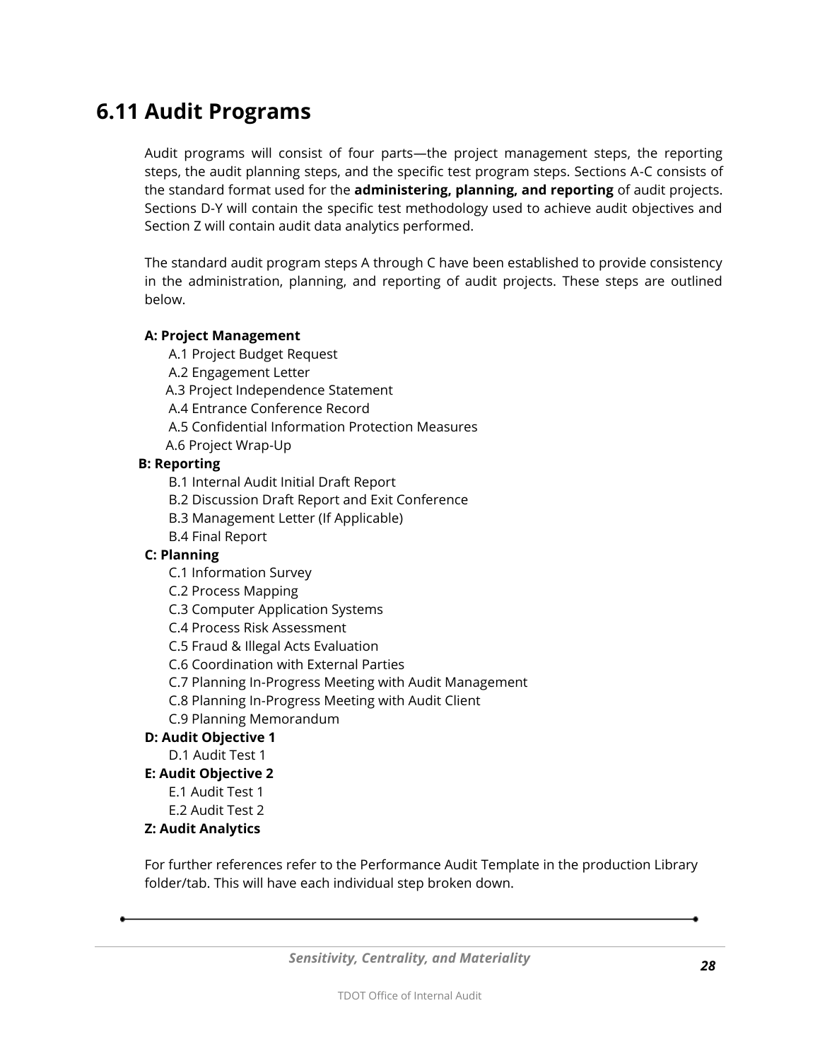## 6.11 Audit Programs

Audit programs will consist of four parts—the project management steps, the reporting steps, the audit planning steps, and the specific test program steps. Sections A-C consists of the standard format used for the **administering, planning, and reporting** of audit projects. Sections D-Y will contain the specific test methodology used to achieve audit objectives and Section Z will contain audit data analytics performed.

The standard audit program steps A through C have been established to provide consistency in the administration, planning, and reporting of audit projects. These steps are outlined below.

**A: Project Management**

- A.1 Project Budget Request
- A.2 Engagement Letter
- A.3 Project Independence Statement
- A.4 Entrance Conference Record
- A.5 Confidential Information Protection Measures
- A.6 Project Wrap-Up

**B: Reporting**

- B.1 Internal Audit Initial Draft Report
- B.2 Discussion Draft Report and Exit Conference
- B.3 Management Letter (If Applicable)
- B.4 Final Report

**C: Planning**

- C.1 Information Survey
- C.2 Process Mapping
- C.3 Computer Application Systems
- C.4 Process Risk Assessment
- C.5 Fraud & Illegal Acts Evaluation
- C.6 Coordination with External Parties
- C.7 Planning In-Progress Meeting with Audit Management
- C.8 Planning In-Progress Meeting with Audit Client
- C.9 Planning Memorandum

**D: Audit Objective 1**

- D.1 Audit Test 1

**E: Audit Objective 2**

- E.1 Audit Test 1
- E.2 Audit Test 2

**Z: Audit Analytics**

For further references refer to the Performance Audit Template in the production Library folder/tab. This will have each individual step broken down.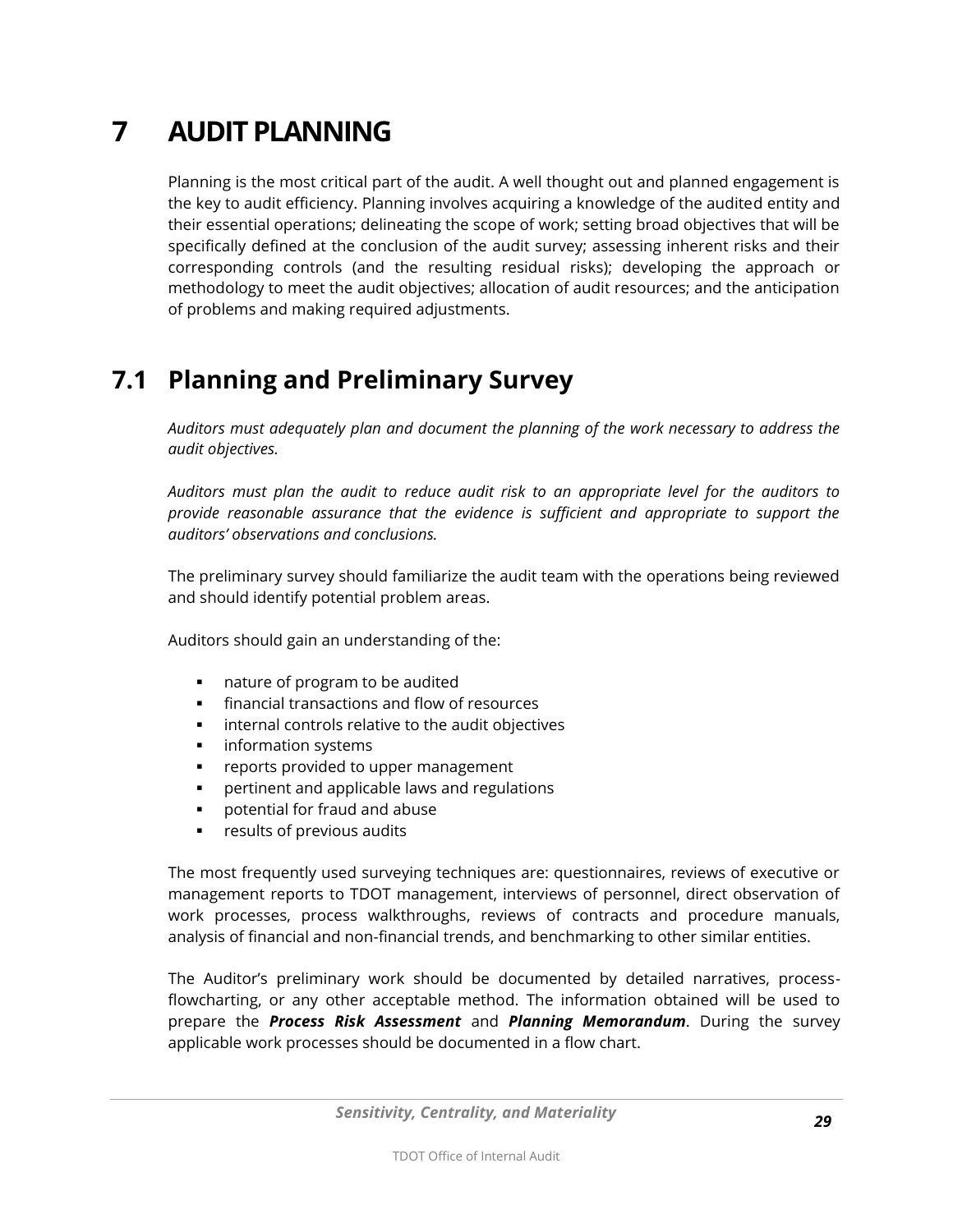# 7 AUDIT PLANNING

Planning is the most critical part of the audit. A well thought out and planned engagement is the key to audit efficiency. Planning involves acquiring a knowledge of the audited entity and their essential operations; delineating the scope of work; setting broad objectives that will be specifically defined at the conclusion of the audit survey; assessing inherent risks and their corresponding controls (and the resulting residual risks); developing the approach or methodology to meet the audit objectives; allocation of audit resources; and the anticipation of problems and making required adjustments.

## 7.1 Planning and Preliminary Survey

*Auditors must adequately plan and document the planning of the work necessary to address the audit objectives.*

*Auditors must plan the audit to reduce audit risk to an appropriate level for the auditors to provide reasonable assurance that the evidence is sufficient and appropriate to support the auditors' observations and conclusions.*

The preliminary survey should familiarize the audit team with the operations being reviewed and should identify potential problem areas.

Auditors should gain an understanding of the:

- nature of program to be audited
- financial transactions and flow of resources
- internal controls relative to the audit objectives
- information systems
- reports provided to upper management
- pertinent and applicable laws and regulations
- potential for fraud and abuse
- results of previous audits

The most frequently used surveying techniques are: questionnaires, reviews of executive or management reports to TDOT management, interviews of personnel, direct observation of work processes, process walkthroughs, reviews of contracts and procedure manuals, analysis of financial and non-financial trends, and benchmarking to other similar entities.

The Auditor's preliminary work should be documented by detailed narratives, process-flowcharting, or any other acceptable method. The information obtained will be used to prepare the ***Process Risk Assessment*** and ***Planning Memorandum***. During the survey applicable work processes should be documented in a flow chart.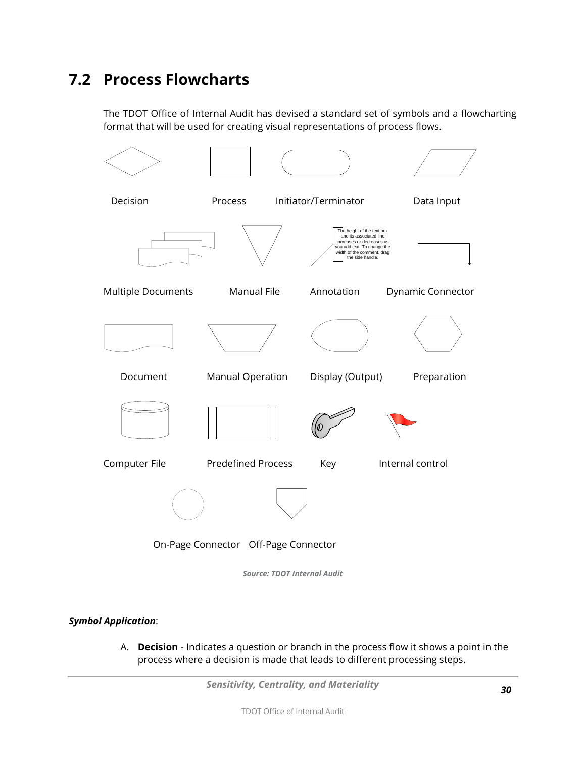## 7.2 Process Flowcharts

The TDOT Office of Internal Audit has devised a standard set of symbols and a flowcharting format that will be used for creating visual representations of process flows.

Decision | Process | Initiator/Terminator | Data Input

Multiple Documents | Manual File | Annotation | Dynamic Connector

Document | Manual Operation | Display (Output) | Preparation

Computer File | Predefined Process | Key | Internal control

On-Page Connector | Off-Page Connector

***Source: TDOT Internal Audit***

***Symbol Application***:

A. **Decision** - Indicates a question or branch in the process flow it shows a point in the process where a decision is made that leads to different processing steps.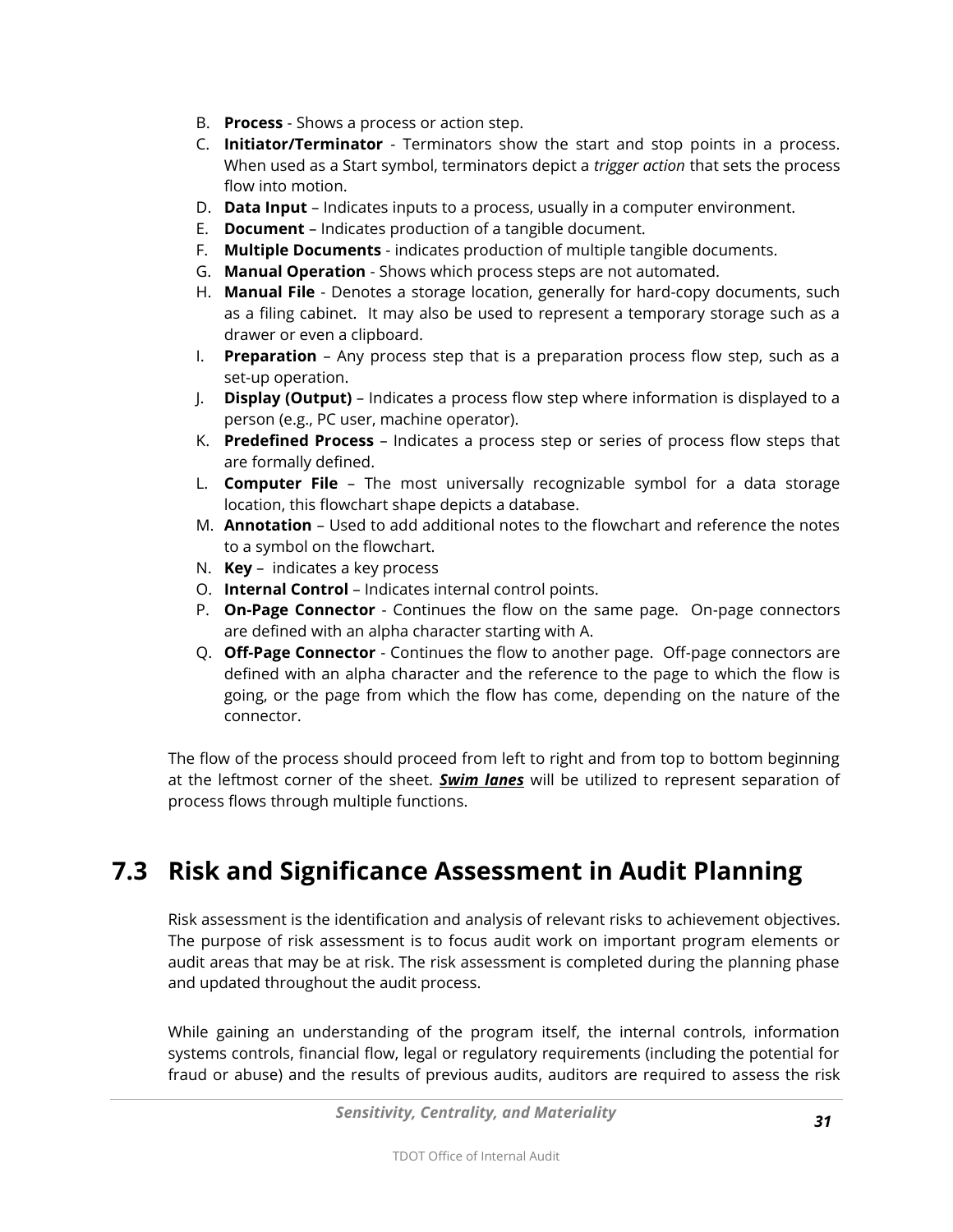B. **Process** - Shows a process or action step.
C. **Initiator/Terminator** - Terminators show the start and stop points in a process. When used as a Start symbol, terminators depict a *trigger action* that sets the process flow into motion.
D. **Data Input** – Indicates inputs to a process, usually in a computer environment.
E. **Document** – Indicates production of a tangible document.
F. **Multiple Documents** - indicates production of multiple tangible documents.
G. **Manual Operation** - Shows which process steps are not automated.
H. **Manual File** - Denotes a storage location, generally for hard-copy documents, such as a filing cabinet. It may also be used to represent a temporary storage such as a drawer or even a clipboard.
I. **Preparation** – Any process step that is a preparation process flow step, such as a set-up operation.
J. **Display (Output)** – Indicates a process flow step where information is displayed to a person (e.g., PC user, machine operator).
K. **Predefined Process** – Indicates a process step or series of process flow steps that are formally defined.
L. **Computer File** – The most universally recognizable symbol for a data storage location, this flowchart shape depicts a database.
M. **Annotation** – Used to add additional notes to the flowchart and reference the notes to a symbol on the flowchart.
N. **Key** – indicates a key process
O. **Internal Control** – Indicates internal control points.
P. **On-Page Connector** - Continues the flow on the same page. On-page connectors are defined with an alpha character starting with A.
Q. **Off-Page Connector** - Continues the flow to another page. Off-page connectors are defined with an alpha character and the reference to the page to which the flow is going, or the page from which the flow has come, depending on the nature of the connector.

The flow of the process should proceed from left to right and from top to bottom beginning at the leftmost corner of the sheet. ***Swim lanes*** will be utilized to represent separation of process flows through multiple functions.

## 7.3 Risk and Significance Assessment in Audit Planning

Risk assessment is the identification and analysis of relevant risks to achievement objectives. The purpose of risk assessment is to focus audit work on important program elements or audit areas that may be at risk. The risk assessment is completed during the planning phase and updated throughout the audit process.

While gaining an understanding of the program itself, the internal controls, information systems controls, financial flow, legal or regulatory requirements (including the potential for fraud or abuse) and the results of previous audits, auditors are required to assess the risk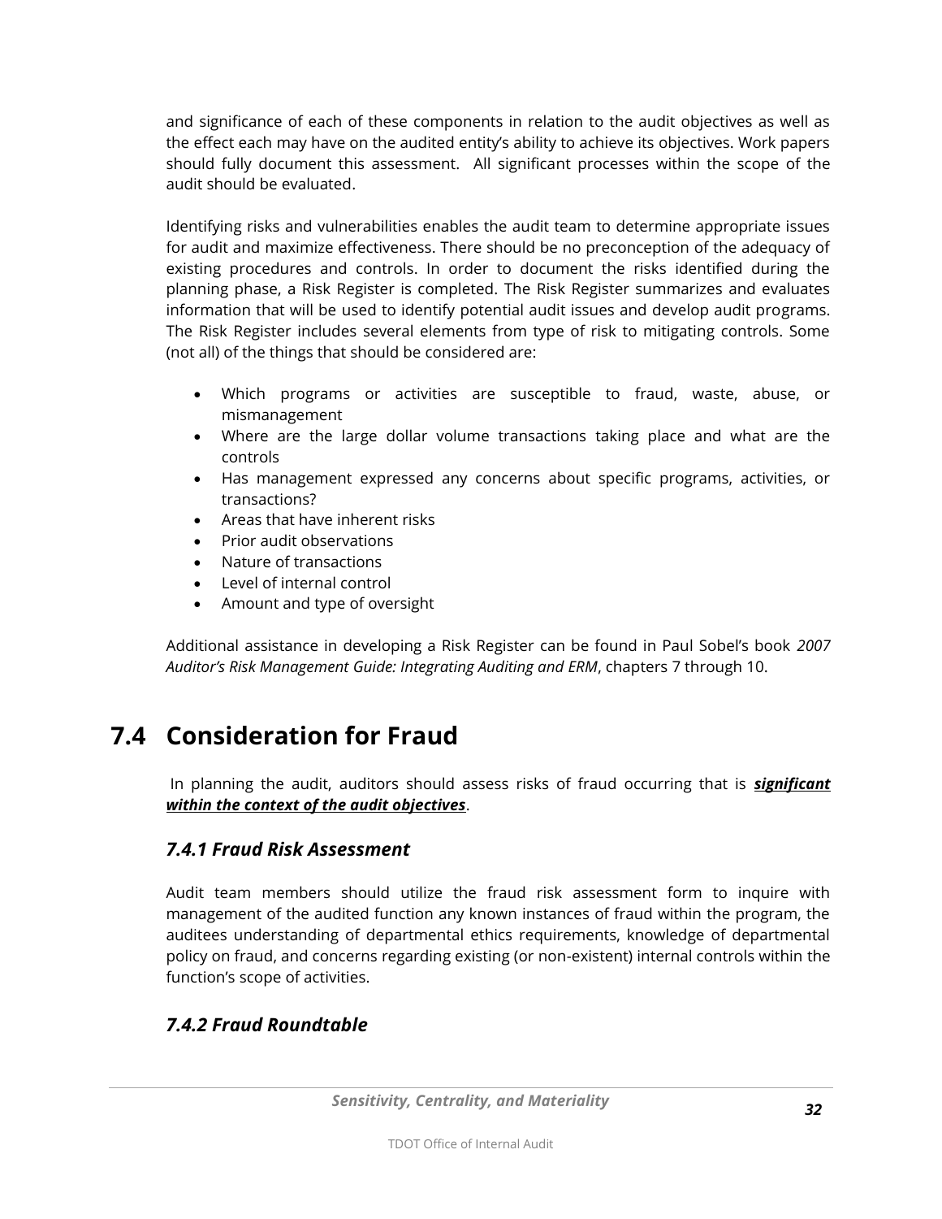and significance of each of these components in relation to the audit objectives as well as the effect each may have on the audited entity's ability to achieve its objectives. Work papers should fully document this assessment. All significant processes within the scope of the audit should be evaluated.

Identifying risks and vulnerabilities enables the audit team to determine appropriate issues for audit and maximize effectiveness. There should be no preconception of the adequacy of existing procedures and controls. In order to document the risks identified during the planning phase, a Risk Register is completed. The Risk Register summarizes and evaluates information that will be used to identify potential audit issues and develop audit programs. The Risk Register includes several elements from type of risk to mitigating controls. Some (not all) of the things that should be considered are:

- Which programs or activities are susceptible to fraud, waste, abuse, or mismanagement
- Where are the large dollar volume transactions taking place and what are the controls
- Has management expressed any concerns about specific programs, activities, or transactions?
- Areas that have inherent risks
- Prior audit observations
- Nature of transactions
- Level of internal control
- Amount and type of oversight

Additional assistance in developing a Risk Register can be found in Paul Sobel's book *2007 Auditor's Risk Management Guide: Integrating Auditing and ERM*, chapters 7 through 10.

## 7.4 Consideration for Fraud

In planning the audit, auditors should assess risks of fraud occurring that is ***significant within the context of the audit objectives***.

### *7.4.1 Fraud Risk Assessment*

Audit team members should utilize the fraud risk assessment form to inquire with management of the audited function any known instances of fraud within the program, the auditees understanding of departmental ethics requirements, knowledge of departmental policy on fraud, and concerns regarding existing (or non-existent) internal controls within the function's scope of activities.

### *7.4.2 Fraud Roundtable*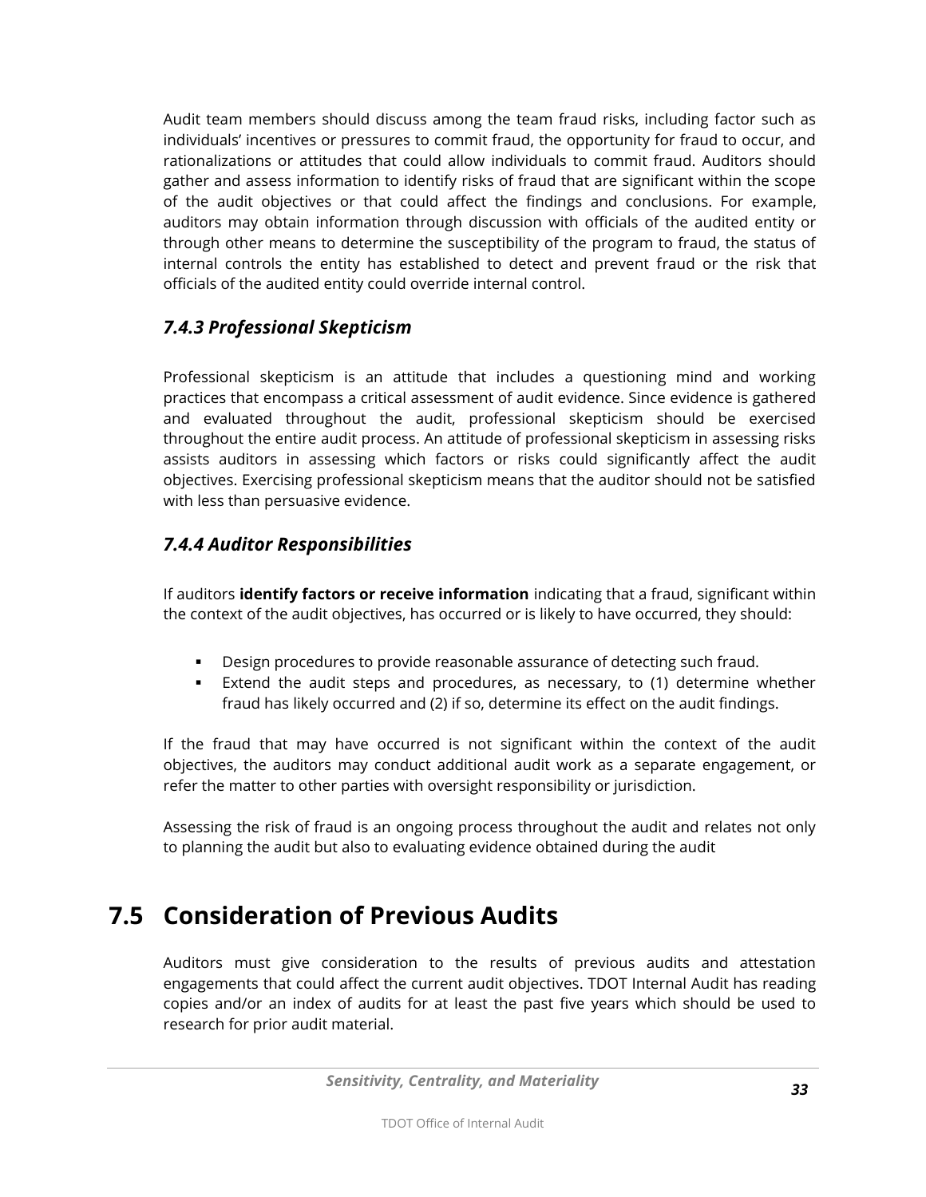Audit team members should discuss among the team fraud risks, including factor such as individuals' incentives or pressures to commit fraud, the opportunity for fraud to occur, and rationalizations or attitudes that could allow individuals to commit fraud. Auditors should gather and assess information to identify risks of fraud that are significant within the scope of the audit objectives or that could affect the findings and conclusions. For example, auditors may obtain information through discussion with officials of the audited entity or through other means to determine the susceptibility of the program to fraud, the status of internal controls the entity has established to detect and prevent fraud or the risk that officials of the audited entity could override internal control.

### *7.4.3 Professional Skepticism*

Professional skepticism is an attitude that includes a questioning mind and working practices that encompass a critical assessment of audit evidence. Since evidence is gathered and evaluated throughout the audit, professional skepticism should be exercised throughout the entire audit process. An attitude of professional skepticism in assessing risks assists auditors in assessing which factors or risks could significantly affect the audit objectives. Exercising professional skepticism means that the auditor should not be satisfied with less than persuasive evidence.

### *7.4.4 Auditor Responsibilities*

If auditors **identify factors or receive information** indicating that a fraud, significant within the context of the audit objectives, has occurred or is likely to have occurred, they should:

- Design procedures to provide reasonable assurance of detecting such fraud.
- Extend the audit steps and procedures, as necessary, to (1) determine whether fraud has likely occurred and (2) if so, determine its effect on the audit findings.

If the fraud that may have occurred is not significant within the context of the audit objectives, the auditors may conduct additional audit work as a separate engagement, or refer the matter to other parties with oversight responsibility or jurisdiction.

Assessing the risk of fraud is an ongoing process throughout the audit and relates not only to planning the audit but also to evaluating evidence obtained during the audit

## 7.5 Consideration of Previous Audits

Auditors must give consideration to the results of previous audits and attestation engagements that could affect the current audit objectives. TDOT Internal Audit has reading copies and/or an index of audits for at least the past five years which should be used to research for prior audit material.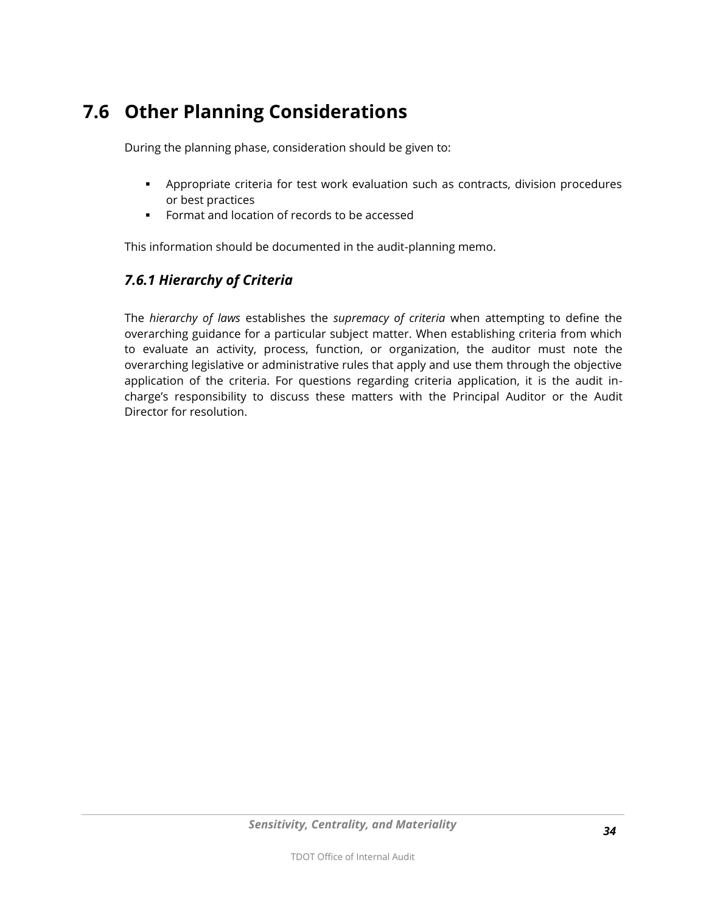## 7.6 Other Planning Considerations

During the planning phase, consideration should be given to:

- Appropriate criteria for test work evaluation such as contracts, division procedures or best practices
- Format and location of records to be accessed

This information should be documented in the audit-planning memo.

### *7.6.1 Hierarchy of Criteria*

The *hierarchy of laws* establishes the *supremacy of criteria* when attempting to define the overarching guidance for a particular subject matter. When establishing criteria from which to evaluate an activity, process, function, or organization, the auditor must note the overarching legislative or administrative rules that apply and use them through the objective application of the criteria. For questions regarding criteria application, it is the audit in-charge's responsibility to discuss these matters with the Principal Auditor or the Audit Director for resolution.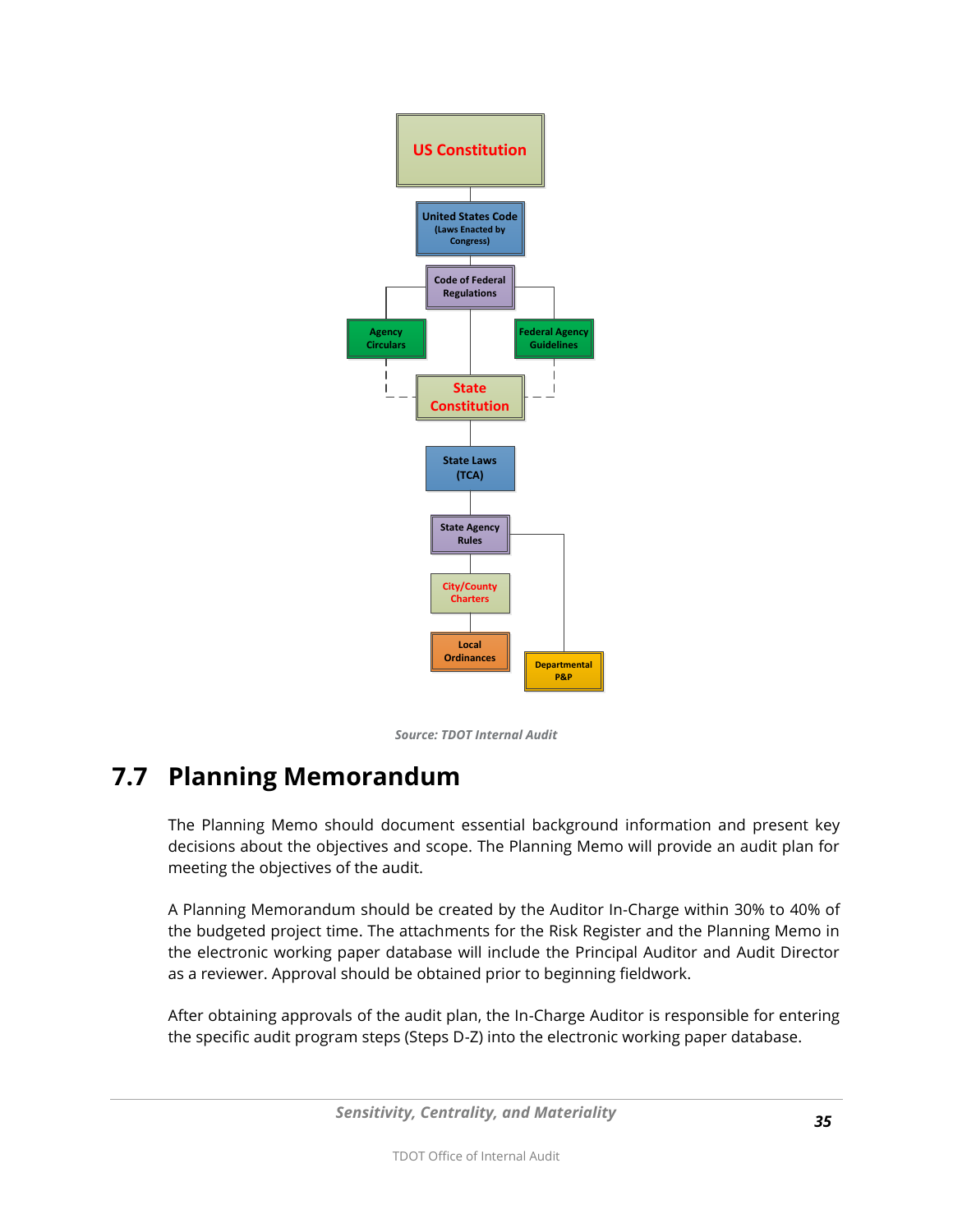US Constitution

United States Code (Laws Enacted by Congress)

Code of Federal Regulations

Agency Circulars

Federal Agency Guidelines

State Constitution

State Laws (TCA)

State Agency Rules

City/County Charters

Local Ordinances

Departmental P&P

*Source: TDOT Internal Audit*

## 7.7 Planning Memorandum

The Planning Memo should document essential background information and present key decisions about the objectives and scope. The Planning Memo will provide an audit plan for meeting the objectives of the audit.

A Planning Memorandum should be created by the Auditor In-Charge within 30% to 40% of the budgeted project time. The attachments for the Risk Register and the Planning Memo in the electronic working paper database will include the Principal Auditor and Audit Director as a reviewer. Approval should be obtained prior to beginning fieldwork.

After obtaining approvals of the audit plan, the In-Charge Auditor is responsible for entering the specific audit program steps (Steps D-Z) into the electronic working paper database.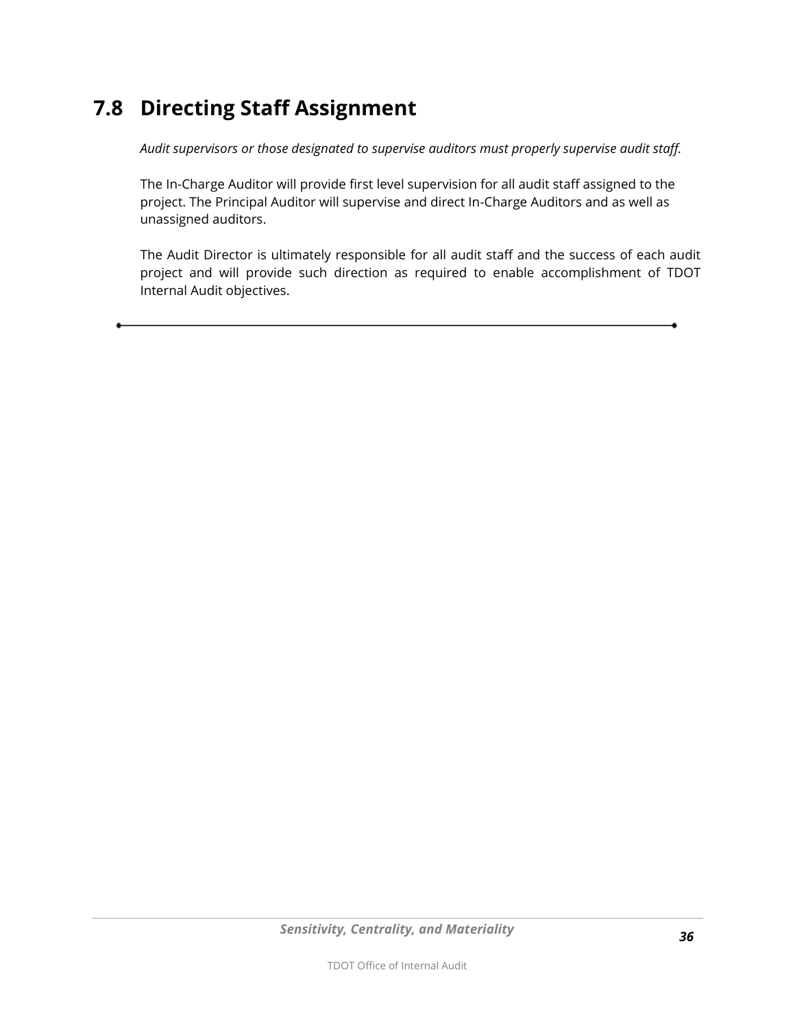## 7.8 Directing Staff Assignment

*Audit supervisors or those designated to supervise auditors must properly supervise audit staff.*

The In-Charge Auditor will provide first level supervision for all audit staff assigned to the project. The Principal Auditor will supervise and direct In-Charge Auditors and as well as unassigned auditors.

The Audit Director is ultimately responsible for all audit staff and the success of each audit project and will provide such direction as required to enable accomplishment of TDOT Internal Audit objectives.

---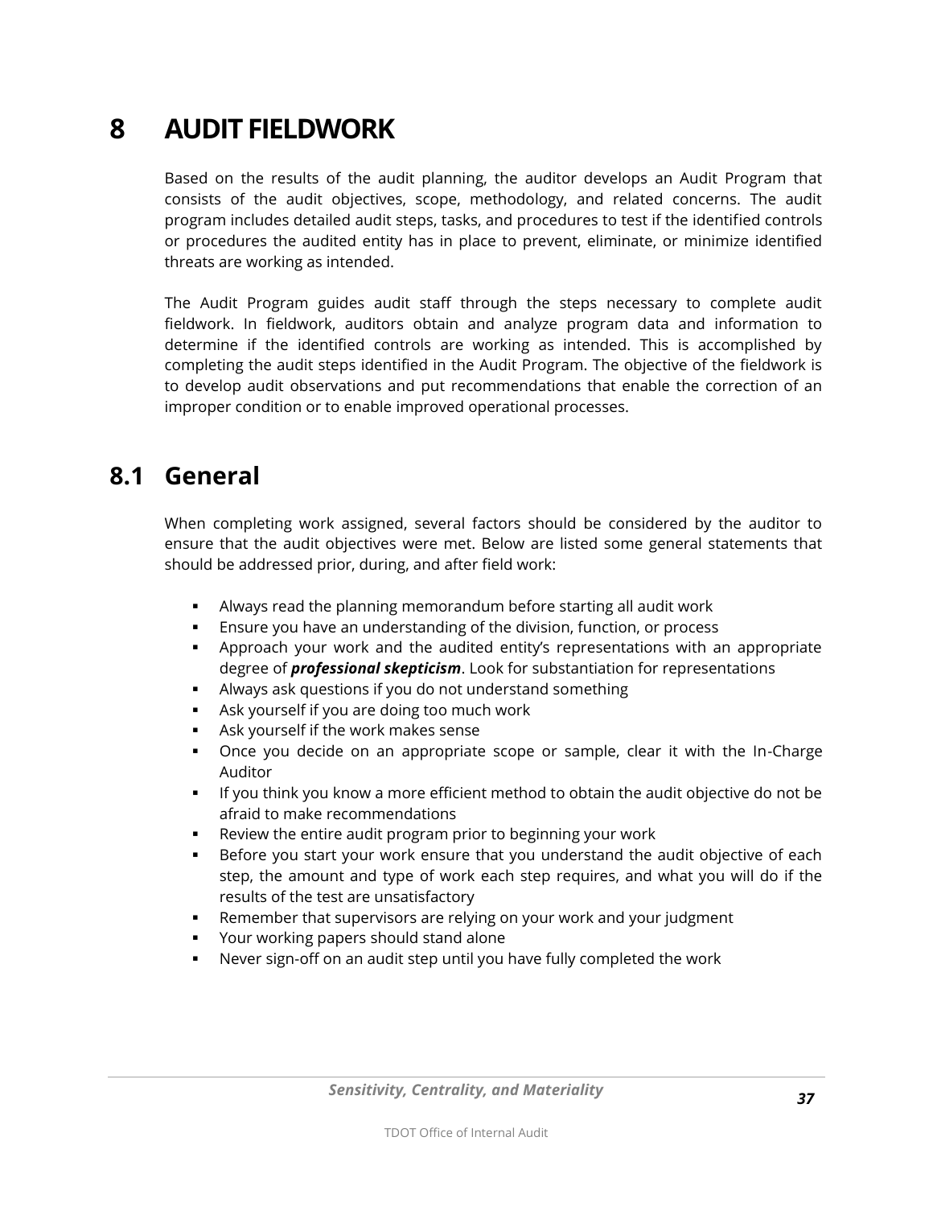# 8 AUDIT FIELDWORK

Based on the results of the audit planning, the auditor develops an Audit Program that consists of the audit objectives, scope, methodology, and related concerns. The audit program includes detailed audit steps, tasks, and procedures to test if the identified controls or procedures the audited entity has in place to prevent, eliminate, or minimize identified threats are working as intended.

The Audit Program guides audit staff through the steps necessary to complete audit fieldwork. In fieldwork, auditors obtain and analyze program data and information to determine if the identified controls are working as intended. This is accomplished by completing the audit steps identified in the Audit Program. The objective of the fieldwork is to develop audit observations and put recommendations that enable the correction of an improper condition or to enable improved operational processes.

## 8.1 General

When completing work assigned, several factors should be considered by the auditor to ensure that the audit objectives were met. Below are listed some general statements that should be addressed prior, during, and after field work:

- Always read the planning memorandum before starting all audit work
- Ensure you have an understanding of the division, function, or process
- Approach your work and the audited entity's representations with an appropriate degree of ***professional skepticism***. Look for substantiation for representations
- Always ask questions if you do not understand something
- Ask yourself if you are doing too much work
- Ask yourself if the work makes sense
- Once you decide on an appropriate scope or sample, clear it with the In-Charge Auditor
- If you think you know a more efficient method to obtain the audit objective do not be afraid to make recommendations
- Review the entire audit program prior to beginning your work
- Before you start your work ensure that you understand the audit objective of each step, the amount and type of work each step requires, and what you will do if the results of the test are unsatisfactory
- Remember that supervisors are relying on your work and your judgment
- Your working papers should stand alone
- Never sign-off on an audit step until you have fully completed the work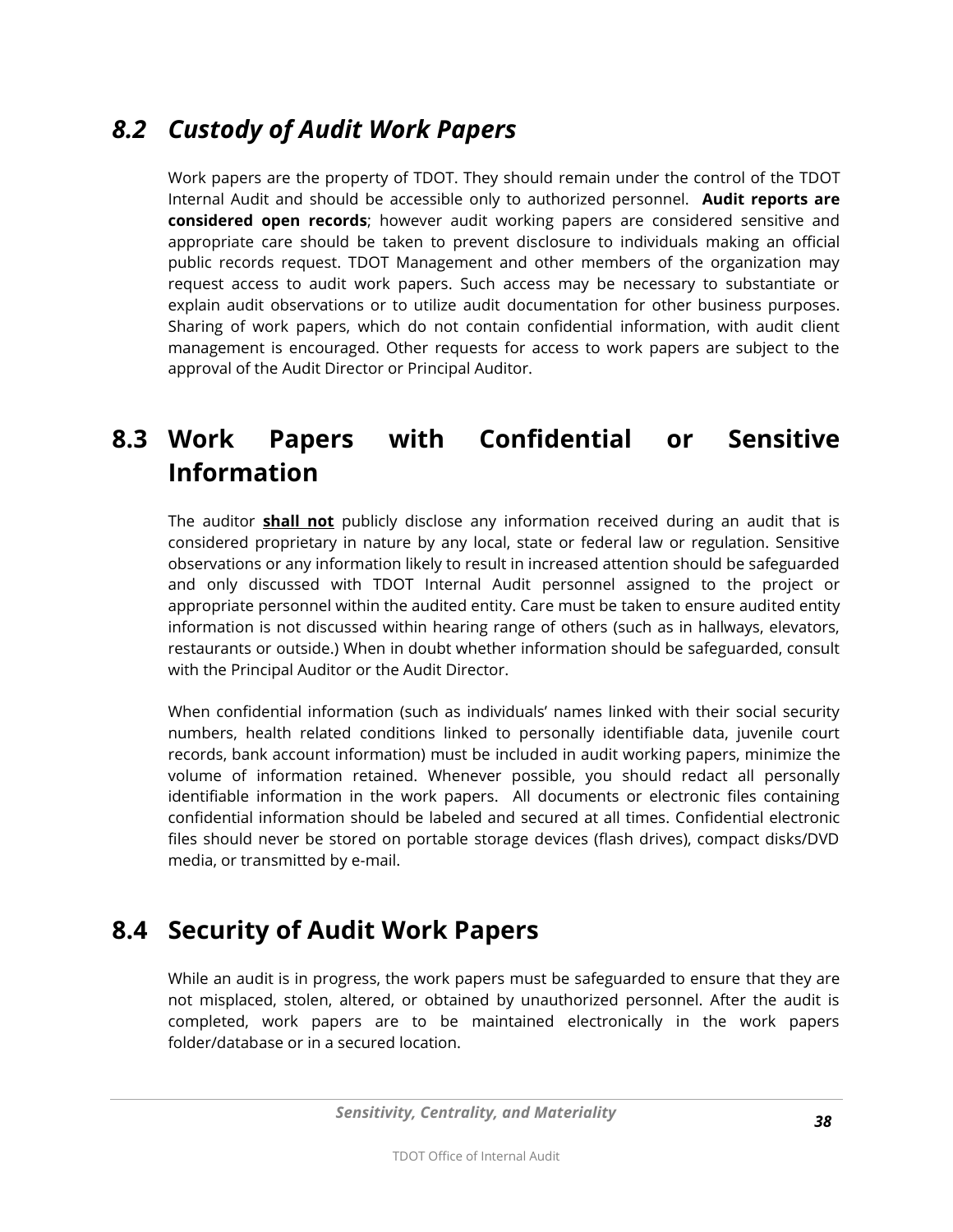## *8.2 Custody of Audit Work Papers*

Work papers are the property of TDOT. They should remain under the control of the TDOT Internal Audit and should be accessible only to authorized personnel. **Audit reports are considered open records**; however audit working papers are considered sensitive and appropriate care should be taken to prevent disclosure to individuals making an official public records request. TDOT Management and other members of the organization may request access to audit work papers. Such access may be necessary to substantiate or explain audit observations or to utilize audit documentation for other business purposes. Sharing of work papers, which do not contain confidential information, with audit client management is encouraged. Other requests for access to work papers are subject to the approval of the Audit Director or Principal Auditor.

## 8.3 Work Papers with Confidential or Sensitive Information

The auditor **shall not** publicly disclose any information received during an audit that is considered proprietary in nature by any local, state or federal law or regulation. Sensitive observations or any information likely to result in increased attention should be safeguarded and only discussed with TDOT Internal Audit personnel assigned to the project or appropriate personnel within the audited entity. Care must be taken to ensure audited entity information is not discussed within hearing range of others (such as in hallways, elevators, restaurants or outside.) When in doubt whether information should be safeguarded, consult with the Principal Auditor or the Audit Director.

When confidential information (such as individuals' names linked with their social security numbers, health related conditions linked to personally identifiable data, juvenile court records, bank account information) must be included in audit working papers, minimize the volume of information retained. Whenever possible, you should redact all personally identifiable information in the work papers. All documents or electronic files containing confidential information should be labeled and secured at all times. Confidential electronic files should never be stored on portable storage devices (flash drives), compact disks/DVD media, or transmitted by e-mail.

## 8.4 Security of Audit Work Papers

While an audit is in progress, the work papers must be safeguarded to ensure that they are not misplaced, stolen, altered, or obtained by unauthorized personnel. After the audit is completed, work papers are to be maintained electronically in the work papers folder/database or in a secured location.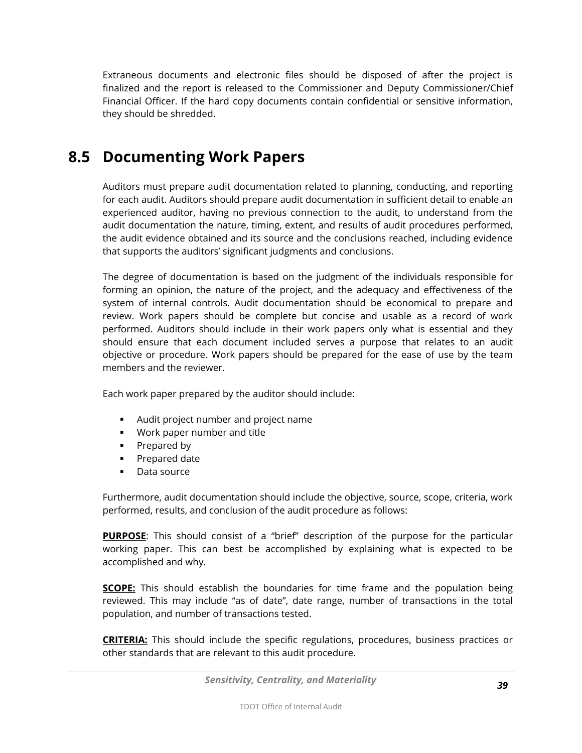Extraneous documents and electronic files should be disposed of after the project is finalized and the report is released to the Commissioner and Deputy Commissioner/Chief Financial Officer. If the hard copy documents contain confidential or sensitive information, they should be shredded.

## 8.5 Documenting Work Papers

Auditors must prepare audit documentation related to planning, conducting, and reporting for each audit. Auditors should prepare audit documentation in sufficient detail to enable an experienced auditor, having no previous connection to the audit, to understand from the audit documentation the nature, timing, extent, and results of audit procedures performed, the audit evidence obtained and its source and the conclusions reached, including evidence that supports the auditors' significant judgments and conclusions.

The degree of documentation is based on the judgment of the individuals responsible for forming an opinion, the nature of the project, and the adequacy and effectiveness of the system of internal controls. Audit documentation should be economical to prepare and review. Work papers should be complete but concise and usable as a record of work performed. Auditors should include in their work papers only what is essential and they should ensure that each document included serves a purpose that relates to an audit objective or procedure. Work papers should be prepared for the ease of use by the team members and the reviewer.

Each work paper prepared by the auditor should include:

- Audit project number and project name
- Work paper number and title
- Prepared by
- Prepared date
- Data source

Furthermore, audit documentation should include the objective, source, scope, criteria, work performed, results, and conclusion of the audit procedure as follows:

**PURPOSE**: This should consist of a "brief" description of the purpose for the particular working paper. This can best be accomplished by explaining what is expected to be accomplished and why.

**SCOPE:** This should establish the boundaries for time frame and the population being reviewed. This may include "as of date", date range, number of transactions in the total population, and number of transactions tested.

**CRITERIA:** This should include the specific regulations, procedures, business practices or other standards that are relevant to this audit procedure.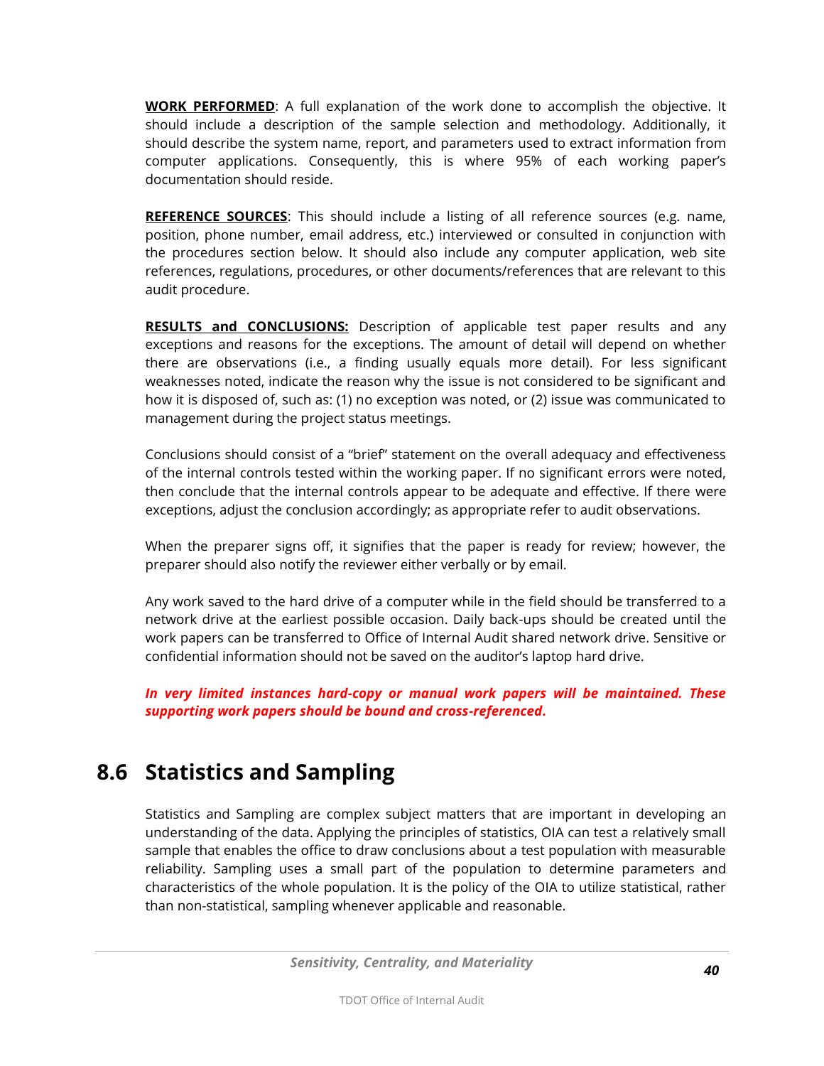**WORK PERFORMED**: A full explanation of the work done to accomplish the objective. It should include a description of the sample selection and methodology. Additionally, it should describe the system name, report, and parameters used to extract information from computer applications. Consequently, this is where 95% of each working paper's documentation should reside.

**REFERENCE SOURCES**: This should include a listing of all reference sources (e.g. name, position, phone number, email address, etc.) interviewed or consulted in conjunction with the procedures section below. It should also include any computer application, web site references, regulations, procedures, or other documents/references that are relevant to this audit procedure.

**RESULTS and CONCLUSIONS:** Description of applicable test paper results and any exceptions and reasons for the exceptions. The amount of detail will depend on whether there are observations (i.e., a finding usually equals more detail). For less significant weaknesses noted, indicate the reason why the issue is not considered to be significant and how it is disposed of, such as: (1) no exception was noted, or (2) issue was communicated to management during the project status meetings.

Conclusions should consist of a "brief" statement on the overall adequacy and effectiveness of the internal controls tested within the working paper. If no significant errors were noted, then conclude that the internal controls appear to be adequate and effective. If there were exceptions, adjust the conclusion accordingly; as appropriate refer to audit observations.

When the preparer signs off, it signifies that the paper is ready for review; however, the preparer should also notify the reviewer either verbally or by email.

Any work saved to the hard drive of a computer while in the field should be transferred to a network drive at the earliest possible occasion. Daily back-ups should be created until the work papers can be transferred to Office of Internal Audit shared network drive. Sensitive or confidential information should not be saved on the auditor's laptop hard drive.

***In very limited instances hard-copy or manual work papers will be maintained. These supporting work papers should be bound and cross-referenced.***

## 8.6 Statistics and Sampling

Statistics and Sampling are complex subject matters that are important in developing an understanding of the data. Applying the principles of statistics, OIA can test a relatively small sample that enables the office to draw conclusions about a test population with measurable reliability. Sampling uses a small part of the population to determine parameters and characteristics of the whole population. It is the policy of the OIA to utilize statistical, rather than non-statistical, sampling whenever applicable and reasonable.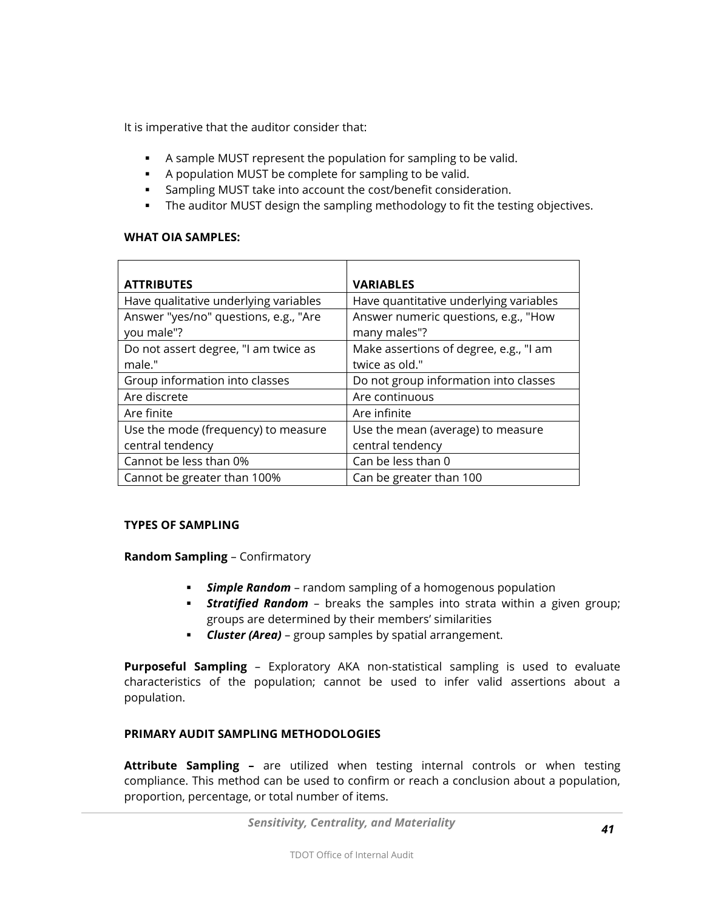It is imperative that the auditor consider that:

- A sample MUST represent the population for sampling to be valid.
- A population MUST be complete for sampling to be valid.
- Sampling MUST take into account the cost/benefit consideration.
- The auditor MUST design the sampling methodology to fit the testing objectives.

**WHAT OIA SAMPLES:**

| **ATTRIBUTES** | **VARIABLES** |
|---|---|
| Have qualitative underlying variables | Have quantitative underlying variables |
| Answer "yes/no" questions, e.g., "Are you male"? | Answer numeric questions, e.g., "How many males"? |
| Do not assert degree, "I am twice as male." | Make assertions of degree, e.g., "I am twice as old." |
| Group information into classes | Do not group information into classes |
| Are discrete | Are continuous |
| Are finite | Are infinite |
| Use the mode (frequency) to measure central tendency | Use the mean (average) to measure central tendency |
| Cannot be less than 0% | Can be less than 0 |
| Cannot be greater than 100% | Can be greater than 100 |

**TYPES OF SAMPLING**

**Random Sampling** – Confirmatory

- ***Simple Random*** – random sampling of a homogenous population
- ***Stratified Random*** – breaks the samples into strata within a given group; groups are determined by their members' similarities
- ***Cluster (Area)*** – group samples by spatial arrangement.

**Purposeful Sampling** – Exploratory AKA non-statistical sampling is used to evaluate characteristics of the population; cannot be used to infer valid assertions about a population.

**PRIMARY AUDIT SAMPLING METHODOLOGIES**

**Attribute Sampling –** are utilized when testing internal controls or when testing compliance. This method can be used to confirm or reach a conclusion about a population, proportion, percentage, or total number of items.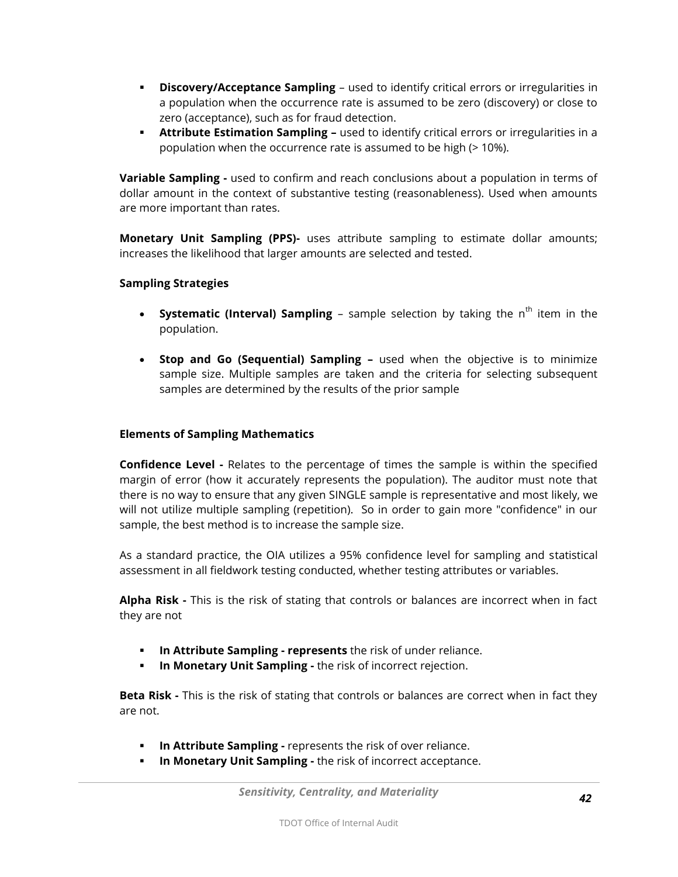- **Discovery/Acceptance Sampling** – used to identify critical errors or irregularities in a population when the occurrence rate is assumed to be zero (discovery) or close to zero (acceptance), such as for fraud detection.
- **Attribute Estimation Sampling –** used to identify critical errors or irregularities in a population when the occurrence rate is assumed to be high (> 10%).

**Variable Sampling -** used to confirm and reach conclusions about a population in terms of dollar amount in the context of substantive testing (reasonableness). Used when amounts are more important than rates.

**Monetary Unit Sampling (PPS)-** uses attribute sampling to estimate dollar amounts; increases the likelihood that larger amounts are selected and tested.

**Sampling Strategies**

- **Systematic (Interval) Sampling** – sample selection by taking the $n^{th}$ item in the population.

- **Stop and Go (Sequential) Sampling –** used when the objective is to minimize sample size. Multiple samples are taken and the criteria for selecting subsequent samples are determined by the results of the prior sample

**Elements of Sampling Mathematics**

**Confidence Level -** Relates to the percentage of times the sample is within the specified margin of error (how it accurately represents the population). The auditor must note that there is no way to ensure that any given SINGLE sample is representative and most likely, we will not utilize multiple sampling (repetition). So in order to gain more "confidence" in our sample, the best method is to increase the sample size.

As a standard practice, the OIA utilizes a 95% confidence level for sampling and statistical assessment in all fieldwork testing conducted, whether testing attributes or variables.

**Alpha Risk -** This is the risk of stating that controls or balances are incorrect when in fact they are not

- **In Attribute Sampling - represents** the risk of under reliance.
- **In Monetary Unit Sampling -** the risk of incorrect rejection.

**Beta Risk -** This is the risk of stating that controls or balances are correct when in fact they are not.

- **In Attribute Sampling -** represents the risk of over reliance.
- **In Monetary Unit Sampling -** the risk of incorrect acceptance.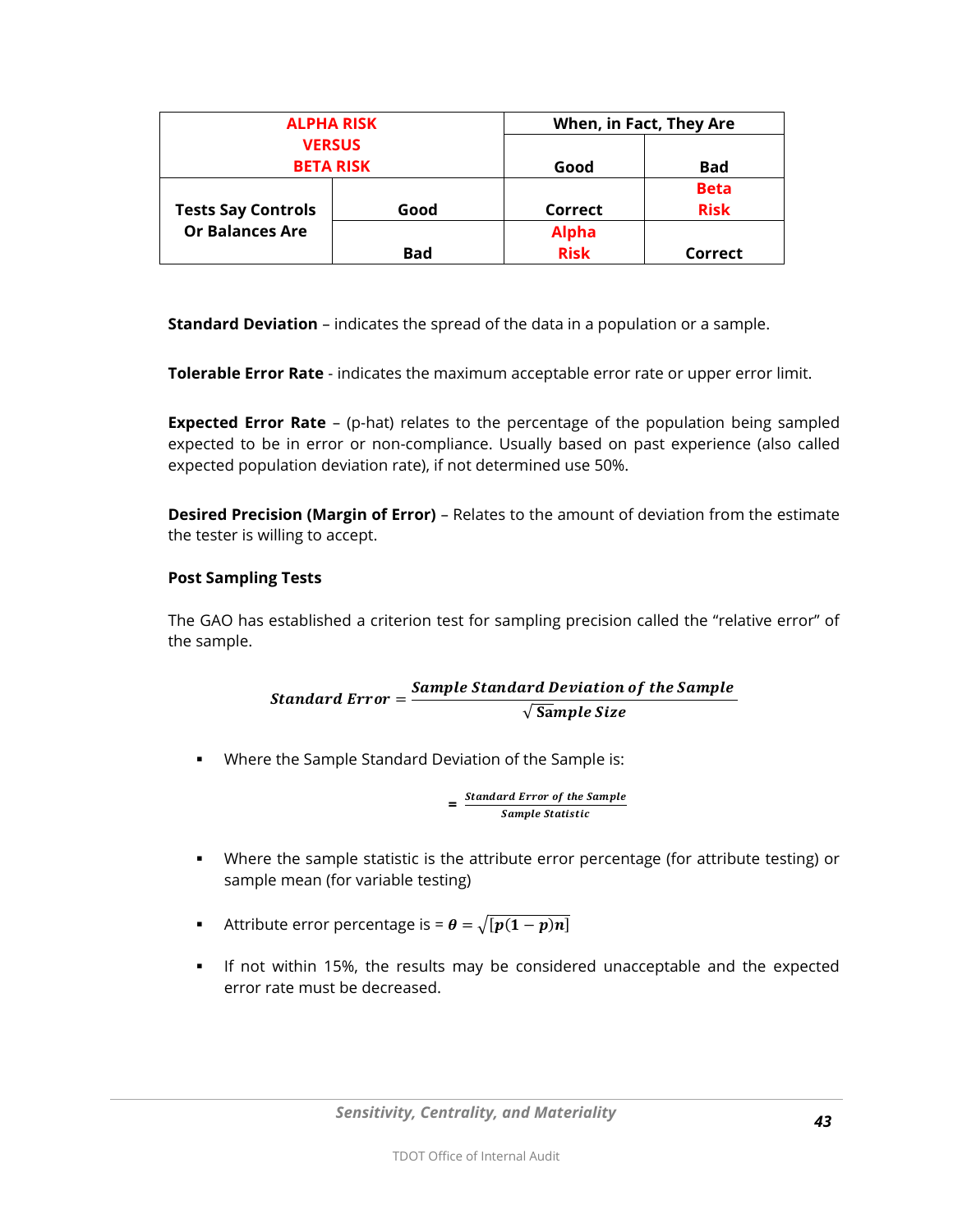| ALPHA RISK VERSUS BETA RISK | | When, in Fact, They Are | |
|---|---|---|---|
| | | Good | Bad |
| Tests Say Controls Or Balances Are | Good | Correct | Beta Risk |
| | Bad | Alpha Risk | Correct |

**Standard Deviation** – indicates the spread of the data in a population or a sample.

**Tolerable Error Rate** - indicates the maximum acceptable error rate or upper error limit.

**Expected Error Rate** – (p-hat) relates to the percentage of the population being sampled expected to be in error or non-compliance. Usually based on past experience (also called expected population deviation rate), if not determined use 50%.

**Desired Precision (Margin of Error)** – Relates to the amount of deviation from the estimate the tester is willing to accept.

**Post Sampling Tests**

The GAO has established a criterion test for sampling precision called the "relative error" of the sample.

$$\textit{Standard Error} = \frac{\textit{Sample Standard Deviation of the Sample}}{\sqrt{\textit{Sample Size}}}$$

- Where the Sample Standard Deviation of the Sample is:

$$= \frac{\textit{Standard Error of the Sample}}{\textit{Sample Statistic}}$$

- Where the sample statistic is the attribute error percentage (for attribute testing) or sample mean (for variable testing)
- Attribute error percentage is = $\boldsymbol{\theta} = \sqrt{[\boldsymbol{p}(\mathbf{1} - \boldsymbol{p})\boldsymbol{n}]}$
- If not within 15%, the results may be considered unacceptable and the expected error rate must be decreased.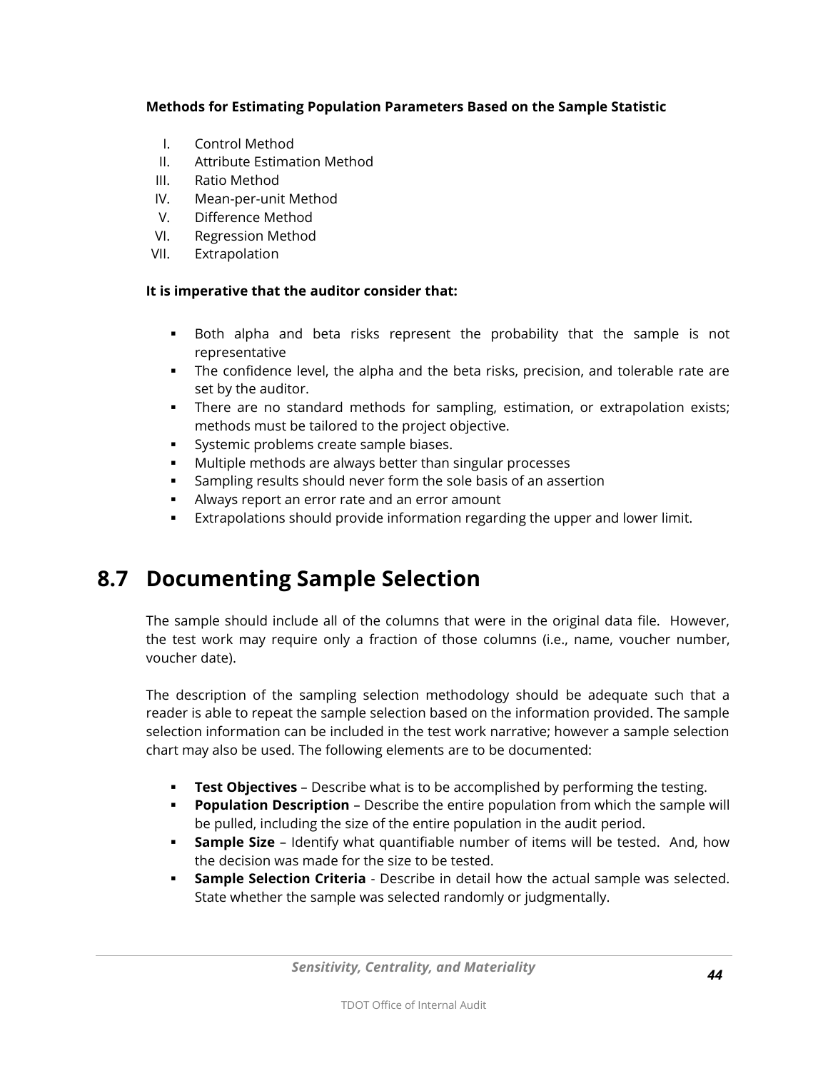**Methods for Estimating Population Parameters Based on the Sample Statistic**

I. Control Method
II. Attribute Estimation Method
III. Ratio Method
IV. Mean-per-unit Method
V. Difference Method
VI. Regression Method
VII. Extrapolation

**It is imperative that the auditor consider that:**

- Both alpha and beta risks represent the probability that the sample is not representative
- The confidence level, the alpha and the beta risks, precision, and tolerable rate are set by the auditor.
- There are no standard methods for sampling, estimation, or extrapolation exists; methods must be tailored to the project objective.
- Systemic problems create sample biases.
- Multiple methods are always better than singular processes
- Sampling results should never form the sole basis of an assertion
- Always report an error rate and an error amount
- Extrapolations should provide information regarding the upper and lower limit.

## 8.7 Documenting Sample Selection

The sample should include all of the columns that were in the original data file. However, the test work may require only a fraction of those columns (i.e., name, voucher number, voucher date).

The description of the sampling selection methodology should be adequate such that a reader is able to repeat the sample selection based on the information provided. The sample selection information can be included in the test work narrative; however a sample selection chart may also be used. The following elements are to be documented:

- **Test Objectives** – Describe what is to be accomplished by performing the testing.
- **Population Description** – Describe the entire population from which the sample will be pulled, including the size of the entire population in the audit period.
- **Sample Size** – Identify what quantifiable number of items will be tested. And, how the decision was made for the size to be tested.
- **Sample Selection Criteria** - Describe in detail how the actual sample was selected. State whether the sample was selected randomly or judgmentally.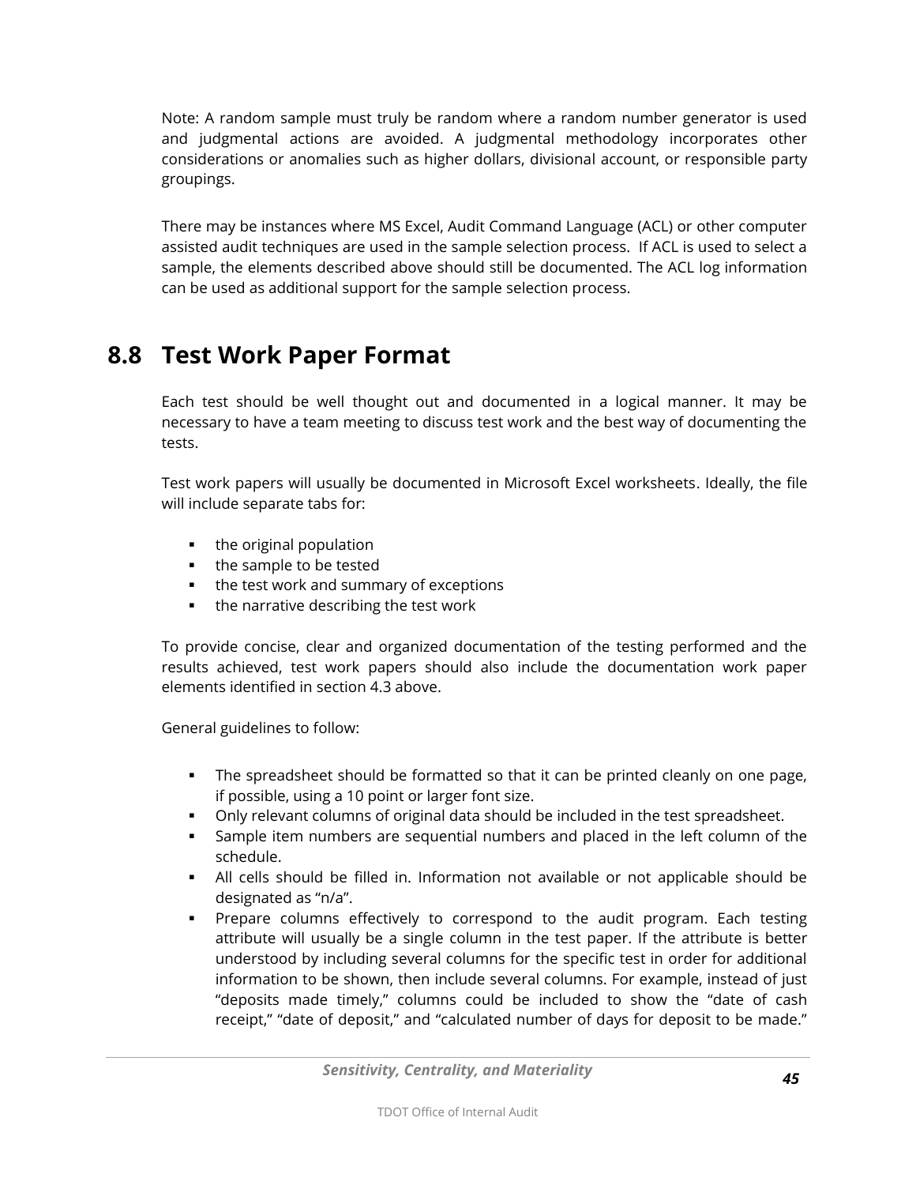Note: A random sample must truly be random where a random number generator is used and judgmental actions are avoided. A judgmental methodology incorporates other considerations or anomalies such as higher dollars, divisional account, or responsible party groupings.

There may be instances where MS Excel, Audit Command Language (ACL) or other computer assisted audit techniques are used in the sample selection process. If ACL is used to select a sample, the elements described above should still be documented. The ACL log information can be used as additional support for the sample selection process.

## 8.8 Test Work Paper Format

Each test should be well thought out and documented in a logical manner. It may be necessary to have a team meeting to discuss test work and the best way of documenting the tests.

Test work papers will usually be documented in Microsoft Excel worksheets. Ideally, the file will include separate tabs for:

- the original population
- the sample to be tested
- the test work and summary of exceptions
- the narrative describing the test work

To provide concise, clear and organized documentation of the testing performed and the results achieved, test work papers should also include the documentation work paper elements identified in section 4.3 above.

General guidelines to follow:

- The spreadsheet should be formatted so that it can be printed cleanly on one page, if possible, using a 10 point or larger font size.
- Only relevant columns of original data should be included in the test spreadsheet.
- Sample item numbers are sequential numbers and placed in the left column of the schedule.
- All cells should be filled in. Information not available or not applicable should be designated as "n/a".
- Prepare columns effectively to correspond to the audit program. Each testing attribute will usually be a single column in the test paper. If the attribute is better understood by including several columns for the specific test in order for additional information to be shown, then include several columns. For example, instead of just "deposits made timely," columns could be included to show the "date of cash receipt," "date of deposit," and "calculated number of days for deposit to be made."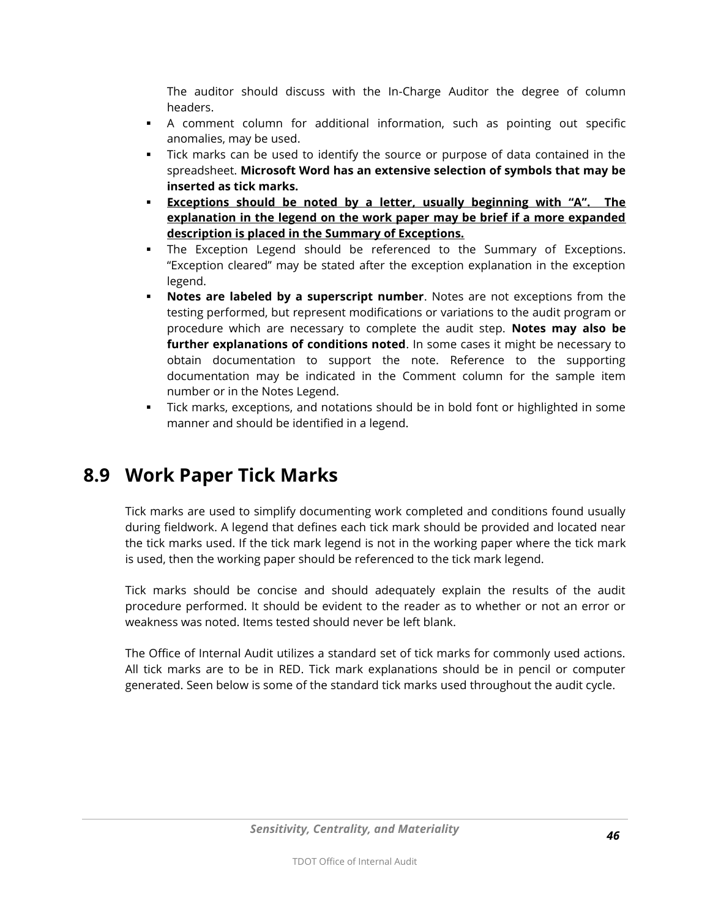The auditor should discuss with the In-Charge Auditor the degree of column headers.

- A comment column for additional information, such as pointing out specific anomalies, may be used.
- Tick marks can be used to identify the source or purpose of data contained in the spreadsheet. **Microsoft Word has an extensive selection of symbols that may be inserted as tick marks.**
- **<u>Exceptions should be noted by a letter, usually beginning with "A". The explanation in the legend on the work paper may be brief if a more expanded description is placed in the Summary of Exceptions.</u>**
- The Exception Legend should be referenced to the Summary of Exceptions. "Exception cleared" may be stated after the exception explanation in the exception legend.
- **Notes are labeled by a superscript number**. Notes are not exceptions from the testing performed, but represent modifications or variations to the audit program or procedure which are necessary to complete the audit step. **Notes may also be further explanations of conditions noted**. In some cases it might be necessary to obtain documentation to support the note. Reference to the supporting documentation may be indicated in the Comment column for the sample item number or in the Notes Legend.
- Tick marks, exceptions, and notations should be in bold font or highlighted in some manner and should be identified in a legend.

## 8.9 Work Paper Tick Marks

Tick marks are used to simplify documenting work completed and conditions found usually during fieldwork. A legend that defines each tick mark should be provided and located near the tick marks used. If the tick mark legend is not in the working paper where the tick mark is used, then the working paper should be referenced to the tick mark legend.

Tick marks should be concise and should adequately explain the results of the audit procedure performed. It should be evident to the reader as to whether or not an error or weakness was noted. Items tested should never be left blank.

The Office of Internal Audit utilizes a standard set of tick marks for commonly used actions. All tick marks are to be in RED. Tick mark explanations should be in pencil or computer generated. Seen below is some of the standard tick marks used throughout the audit cycle.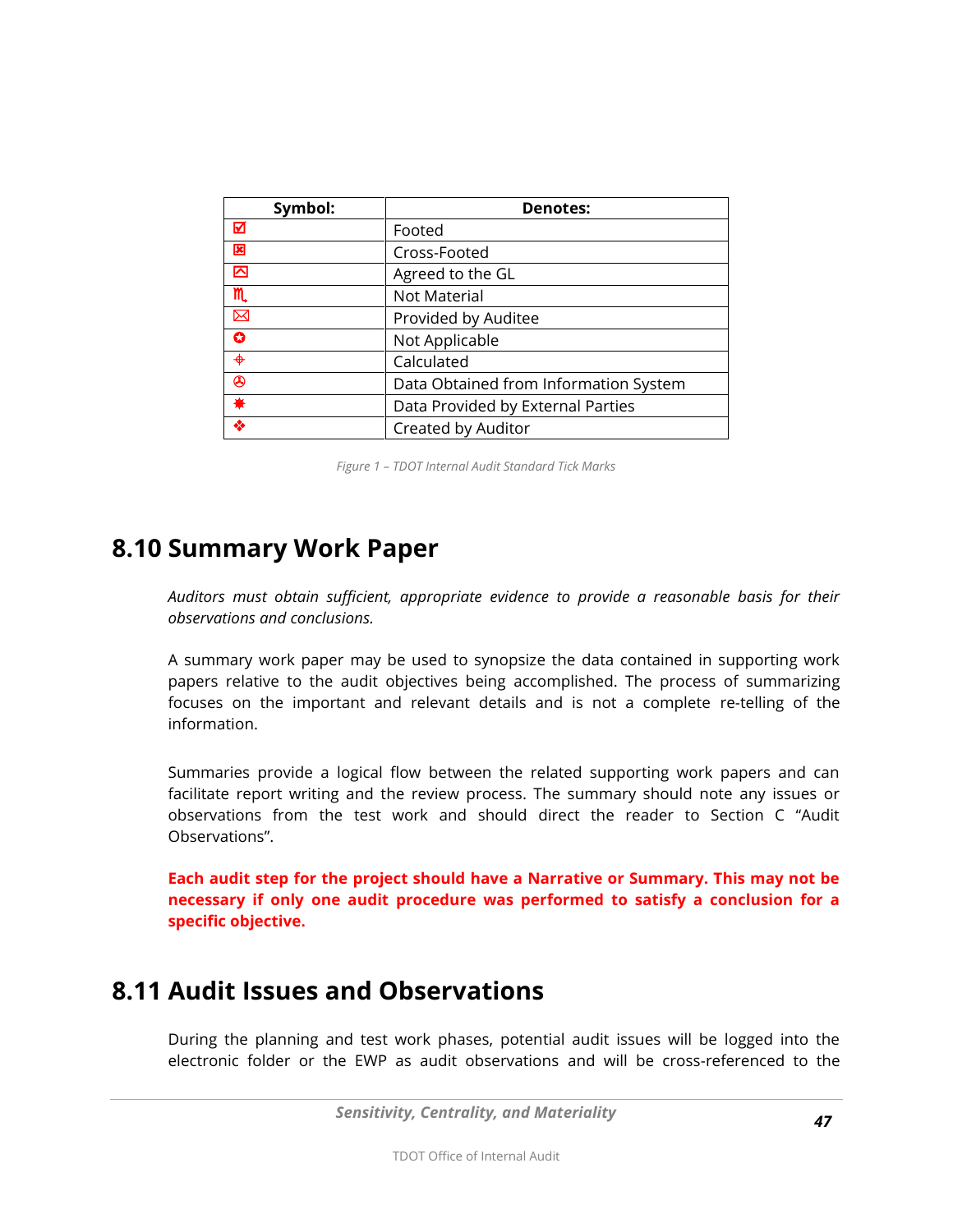| Symbol: | Denotes: |
|---|---|
| ☑ | Footed |
| ☒ | Cross-Footed |
| ⌂ | Agreed to the GL |
| ♏ | Not Material |
| ✉ | Provided by Auditee |
| ✪ | Not Applicable |
| ⌖ | Calculated |
| ☮ | Data Obtained from Information System |
| ✸ | Data Provided by External Parties |
| ❖ | Created by Auditor |

*Figure 1 – TDOT Internal Audit Standard Tick Marks*

## 8.10 Summary Work Paper

*Auditors must obtain sufficient, appropriate evidence to provide a reasonable basis for their observations and conclusions.*

A summary work paper may be used to synopsize the data contained in supporting work papers relative to the audit objectives being accomplished. The process of summarizing focuses on the important and relevant details and is not a complete re-telling of the information.

Summaries provide a logical flow between the related supporting work papers and can facilitate report writing and the review process. The summary should note any issues or observations from the test work and should direct the reader to Section C "Audit Observations".

**Each audit step for the project should have a Narrative or Summary. This may not be necessary if only one audit procedure was performed to satisfy a conclusion for a specific objective.**

## 8.11 Audit Issues and Observations

During the planning and test work phases, potential audit issues will be logged into the electronic folder or the EWP as audit observations and will be cross-referenced to the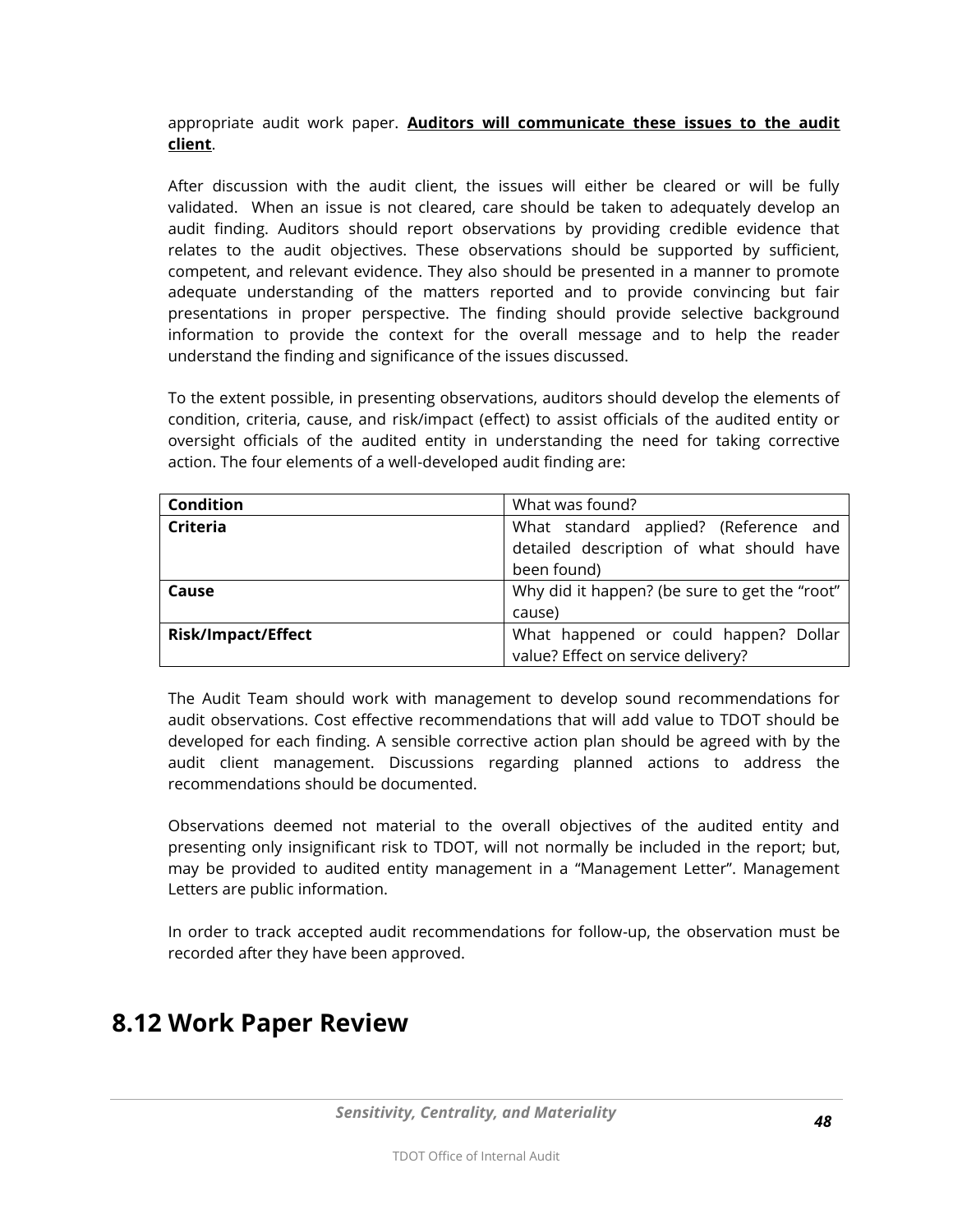appropriate audit work paper. **<u>Auditors will communicate these issues to the audit client</u>**.

After discussion with the audit client, the issues will either be cleared or will be fully validated. When an issue is not cleared, care should be taken to adequately develop an audit finding. Auditors should report observations by providing credible evidence that relates to the audit objectives. These observations should be supported by sufficient, competent, and relevant evidence. They also should be presented in a manner to promote adequate understanding of the matters reported and to provide convincing but fair presentations in proper perspective. The finding should provide selective background information to provide the context for the overall message and to help the reader understand the finding and significance of the issues discussed.

To the extent possible, in presenting observations, auditors should develop the elements of condition, criteria, cause, and risk/impact (effect) to assist officials of the audited entity or oversight officials of the audited entity in understanding the need for taking corrective action. The four elements of a well-developed audit finding are:

| | |
|---|---|
| **Condition** | What was found? |
| **Criteria** | What standard applied? (Reference and detailed description of what should have been found) |
| **Cause** | Why did it happen? (be sure to get the "root" cause) |
| **Risk/Impact/Effect** | What happened or could happen? Dollar value? Effect on service delivery? |

The Audit Team should work with management to develop sound recommendations for audit observations. Cost effective recommendations that will add value to TDOT should be developed for each finding. A sensible corrective action plan should be agreed with by the audit client management. Discussions regarding planned actions to address the recommendations should be documented.

Observations deemed not material to the overall objectives of the audited entity and presenting only insignificant risk to TDOT, will not normally be included in the report; but, may be provided to audited entity management in a "Management Letter". Management Letters are public information.

In order to track accepted audit recommendations for follow-up, the observation must be recorded after they have been approved.

## 8.12 Work Paper Review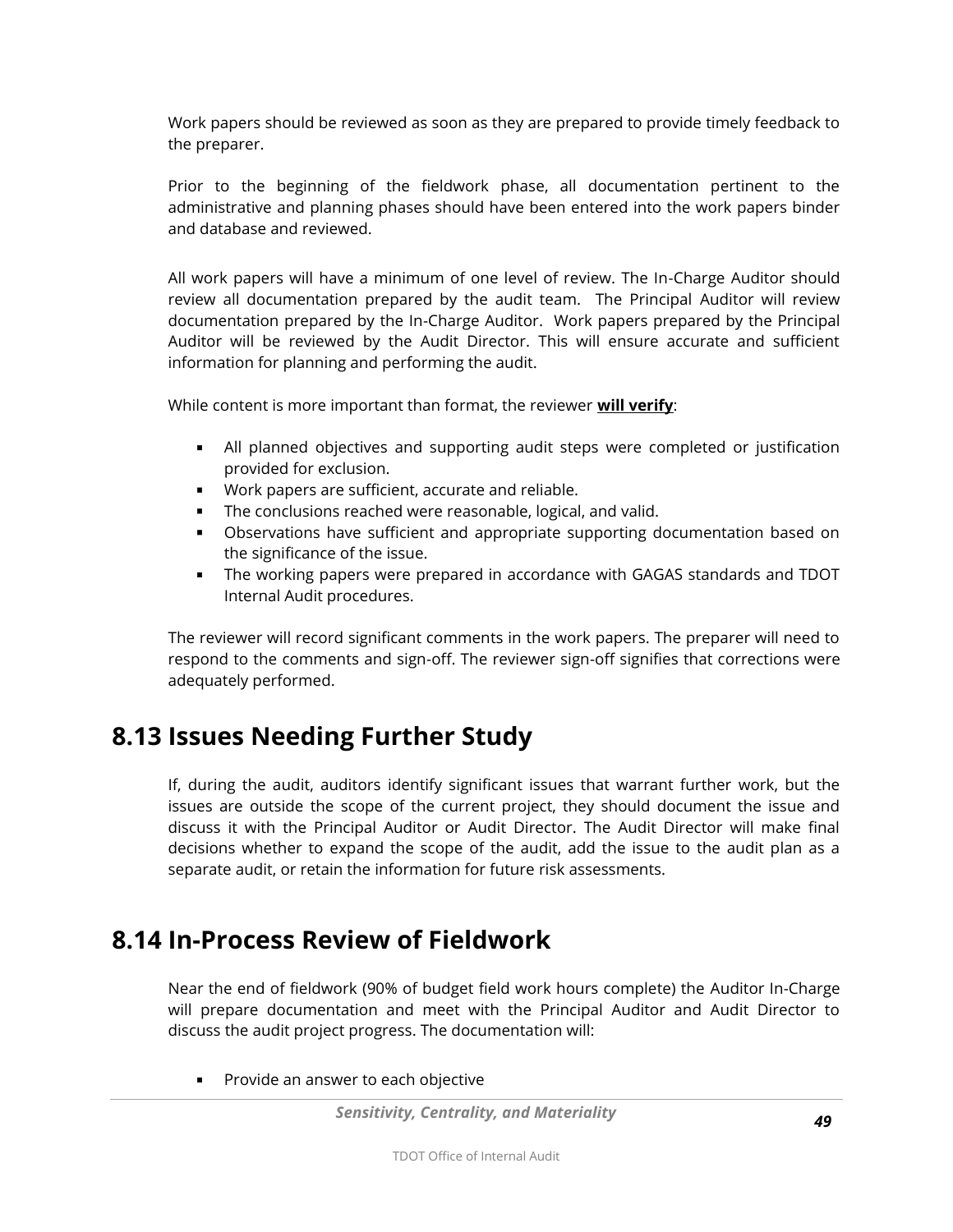Work papers should be reviewed as soon as they are prepared to provide timely feedback to the preparer.

Prior to the beginning of the fieldwork phase, all documentation pertinent to the administrative and planning phases should have been entered into the work papers binder and database and reviewed.

All work papers will have a minimum of one level of review. The In-Charge Auditor should review all documentation prepared by the audit team. The Principal Auditor will review documentation prepared by the In-Charge Auditor. Work papers prepared by the Principal Auditor will be reviewed by the Audit Director. This will ensure accurate and sufficient information for planning and performing the audit.

While content is more important than format, the reviewer **will verify**:

- All planned objectives and supporting audit steps were completed or justification provided for exclusion.
- Work papers are sufficient, accurate and reliable.
- The conclusions reached were reasonable, logical, and valid.
- Observations have sufficient and appropriate supporting documentation based on the significance of the issue.
- The working papers were prepared in accordance with GAGAS standards and TDOT Internal Audit procedures.

The reviewer will record significant comments in the work papers. The preparer will need to respond to the comments and sign-off. The reviewer sign-off signifies that corrections were adequately performed.

## 8.13 Issues Needing Further Study

If, during the audit, auditors identify significant issues that warrant further work, but the issues are outside the scope of the current project, they should document the issue and discuss it with the Principal Auditor or Audit Director. The Audit Director will make final decisions whether to expand the scope of the audit, add the issue to the audit plan as a separate audit, or retain the information for future risk assessments.

## 8.14 In-Process Review of Fieldwork

Near the end of fieldwork (90% of budget field work hours complete) the Auditor In-Charge will prepare documentation and meet with the Principal Auditor and Audit Director to discuss the audit project progress. The documentation will:

- Provide an answer to each objective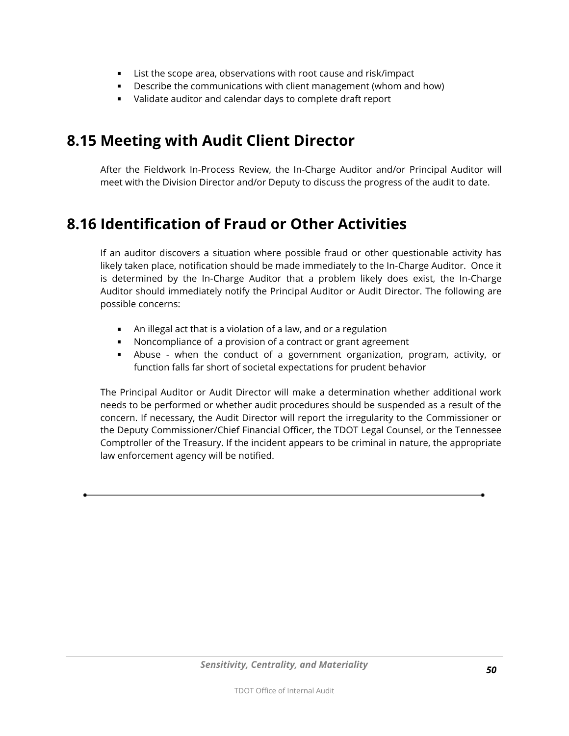- List the scope area, observations with root cause and risk/impact
- Describe the communications with client management (whom and how)
- Validate auditor and calendar days to complete draft report

## 8.15 Meeting with Audit Client Director

After the Fieldwork In-Process Review, the In-Charge Auditor and/or Principal Auditor will meet with the Division Director and/or Deputy to discuss the progress of the audit to date.

## 8.16 Identification of Fraud or Other Activities

If an auditor discovers a situation where possible fraud or other questionable activity has likely taken place, notification should be made immediately to the In-Charge Auditor. Once it is determined by the In-Charge Auditor that a problem likely does exist, the In-Charge Auditor should immediately notify the Principal Auditor or Audit Director. The following are possible concerns:

- An illegal act that is a violation of a law, and or a regulation
- Noncompliance of a provision of a contract or grant agreement
- Abuse - when the conduct of a government organization, program, activity, or function falls far short of societal expectations for prudent behavior

The Principal Auditor or Audit Director will make a determination whether additional work needs to be performed or whether audit procedures should be suspended as a result of the concern. If necessary, the Audit Director will report the irregularity to the Commissioner or the Deputy Commissioner/Chief Financial Officer, the TDOT Legal Counsel, or the Tennessee Comptroller of the Treasury. If the incident appears to be criminal in nature, the appropriate law enforcement agency will be notified.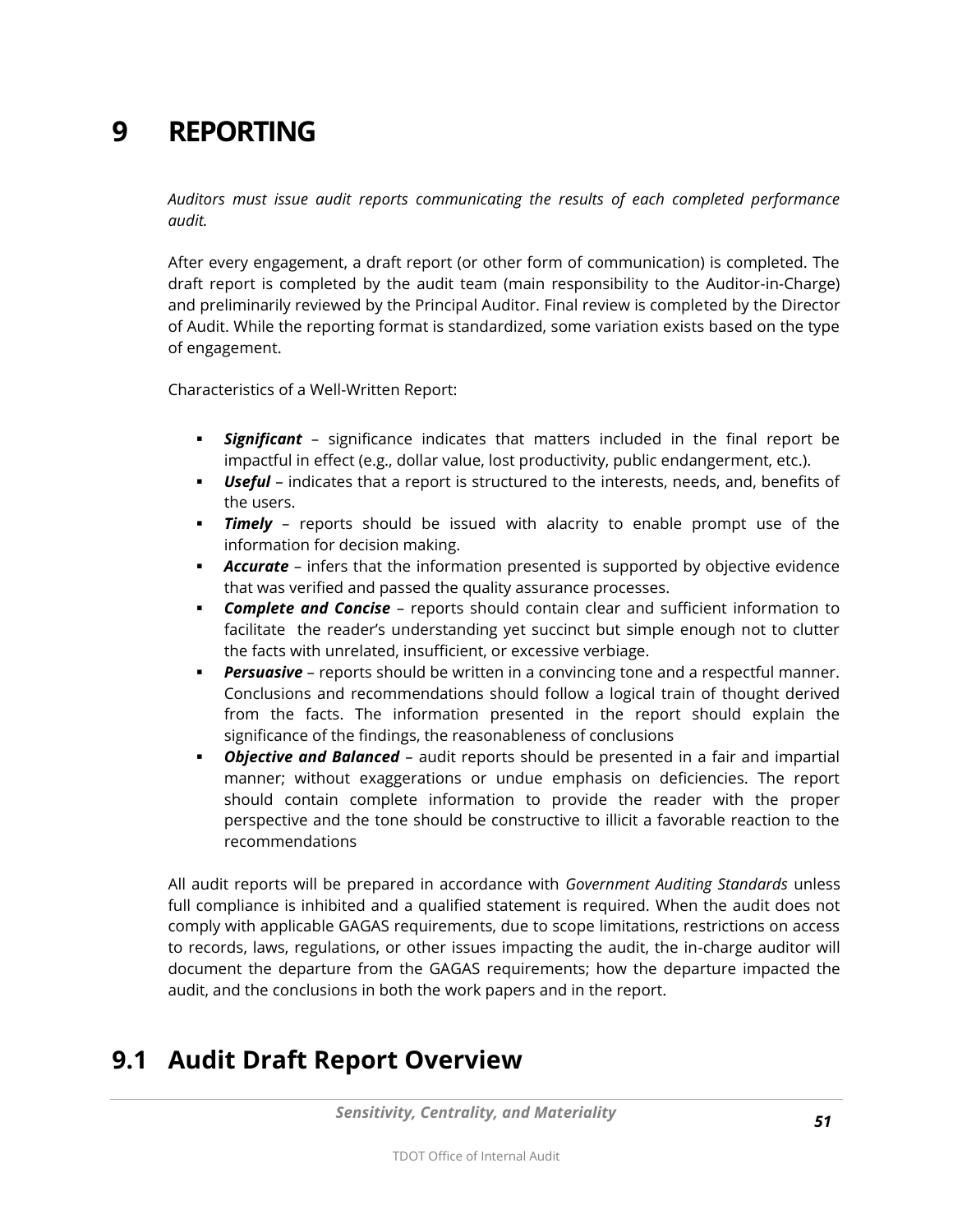# 9 REPORTING

*Auditors must issue audit reports communicating the results of each completed performance audit.*

After every engagement, a draft report (or other form of communication) is completed. The draft report is completed by the audit team (main responsibility to the Auditor-in-Charge) and preliminarily reviewed by the Principal Auditor. Final review is completed by the Director of Audit. While the reporting format is standardized, some variation exists based on the type of engagement.

Characteristics of a Well-Written Report:

- ***Significant*** – significance indicates that matters included in the final report be impactful in effect (e.g., dollar value, lost productivity, public endangerment, etc.).
- ***Useful*** – indicates that a report is structured to the interests, needs, and, benefits of the users.
- ***Timely*** – reports should be issued with alacrity to enable prompt use of the information for decision making.
- ***Accurate*** – infers that the information presented is supported by objective evidence that was verified and passed the quality assurance processes.
- ***Complete and Concise*** – reports should contain clear and sufficient information to facilitate the reader's understanding yet succinct but simple enough not to clutter the facts with unrelated, insufficient, or excessive verbiage.
- ***Persuasive*** – reports should be written in a convincing tone and a respectful manner. Conclusions and recommendations should follow a logical train of thought derived from the facts. The information presented in the report should explain the significance of the findings, the reasonableness of conclusions
- ***Objective and Balanced*** – audit reports should be presented in a fair and impartial manner; without exaggerations or undue emphasis on deficiencies. The report should contain complete information to provide the reader with the proper perspective and the tone should be constructive to illicit a favorable reaction to the recommendations

All audit reports will be prepared in accordance with *Government Auditing Standards* unless full compliance is inhibited and a qualified statement is required. When the audit does not comply with applicable GAGAS requirements, due to scope limitations, restrictions on access to records, laws, regulations, or other issues impacting the audit, the in-charge auditor will document the departure from the GAGAS requirements; how the departure impacted the audit, and the conclusions in both the work papers and in the report.

## 9.1 Audit Draft Report Overview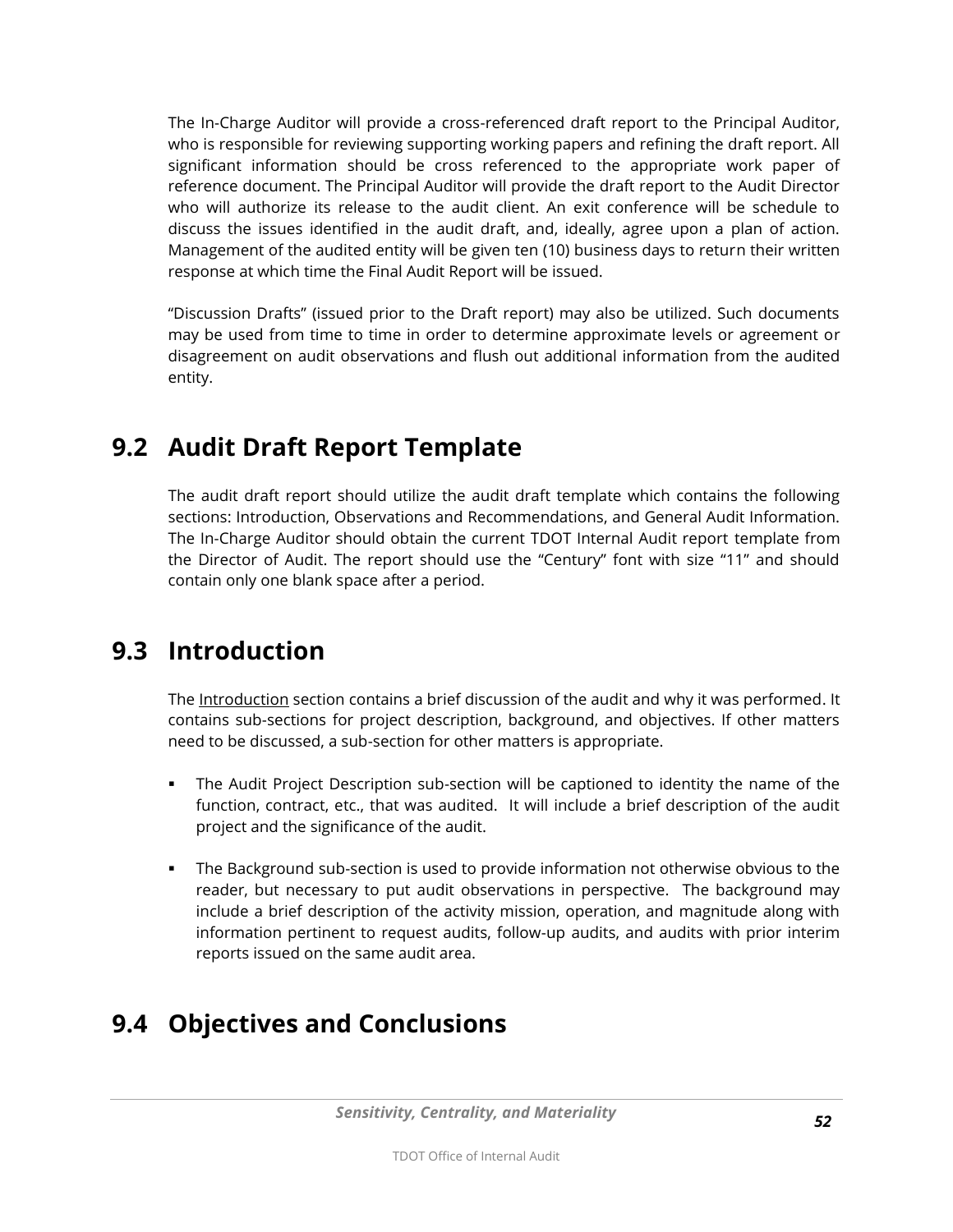The In-Charge Auditor will provide a cross-referenced draft report to the Principal Auditor, who is responsible for reviewing supporting working papers and refining the draft report. All significant information should be cross referenced to the appropriate work paper of reference document. The Principal Auditor will provide the draft report to the Audit Director who will authorize its release to the audit client. An exit conference will be schedule to discuss the issues identified in the audit draft, and, ideally, agree upon a plan of action. Management of the audited entity will be given ten (10) business days to return their written response at which time the Final Audit Report will be issued.

"Discussion Drafts" (issued prior to the Draft report) may also be utilized. Such documents may be used from time to time in order to determine approximate levels or agreement or disagreement on audit observations and flush out additional information from the audited entity.

## 9.2 Audit Draft Report Template

The audit draft report should utilize the audit draft template which contains the following sections: Introduction, Observations and Recommendations, and General Audit Information. The In-Charge Auditor should obtain the current TDOT Internal Audit report template from the Director of Audit. The report should use the "Century" font with size "11" and should contain only one blank space after a period.

## 9.3 Introduction

The Introduction section contains a brief discussion of the audit and why it was performed. It contains sub-sections for project description, background, and objectives. If other matters need to be discussed, a sub-section for other matters is appropriate.

- The Audit Project Description sub-section will be captioned to identity the name of the function, contract, etc., that was audited. It will include a brief description of the audit project and the significance of the audit.

- The Background sub-section is used to provide information not otherwise obvious to the reader, but necessary to put audit observations in perspective. The background may include a brief description of the activity mission, operation, and magnitude along with information pertinent to request audits, follow-up audits, and audits with prior interim reports issued on the same audit area.

## 9.4 Objectives and Conclusions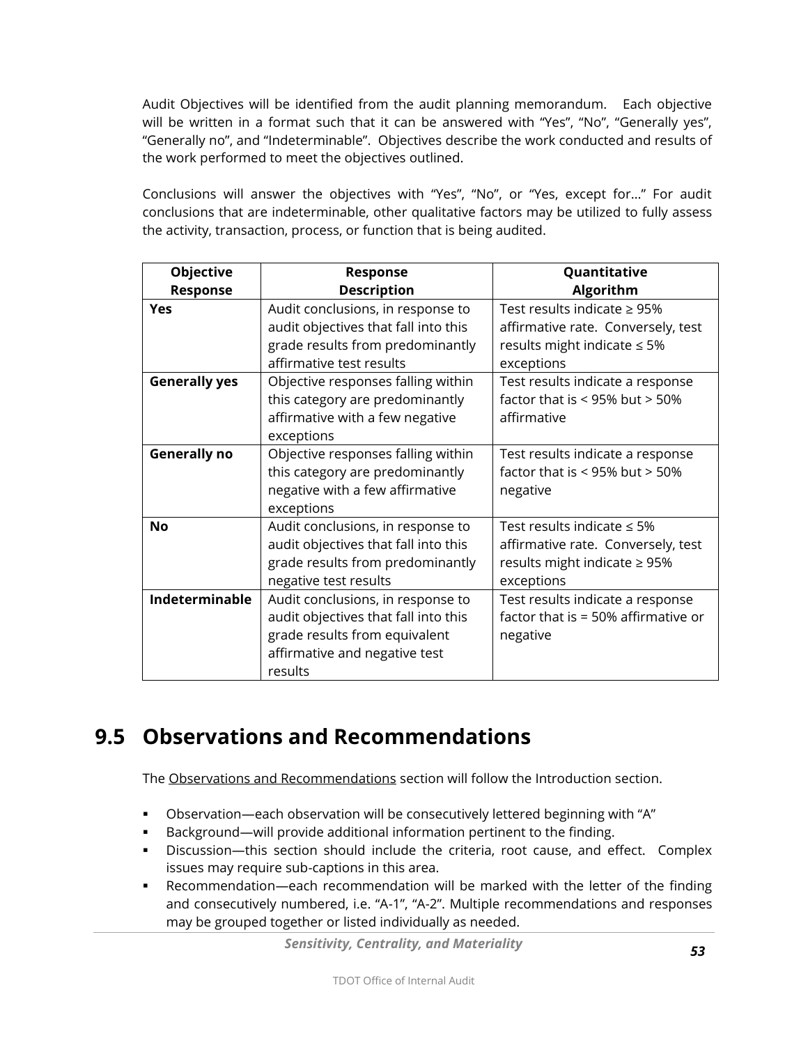Audit Objectives will be identified from the audit planning memorandum. Each objective will be written in a format such that it can be answered with "Yes", "No", "Generally yes", "Generally no", and "Indeterminable". Objectives describe the work conducted and results of the work performed to meet the objectives outlined.

Conclusions will answer the objectives with "Yes", "No", or "Yes, except for…" For audit conclusions that are indeterminable, other qualitative factors may be utilized to fully assess the activity, transaction, process, or function that is being audited.

| Objective Response | Response Description | Quantitative Algorithm |
|---|---|---|
| **Yes** | Audit conclusions, in response to audit objectives that fall into this grade results from predominantly affirmative test results | Test results indicate ≥ 95% affirmative rate. Conversely, test results might indicate ≤ 5% exceptions |
| **Generally yes** | Objective responses falling within this category are predominantly affirmative with a few negative exceptions | Test results indicate a response factor that is < 95% but > 50% affirmative |
| **Generally no** | Objective responses falling within this category are predominantly negative with a few affirmative exceptions | Test results indicate a response factor that is < 95% but > 50% negative |
| **No** | Audit conclusions, in response to audit objectives that fall into this grade results from predominantly negative test results | Test results indicate ≤ 5% affirmative rate. Conversely, test results might indicate ≥ 95% exceptions |
| **Indeterminable** | Audit conclusions, in response to audit objectives that fall into this grade results from equivalent affirmative and negative test results | Test results indicate a response factor that is = 50% affirmative or negative |

## 9.5 Observations and Recommendations

The Observations and Recommendations section will follow the Introduction section.

- Observation—each observation will be consecutively lettered beginning with "A"
- Background—will provide additional information pertinent to the finding.
- Discussion—this section should include the criteria, root cause, and effect. Complex issues may require sub-captions in this area.
- Recommendation—each recommendation will be marked with the letter of the finding and consecutively numbered, i.e. "A-1", "A-2". Multiple recommendations and responses may be grouped together or listed individually as needed.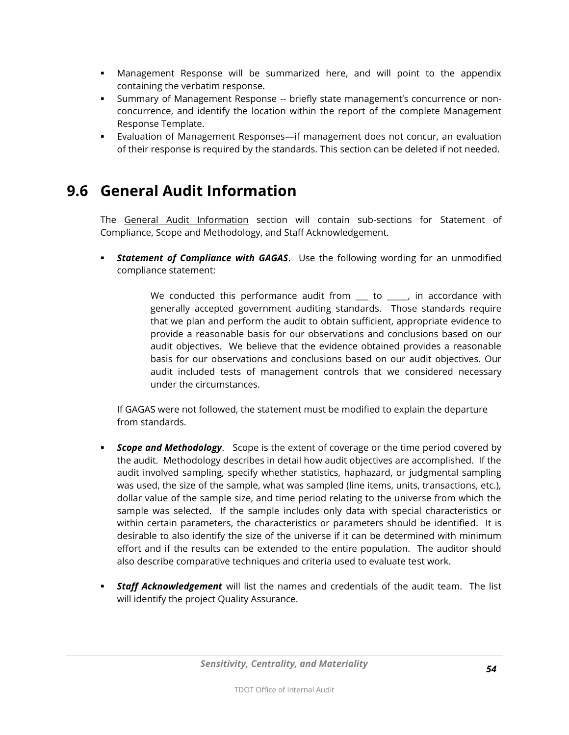- Management Response will be summarized here, and will point to the appendix containing the verbatim response.
- Summary of Management Response -- briefly state management's concurrence or non-concurrence, and identify the location within the report of the complete Management Response Template.
- Evaluation of Management Responses—if management does not concur, an evaluation of their response is required by the standards. This section can be deleted if not needed.

## 9.6 General Audit Information

The General Audit Information section will contain sub-sections for Statement of Compliance, Scope and Methodology, and Staff Acknowledgement.

- ***Statement of Compliance with GAGAS***. Use the following wording for an unmodified compliance statement:

  > We conducted this performance audit from ___ to _____, in accordance with generally accepted government auditing standards. Those standards require that we plan and perform the audit to obtain sufficient, appropriate evidence to provide a reasonable basis for our observations and conclusions based on our audit objectives. We believe that the evidence obtained provides a reasonable basis for our observations and conclusions based on our audit objectives. Our audit included tests of management controls that we considered necessary under the circumstances.

  If GAGAS were not followed, the statement must be modified to explain the departure from standards.

- ***Scope and Methodology***. Scope is the extent of coverage or the time period covered by the audit. Methodology describes in detail how audit objectives are accomplished. If the audit involved sampling, specify whether statistics, haphazard, or judgmental sampling was used, the size of the sample, what was sampled (line items, units, transactions, etc.), dollar value of the sample size, and time period relating to the universe from which the sample was selected. If the sample includes only data with special characteristics or within certain parameters, the characteristics or parameters should be identified. It is desirable to also identify the size of the universe if it can be determined with minimum effort and if the results can be extended to the entire population. The auditor should also describe comparative techniques and criteria used to evaluate test work.

- ***Staff Acknowledgement*** will list the names and credentials of the audit team. The list will identify the project Quality Assurance.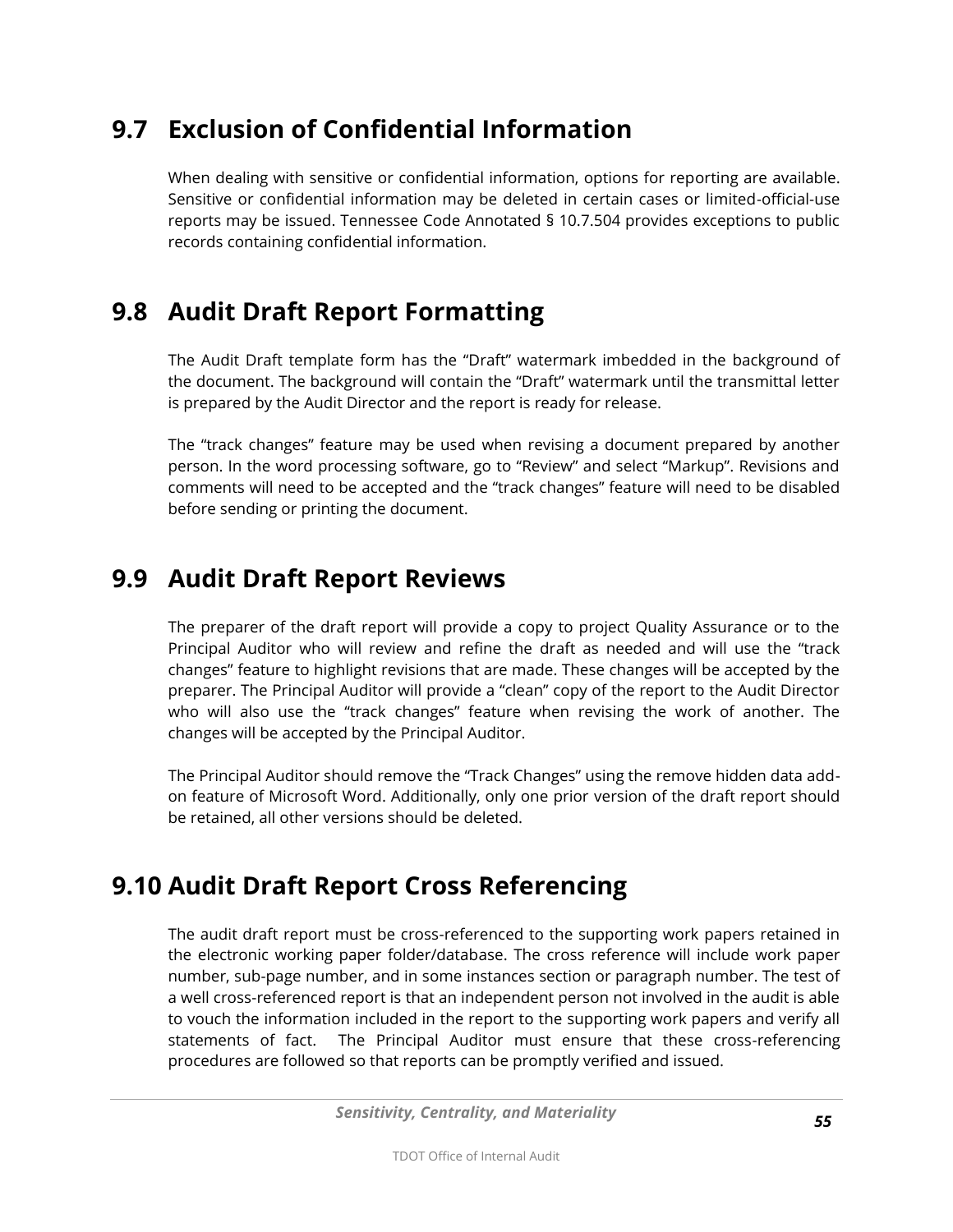## 9.7 Exclusion of Confidential Information

When dealing with sensitive or confidential information, options for reporting are available. Sensitive or confidential information may be deleted in certain cases or limited-official-use reports may be issued. Tennessee Code Annotated § 10.7.504 provides exceptions to public records containing confidential information.

## 9.8 Audit Draft Report Formatting

The Audit Draft template form has the "Draft" watermark imbedded in the background of the document. The background will contain the "Draft" watermark until the transmittal letter is prepared by the Audit Director and the report is ready for release.

The "track changes" feature may be used when revising a document prepared by another person. In the word processing software, go to "Review" and select "Markup". Revisions and comments will need to be accepted and the "track changes" feature will need to be disabled before sending or printing the document.

## 9.9 Audit Draft Report Reviews

The preparer of the draft report will provide a copy to project Quality Assurance or to the Principal Auditor who will review and refine the draft as needed and will use the "track changes" feature to highlight revisions that are made. These changes will be accepted by the preparer. The Principal Auditor will provide a "clean" copy of the report to the Audit Director who will also use the "track changes" feature when revising the work of another. The changes will be accepted by the Principal Auditor.

The Principal Auditor should remove the "Track Changes" using the remove hidden data add-on feature of Microsoft Word. Additionally, only one prior version of the draft report should be retained, all other versions should be deleted.

## 9.10 Audit Draft Report Cross Referencing

The audit draft report must be cross-referenced to the supporting work papers retained in the electronic working paper folder/database. The cross reference will include work paper number, sub-page number, and in some instances section or paragraph number. The test of a well cross-referenced report is that an independent person not involved in the audit is able to vouch the information included in the report to the supporting work papers and verify all statements of fact. The Principal Auditor must ensure that these cross-referencing procedures are followed so that reports can be promptly verified and issued.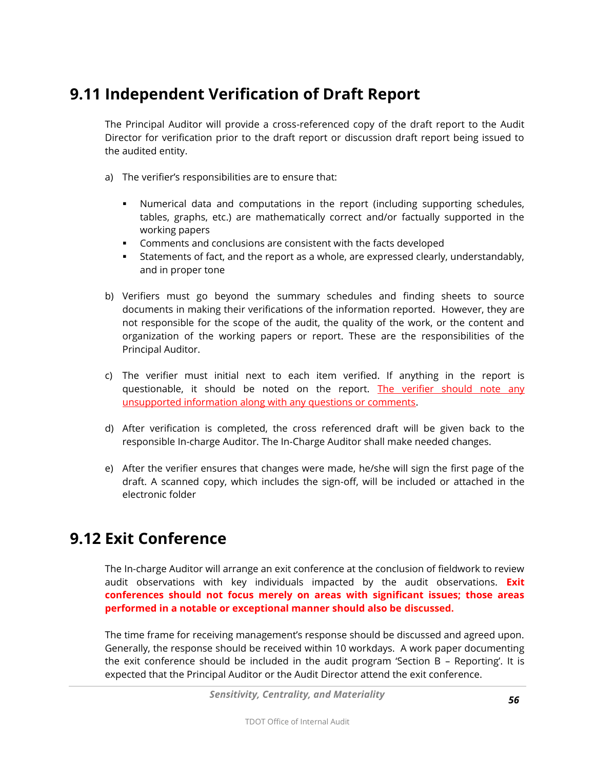## 9.11 Independent Verification of Draft Report

The Principal Auditor will provide a cross-referenced copy of the draft report to the Audit Director for verification prior to the draft report or discussion draft report being issued to the audited entity.

a) The verifier's responsibilities are to ensure that:

- Numerical data and computations in the report (including supporting schedules, tables, graphs, etc.) are mathematically correct and/or factually supported in the working papers
- Comments and conclusions are consistent with the facts developed
- Statements of fact, and the report as a whole, are expressed clearly, understandably, and in proper tone

b) Verifiers must go beyond the summary schedules and finding sheets to source documents in making their verifications of the information reported. However, they are not responsible for the scope of the audit, the quality of the work, or the content and organization of the working papers or report. These are the responsibilities of the Principal Auditor.

c) The verifier must initial next to each item verified. If anything in the report is questionable, it should be noted on the report. The verifier should note any unsupported information along with any questions or comments.

d) After verification is completed, the cross referenced draft will be given back to the responsible In-charge Auditor. The In-Charge Auditor shall make needed changes.

e) After the verifier ensures that changes were made, he/she will sign the first page of the draft. A scanned copy, which includes the sign-off, will be included or attached in the electronic folder

## 9.12 Exit Conference

The In-charge Auditor will arrange an exit conference at the conclusion of fieldwork to review audit observations with key individuals impacted by the audit observations. **Exit conferences should not focus merely on areas with significant issues; those areas performed in a notable or exceptional manner should also be discussed.**

The time frame for receiving management's response should be discussed and agreed upon. Generally, the response should be received within 10 workdays. A work paper documenting the exit conference should be included in the audit program 'Section B – Reporting'. It is expected that the Principal Auditor or the Audit Director attend the exit conference.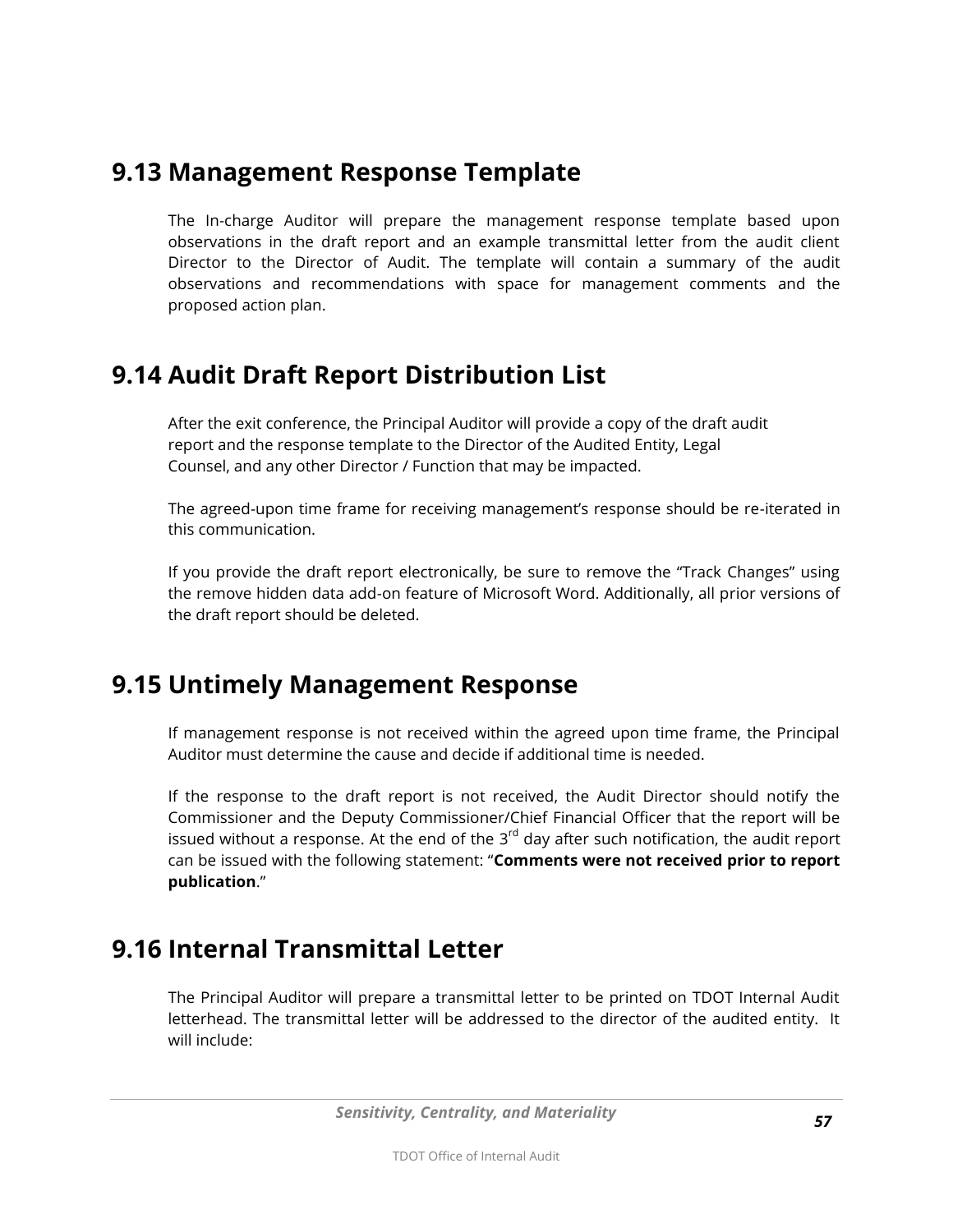## 9.13 Management Response Template

The In-charge Auditor will prepare the management response template based upon observations in the draft report and an example transmittal letter from the audit client Director to the Director of Audit. The template will contain a summary of the audit observations and recommendations with space for management comments and the proposed action plan.

## 9.14 Audit Draft Report Distribution List

After the exit conference, the Principal Auditor will provide a copy of the draft audit report and the response template to the Director of the Audited Entity, Legal Counsel, and any other Director / Function that may be impacted.

The agreed-upon time frame for receiving management's response should be re-iterated in this communication.

If you provide the draft report electronically, be sure to remove the "Track Changes" using the remove hidden data add-on feature of Microsoft Word. Additionally, all prior versions of the draft report should be deleted.

## 9.15 Untimely Management Response

If management response is not received within the agreed upon time frame, the Principal Auditor must determine the cause and decide if additional time is needed.

If the response to the draft report is not received, the Audit Director should notify the Commissioner and the Deputy Commissioner/Chief Financial Officer that the report will be issued without a response. At the end of the 3rd day after such notification, the audit report can be issued with the following statement: "**Comments were not received prior to report publication**."

## 9.16 Internal Transmittal Letter

The Principal Auditor will prepare a transmittal letter to be printed on TDOT Internal Audit letterhead. The transmittal letter will be addressed to the director of the audited entity. It will include: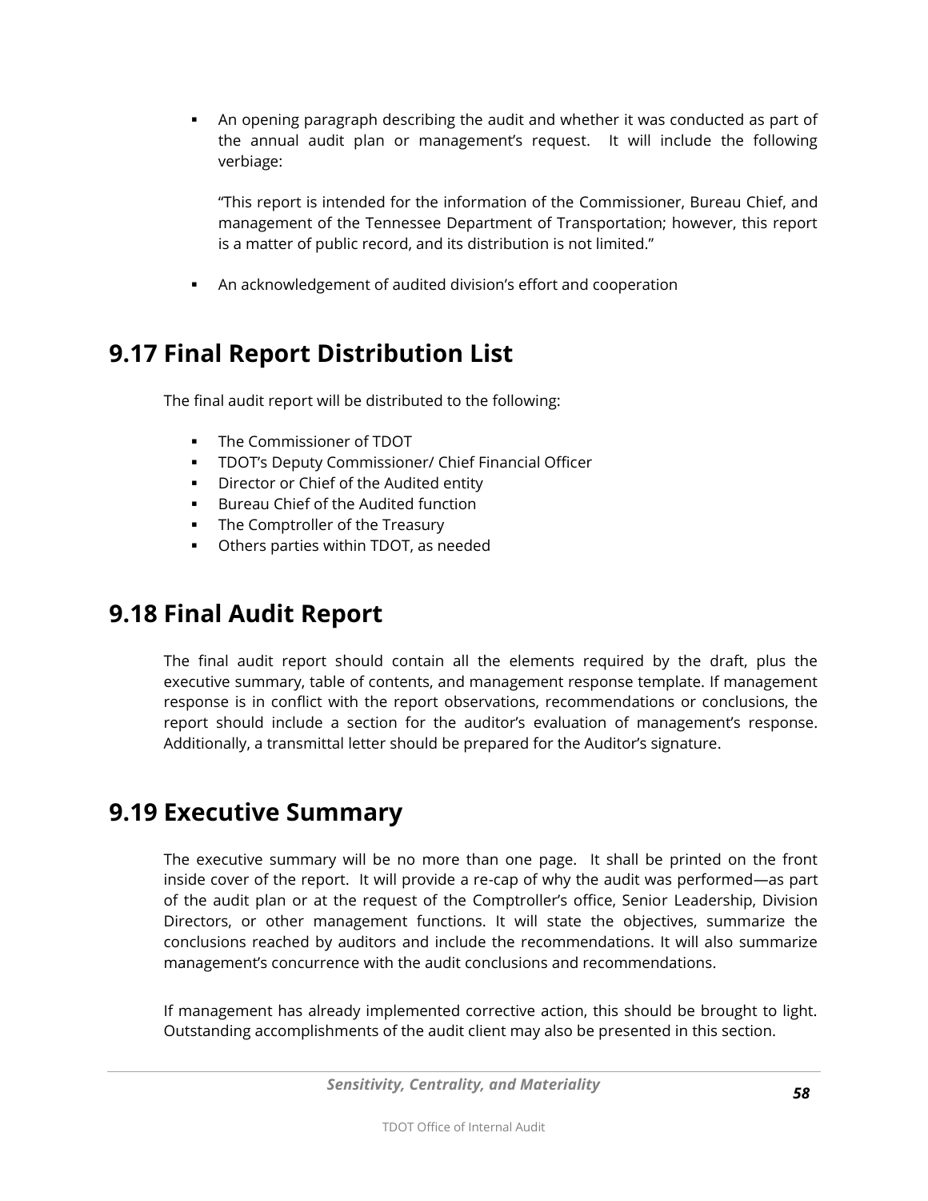- An opening paragraph describing the audit and whether it was conducted as part of the annual audit plan or management's request. It will include the following verbiage:

  "This report is intended for the information of the Commissioner, Bureau Chief, and management of the Tennessee Department of Transportation; however, this report is a matter of public record, and its distribution is not limited."

- An acknowledgement of audited division's effort and cooperation

## 9.17 Final Report Distribution List

The final audit report will be distributed to the following:

- The Commissioner of TDOT
- TDOT's Deputy Commissioner/ Chief Financial Officer
- Director or Chief of the Audited entity
- Bureau Chief of the Audited function
- The Comptroller of the Treasury
- Others parties within TDOT, as needed

## 9.18 Final Audit Report

The final audit report should contain all the elements required by the draft, plus the executive summary, table of contents, and management response template. If management response is in conflict with the report observations, recommendations or conclusions, the report should include a section for the auditor's evaluation of management's response. Additionally, a transmittal letter should be prepared for the Auditor's signature.

## 9.19 Executive Summary

The executive summary will be no more than one page. It shall be printed on the front inside cover of the report. It will provide a re-cap of why the audit was performed—as part of the audit plan or at the request of the Comptroller's office, Senior Leadership, Division Directors, or other management functions. It will state the objectives, summarize the conclusions reached by auditors and include the recommendations. It will also summarize management's concurrence with the audit conclusions and recommendations.

If management has already implemented corrective action, this should be brought to light. Outstanding accomplishments of the audit client may also be presented in this section.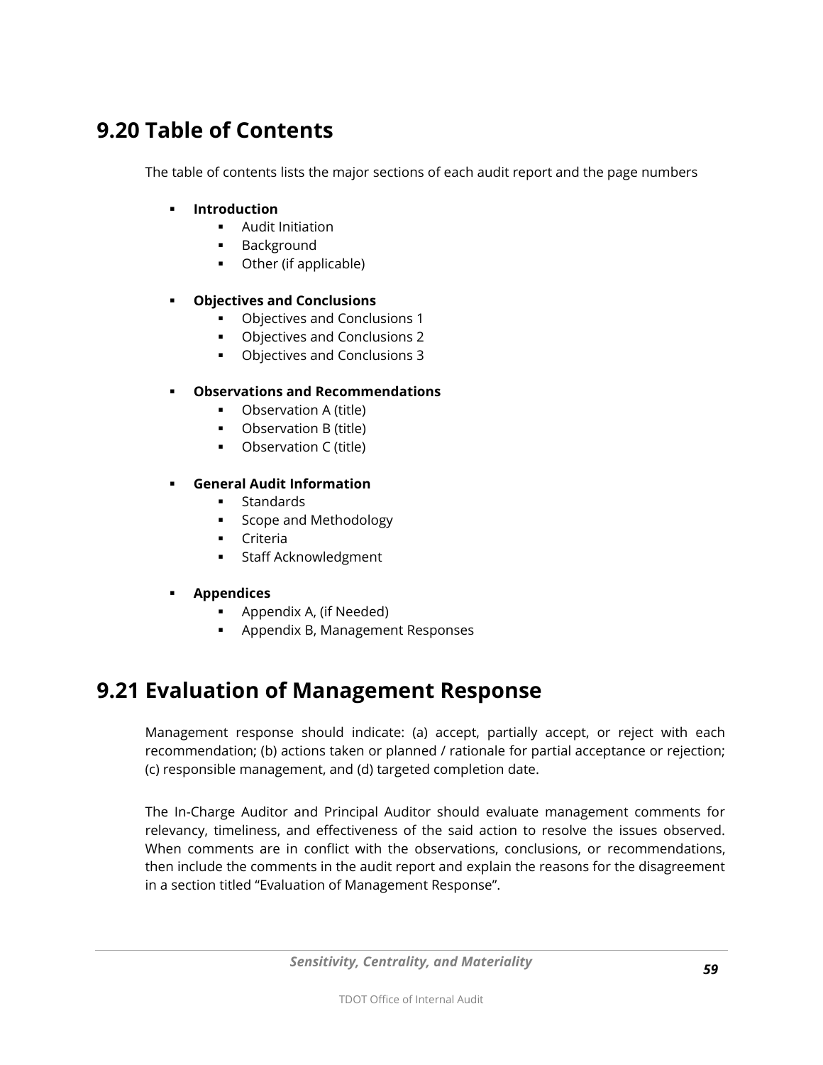## 9.20 Table of Contents

The table of contents lists the major sections of each audit report and the page numbers

- **Introduction**
  - Audit Initiation
  - Background
  - Other (if applicable)

- **Objectives and Conclusions**
  - Objectives and Conclusions 1
  - Objectives and Conclusions 2
  - Objectives and Conclusions 3

- **Observations and Recommendations**
  - Observation A (title)
  - Observation B (title)
  - Observation C (title)

- **General Audit Information**
  - Standards
  - Scope and Methodology
  - Criteria
  - Staff Acknowledgment

- **Appendices**
  - Appendix A, (if Needed)
  - Appendix B, Management Responses

## 9.21 Evaluation of Management Response

Management response should indicate: (a) accept, partially accept, or reject with each recommendation; (b) actions taken or planned / rationale for partial acceptance or rejection; (c) responsible management, and (d) targeted completion date.

The In-Charge Auditor and Principal Auditor should evaluate management comments for relevancy, timeliness, and effectiveness of the said action to resolve the issues observed. When comments are in conflict with the observations, conclusions, or recommendations, then include the comments in the audit report and explain the reasons for the disagreement in a section titled "Evaluation of Management Response".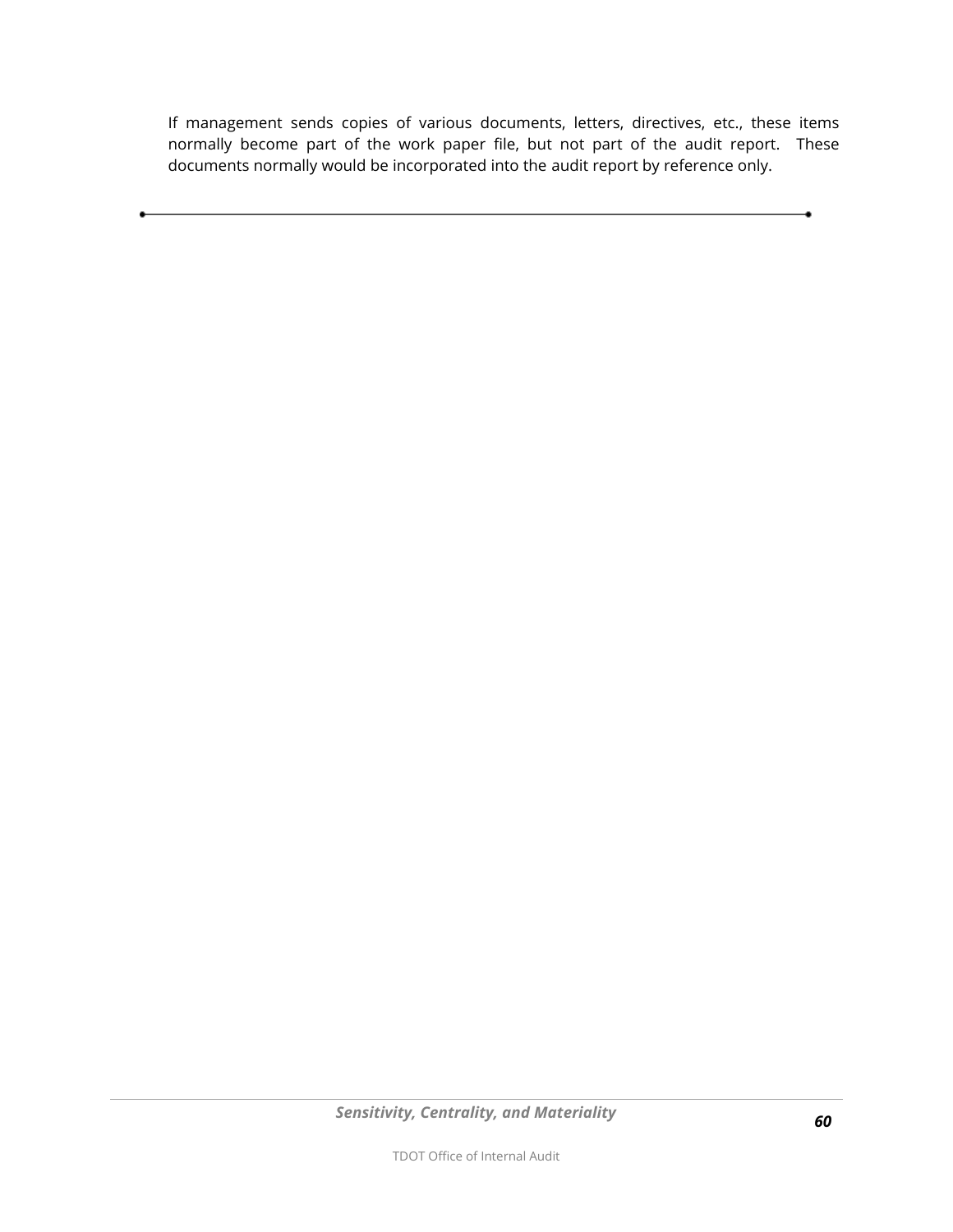If management sends copies of various documents, letters, directives, etc., these items normally become part of the work paper file, but not part of the audit report. These documents normally would be incorporated into the audit report by reference only.

---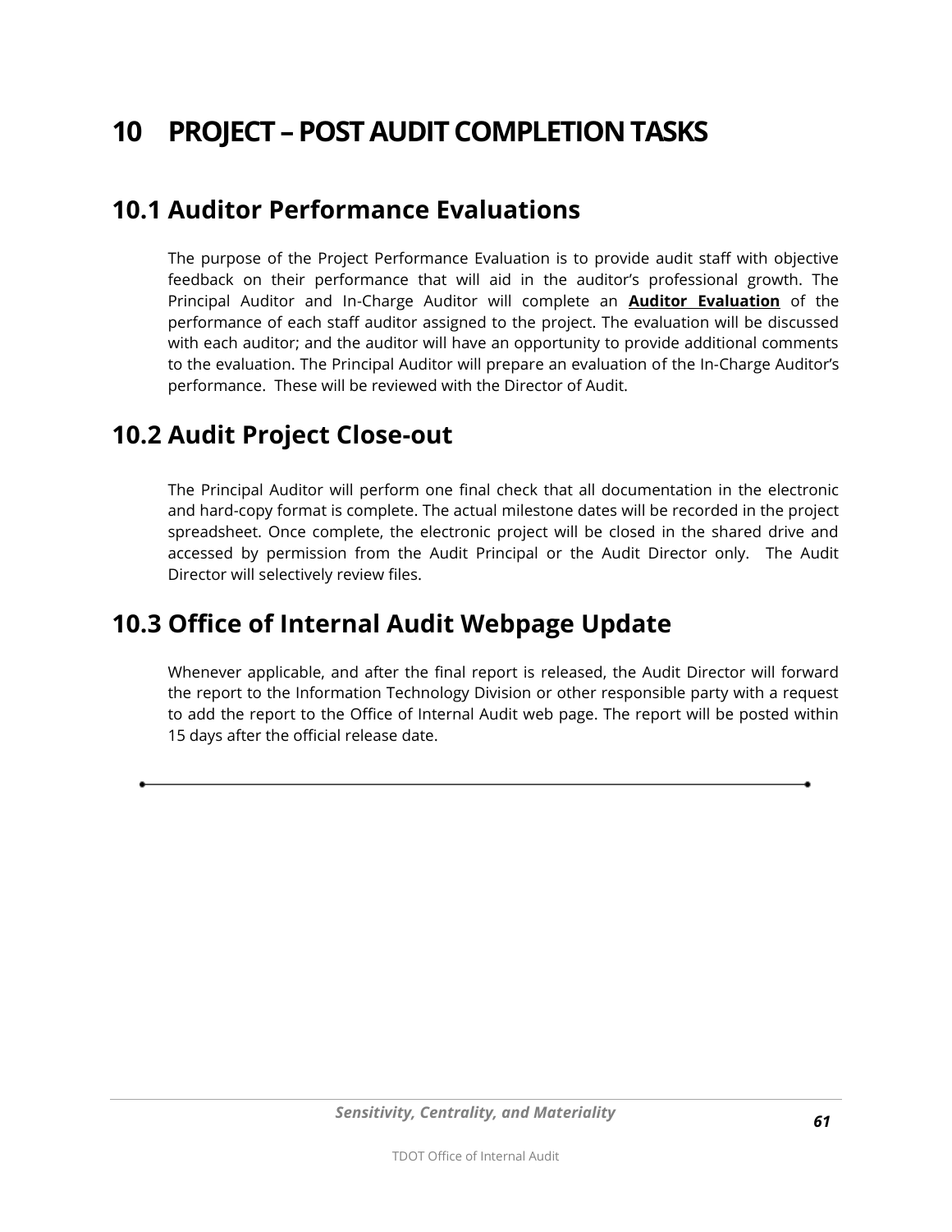# 10 PROJECT – POST AUDIT COMPLETION TASKS

## 10.1 Auditor Performance Evaluations

The purpose of the Project Performance Evaluation is to provide audit staff with objective feedback on their performance that will aid in the auditor's professional growth. The Principal Auditor and In-Charge Auditor will complete an **Auditor Evaluation** of the performance of each staff auditor assigned to the project. The evaluation will be discussed with each auditor; and the auditor will have an opportunity to provide additional comments to the evaluation. The Principal Auditor will prepare an evaluation of the In-Charge Auditor's performance. These will be reviewed with the Director of Audit.

## 10.2 Audit Project Close-out

The Principal Auditor will perform one final check that all documentation in the electronic and hard-copy format is complete. The actual milestone dates will be recorded in the project spreadsheet. Once complete, the electronic project will be closed in the shared drive and accessed by permission from the Audit Principal or the Audit Director only. The Audit Director will selectively review files.

## 10.3 Office of Internal Audit Webpage Update

Whenever applicable, and after the final report is released, the Audit Director will forward the report to the Information Technology Division or other responsible party with a request to add the report to the Office of Internal Audit web page. The report will be posted within 15 days after the official release date.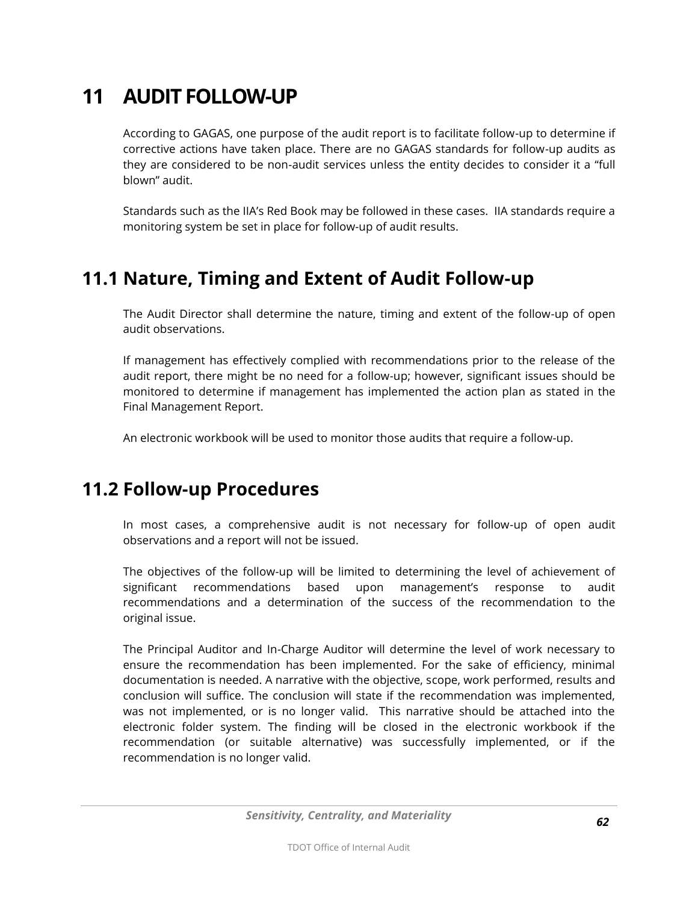# 11 AUDIT FOLLOW-UP

According to GAGAS, one purpose of the audit report is to facilitate follow-up to determine if corrective actions have taken place. There are no GAGAS standards for follow-up audits as they are considered to be non-audit services unless the entity decides to consider it a "full blown" audit.

Standards such as the IIA's Red Book may be followed in these cases. IIA standards require a monitoring system be set in place for follow-up of audit results.

## 11.1 Nature, Timing and Extent of Audit Follow-up

The Audit Director shall determine the nature, timing and extent of the follow-up of open audit observations.

If management has effectively complied with recommendations prior to the release of the audit report, there might be no need for a follow-up; however, significant issues should be monitored to determine if management has implemented the action plan as stated in the Final Management Report.

An electronic workbook will be used to monitor those audits that require a follow-up.

## 11.2 Follow-up Procedures

In most cases, a comprehensive audit is not necessary for follow-up of open audit observations and a report will not be issued.

The objectives of the follow-up will be limited to determining the level of achievement of significant recommendations based upon management's response to audit recommendations and a determination of the success of the recommendation to the original issue.

The Principal Auditor and In-Charge Auditor will determine the level of work necessary to ensure the recommendation has been implemented. For the sake of efficiency, minimal documentation is needed. A narrative with the objective, scope, work performed, results and conclusion will suffice. The conclusion will state if the recommendation was implemented, was not implemented, or is no longer valid. This narrative should be attached into the electronic folder system. The finding will be closed in the electronic workbook if the recommendation (or suitable alternative) was successfully implemented, or if the recommendation is no longer valid.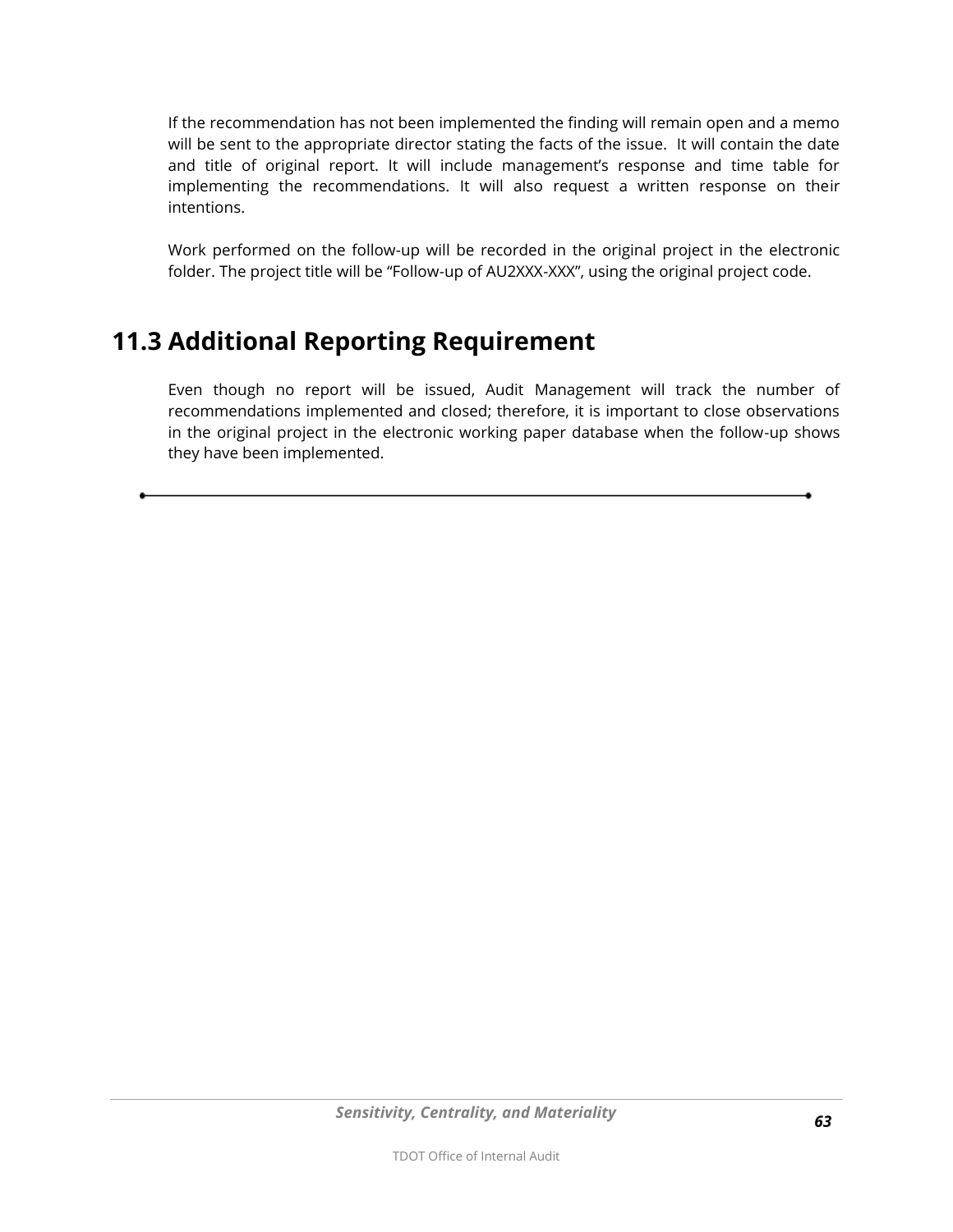If the recommendation has not been implemented the finding will remain open and a memo will be sent to the appropriate director stating the facts of the issue. It will contain the date and title of original report. It will include management's response and time table for implementing the recommendations. It will also request a written response on their intentions.

Work performed on the follow-up will be recorded in the original project in the electronic folder. The project title will be "Follow-up of AU2XXX-XXX", using the original project code.

## 11.3 Additional Reporting Requirement

Even though no report will be issued, Audit Management will track the number of recommendations implemented and closed; therefore, it is important to close observations in the original project in the electronic working paper database when the follow-up shows they have been implemented.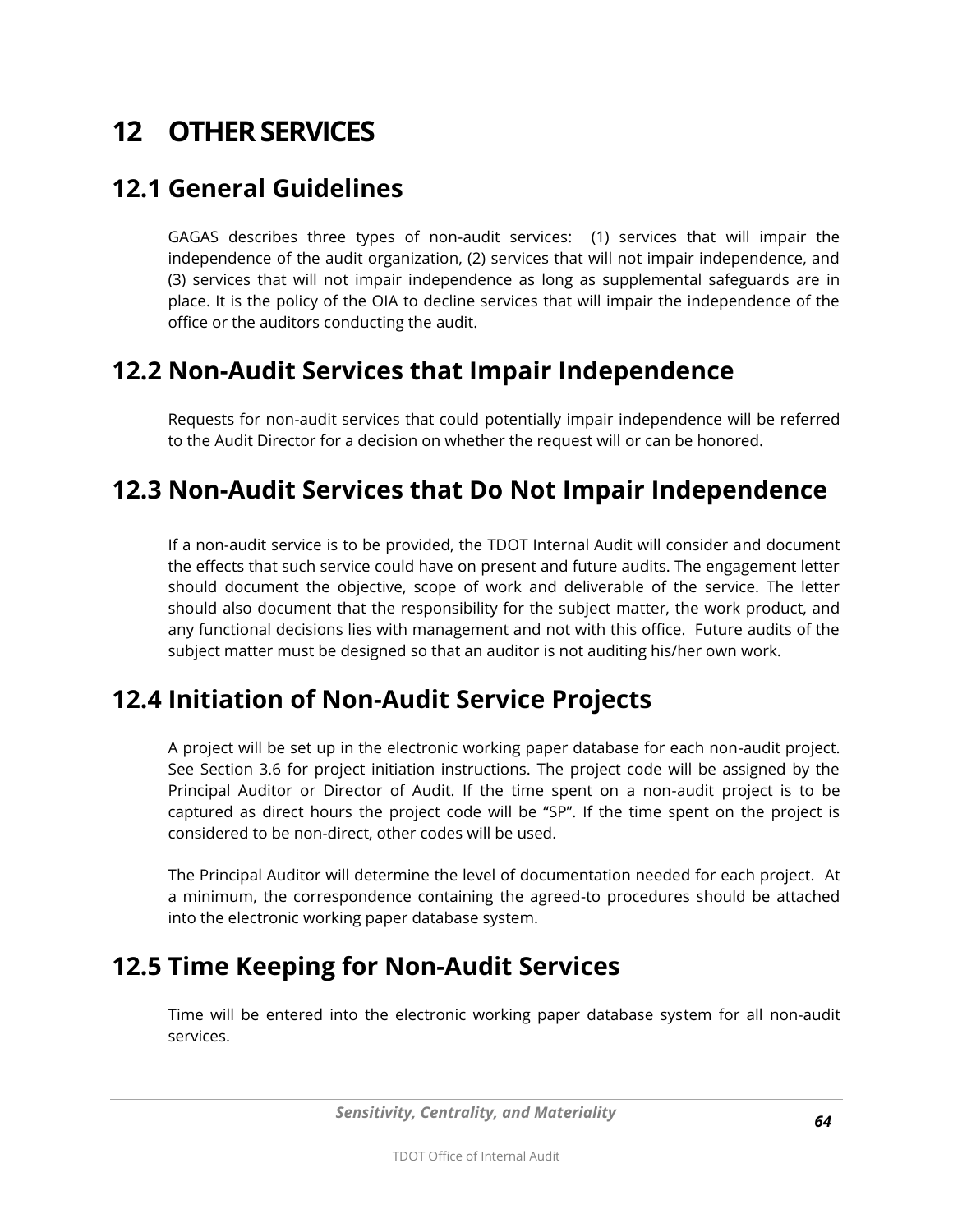# 12 OTHER SERVICES

## 12.1 General Guidelines

GAGAS describes three types of non-audit services: (1) services that will impair the independence of the audit organization, (2) services that will not impair independence, and (3) services that will not impair independence as long as supplemental safeguards are in place. It is the policy of the OIA to decline services that will impair the independence of the office or the auditors conducting the audit.

## 12.2 Non-Audit Services that Impair Independence

Requests for non-audit services that could potentially impair independence will be referred to the Audit Director for a decision on whether the request will or can be honored.

## 12.3 Non-Audit Services that Do Not Impair Independence

If a non-audit service is to be provided, the TDOT Internal Audit will consider and document the effects that such service could have on present and future audits. The engagement letter should document the objective, scope of work and deliverable of the service. The letter should also document that the responsibility for the subject matter, the work product, and any functional decisions lies with management and not with this office. Future audits of the subject matter must be designed so that an auditor is not auditing his/her own work.

## 12.4 Initiation of Non-Audit Service Projects

A project will be set up in the electronic working paper database for each non-audit project. See Section 3.6 for project initiation instructions. The project code will be assigned by the Principal Auditor or Director of Audit. If the time spent on a non-audit project is to be captured as direct hours the project code will be "SP". If the time spent on the project is considered to be non-direct, other codes will be used.

The Principal Auditor will determine the level of documentation needed for each project. At a minimum, the correspondence containing the agreed-to procedures should be attached into the electronic working paper database system.

## 12.5 Time Keeping for Non-Audit Services

Time will be entered into the electronic working paper database system for all non-audit services.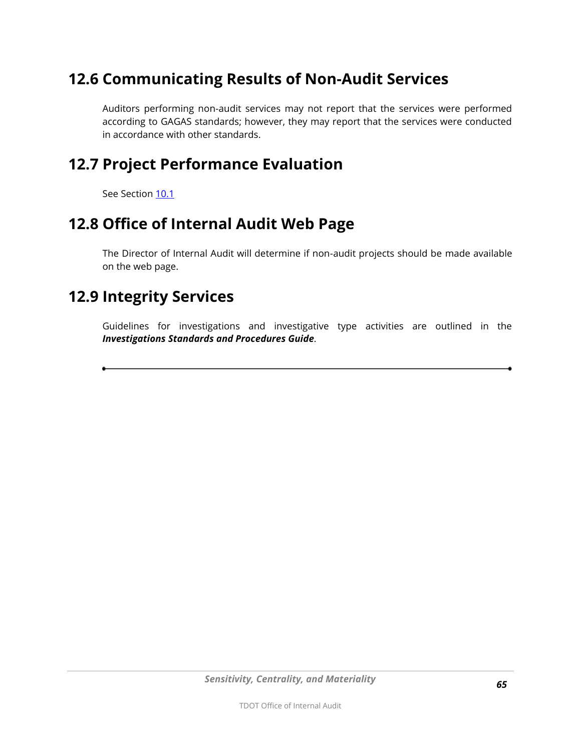## 12.6 Communicating Results of Non-Audit Services

Auditors performing non-audit services may not report that the services were performed according to GAGAS standards; however, they may report that the services were conducted in accordance with other standards.

## 12.7 Project Performance Evaluation

See Section 10.1

## 12.8 Office of Internal Audit Web Page

The Director of Internal Audit will determine if non-audit projects should be made available on the web page.

## 12.9 Integrity Services

Guidelines for investigations and investigative type activities are outlined in the ***Investigations Standards and Procedures Guide***.

---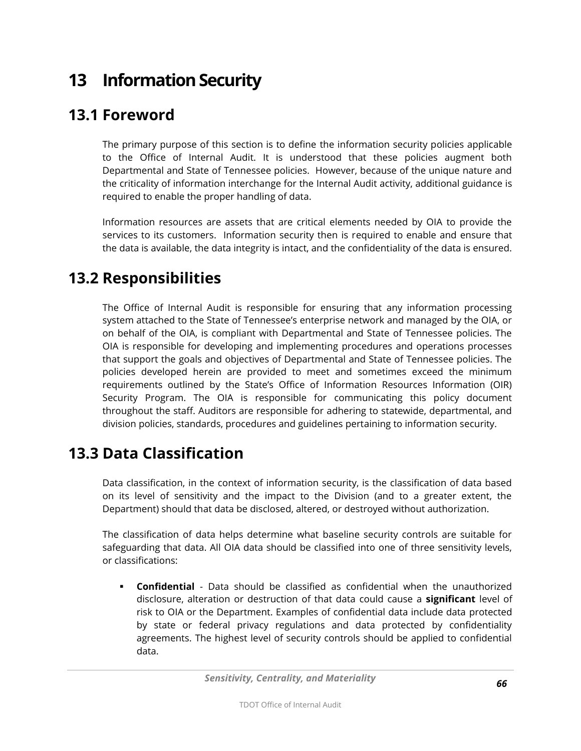# 13 Information Security

## 13.1 Foreword

The primary purpose of this section is to define the information security policies applicable to the Office of Internal Audit. It is understood that these policies augment both Departmental and State of Tennessee policies. However, because of the unique nature and the criticality of information interchange for the Internal Audit activity, additional guidance is required to enable the proper handling of data.

Information resources are assets that are critical elements needed by OIA to provide the services to its customers. Information security then is required to enable and ensure that the data is available, the data integrity is intact, and the confidentiality of the data is ensured.

## 13.2 Responsibilities

The Office of Internal Audit is responsible for ensuring that any information processing system attached to the State of Tennessee's enterprise network and managed by the OIA, or on behalf of the OIA, is compliant with Departmental and State of Tennessee policies. The OIA is responsible for developing and implementing procedures and operations processes that support the goals and objectives of Departmental and State of Tennessee policies. The policies developed herein are provided to meet and sometimes exceed the minimum requirements outlined by the State's Office of Information Resources Information (OIR) Security Program. The OIA is responsible for communicating this policy document throughout the staff. Auditors are responsible for adhering to statewide, departmental, and division policies, standards, procedures and guidelines pertaining to information security.

## 13.3 Data Classification

Data classification, in the context of information security, is the classification of data based on its level of sensitivity and the impact to the Division (and to a greater extent, the Department) should that data be disclosed, altered, or destroyed without authorization.

The classification of data helps determine what baseline security controls are suitable for safeguarding that data. All OIA data should be classified into one of three sensitivity levels, or classifications:

- **Confidential** - Data should be classified as confidential when the unauthorized disclosure, alteration or destruction of that data could cause a **significant** level of risk to OIA or the Department. Examples of confidential data include data protected by state or federal privacy regulations and data protected by confidentiality agreements. The highest level of security controls should be applied to confidential data.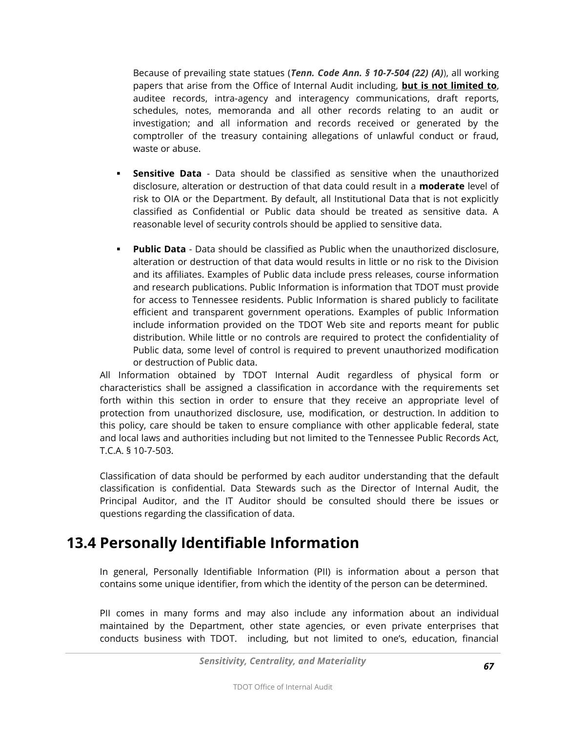Because of prevailing state statues (***Tenn. Code Ann. § 10-7-504 (22) (A)***), all working papers that arise from the Office of Internal Audit including, **but is not limited to**, auditee records, intra-agency and interagency communications, draft reports, schedules, notes, memoranda and all other records relating to an audit or investigation; and all information and records received or generated by the comptroller of the treasury containing allegations of unlawful conduct or fraud, waste or abuse.

- **Sensitive Data** - Data should be classified as sensitive when the unauthorized disclosure, alteration or destruction of that data could result in a **moderate** level of risk to OIA or the Department. By default, all Institutional Data that is not explicitly classified as Confidential or Public data should be treated as sensitive data. A reasonable level of security controls should be applied to sensitive data.

- **Public Data** - Data should be classified as Public when the unauthorized disclosure, alteration or destruction of that data would results in little or no risk to the Division and its affiliates. Examples of Public data include press releases, course information and research publications. Public Information is information that TDOT must provide for access to Tennessee residents. Public Information is shared publicly to facilitate efficient and transparent government operations. Examples of public Information include information provided on the TDOT Web site and reports meant for public distribution. While little or no controls are required to protect the confidentiality of Public data, some level of control is required to prevent unauthorized modification or destruction of Public data.

All Information obtained by TDOT Internal Audit regardless of physical form or characteristics shall be assigned a classification in accordance with the requirements set forth within this section in order to ensure that they receive an appropriate level of protection from unauthorized disclosure, use, modification, or destruction. In addition to this policy, care should be taken to ensure compliance with other applicable federal, state and local laws and authorities including but not limited to the Tennessee Public Records Act, T.C.A. § 10-7-503.

Classification of data should be performed by each auditor understanding that the default classification is confidential. Data Stewards such as the Director of Internal Audit, the Principal Auditor, and the IT Auditor should be consulted should there be issues or questions regarding the classification of data.

## 13.4 Personally Identifiable Information

In general, Personally Identifiable Information (PII) is information about a person that contains some unique identifier, from which the identity of the person can be determined.

PII comes in many forms and may also include any information about an individual maintained by the Department, other state agencies, or even private enterprises that conducts business with TDOT.  including, but not limited to one's, education, financial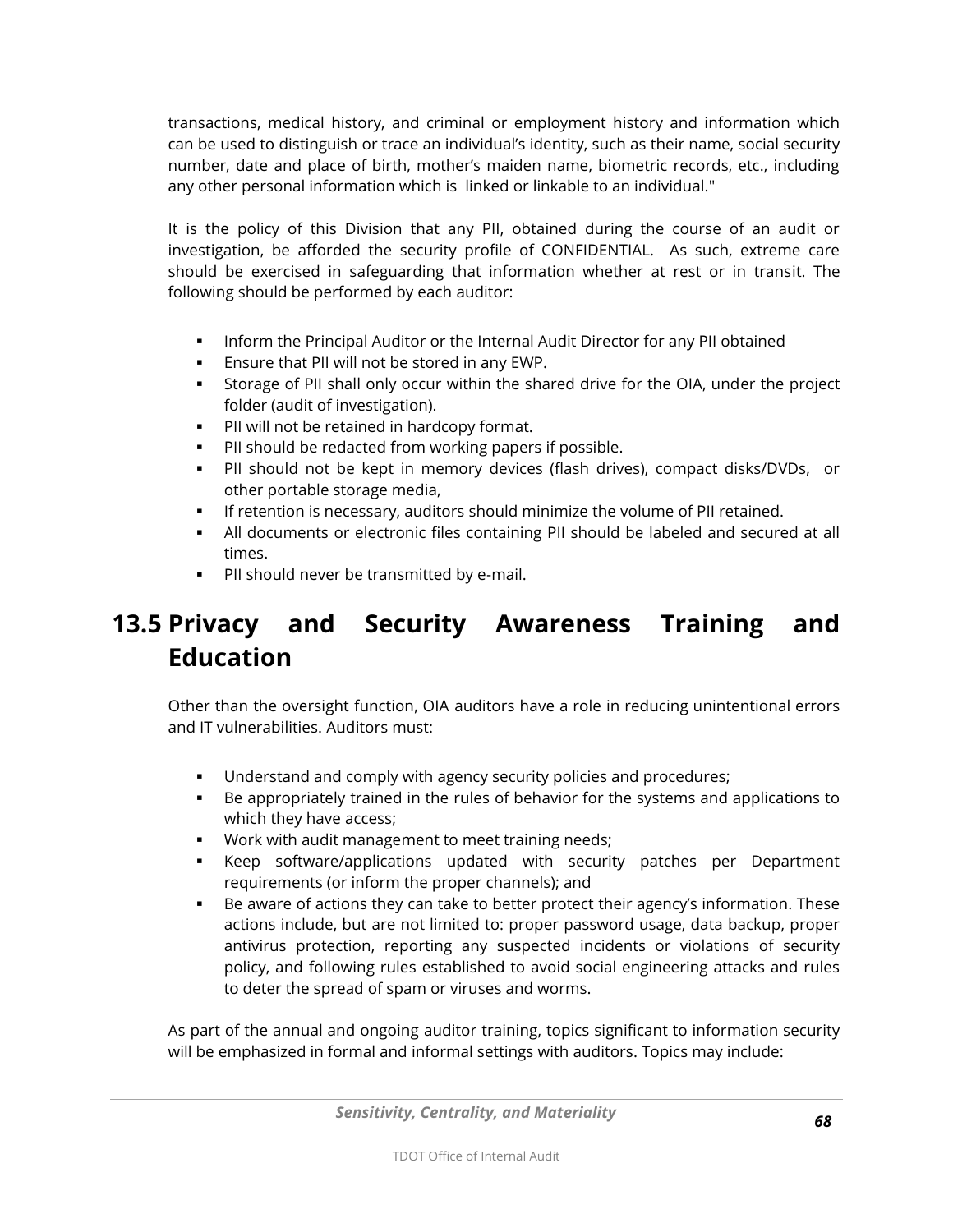transactions, medical history, and criminal or employment history and information which can be used to distinguish or trace an individual's identity, such as their name, social security number, date and place of birth, mother's maiden name, biometric records, etc., including any other personal information which is linked or linkable to an individual."

It is the policy of this Division that any PII, obtained during the course of an audit or investigation, be afforded the security profile of CONFIDENTIAL. As such, extreme care should be exercised in safeguarding that information whether at rest or in transit. The following should be performed by each auditor:

- Inform the Principal Auditor or the Internal Audit Director for any PII obtained
- Ensure that PII will not be stored in any EWP.
- Storage of PII shall only occur within the shared drive for the OIA, under the project folder (audit of investigation).
- PII will not be retained in hardcopy format.
- PII should be redacted from working papers if possible.
- PII should not be kept in memory devices (flash drives), compact disks/DVDs, or other portable storage media,
- If retention is necessary, auditors should minimize the volume of PII retained.
- All documents or electronic files containing PII should be labeled and secured at all times.
- PII should never be transmitted by e-mail.

## 13.5 Privacy and Security Awareness Training and Education

Other than the oversight function, OIA auditors have a role in reducing unintentional errors and IT vulnerabilities. Auditors must:

- Understand and comply with agency security policies and procedures;
- Be appropriately trained in the rules of behavior for the systems and applications to which they have access;
- Work with audit management to meet training needs;
- Keep software/applications updated with security patches per Department requirements (or inform the proper channels); and
- Be aware of actions they can take to better protect their agency's information. These actions include, but are not limited to: proper password usage, data backup, proper antivirus protection, reporting any suspected incidents or violations of security policy, and following rules established to avoid social engineering attacks and rules to deter the spread of spam or viruses and worms.

As part of the annual and ongoing auditor training, topics significant to information security will be emphasized in formal and informal settings with auditors. Topics may include: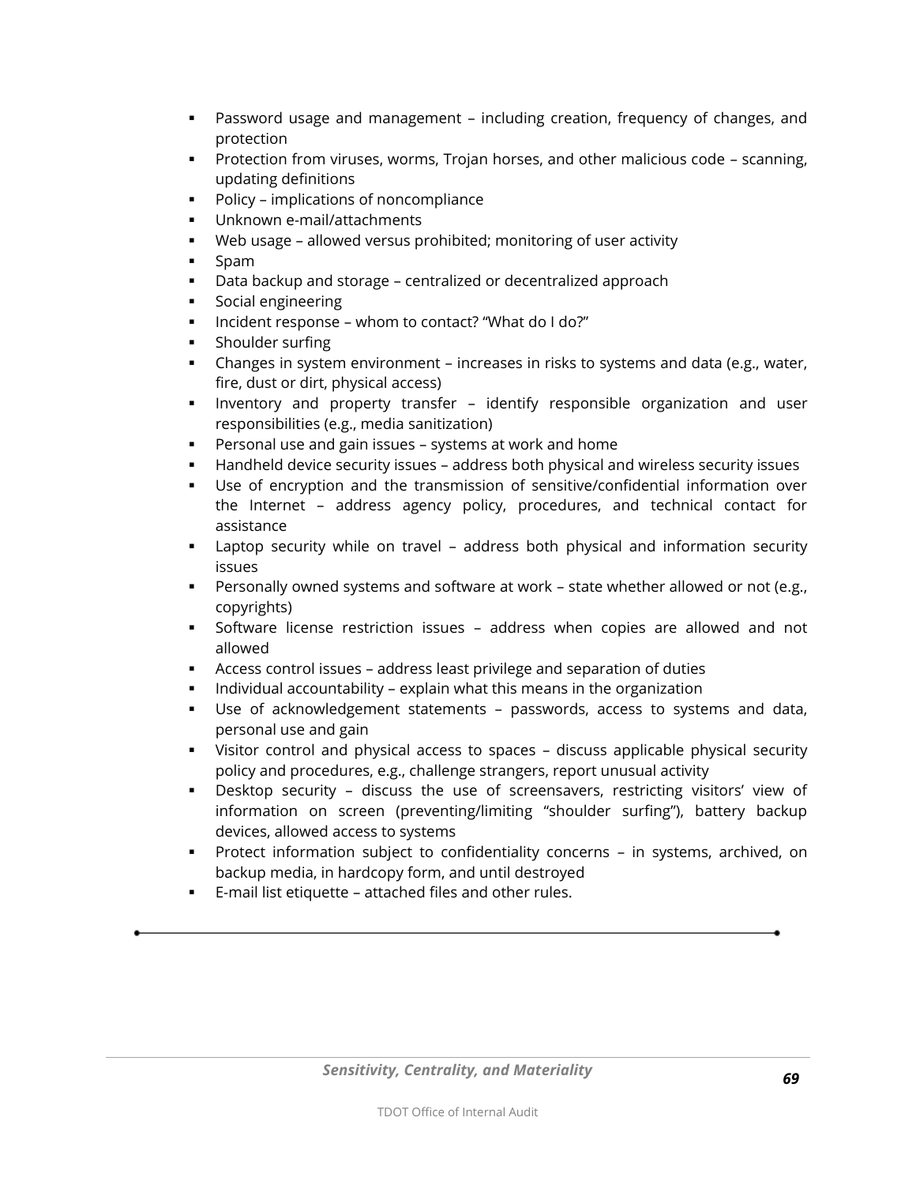- Password usage and management – including creation, frequency of changes, and protection
- Protection from viruses, worms, Trojan horses, and other malicious code – scanning, updating definitions
- Policy – implications of noncompliance
- Unknown e-mail/attachments
- Web usage – allowed versus prohibited; monitoring of user activity
- Spam
- Data backup and storage – centralized or decentralized approach
- Social engineering
- Incident response – whom to contact? "What do I do?"
- Shoulder surfing
- Changes in system environment – increases in risks to systems and data (e.g., water, fire, dust or dirt, physical access)
- Inventory and property transfer – identify responsible organization and user responsibilities (e.g., media sanitization)
- Personal use and gain issues – systems at work and home
- Handheld device security issues – address both physical and wireless security issues
- Use of encryption and the transmission of sensitive/confidential information over the Internet – address agency policy, procedures, and technical contact for assistance
- Laptop security while on travel – address both physical and information security issues
- Personally owned systems and software at work – state whether allowed or not (e.g., copyrights)
- Software license restriction issues – address when copies are allowed and not allowed
- Access control issues – address least privilege and separation of duties
- Individual accountability – explain what this means in the organization
- Use of acknowledgement statements – passwords, access to systems and data, personal use and gain
- Visitor control and physical access to spaces – discuss applicable physical security policy and procedures, e.g., challenge strangers, report unusual activity
- Desktop security – discuss the use of screensavers, restricting visitors' view of information on screen (preventing/limiting "shoulder surfing"), battery backup devices, allowed access to systems
- Protect information subject to confidentiality concerns – in systems, archived, on backup media, in hardcopy form, and until destroyed
- E-mail list etiquette – attached files and other rules.

---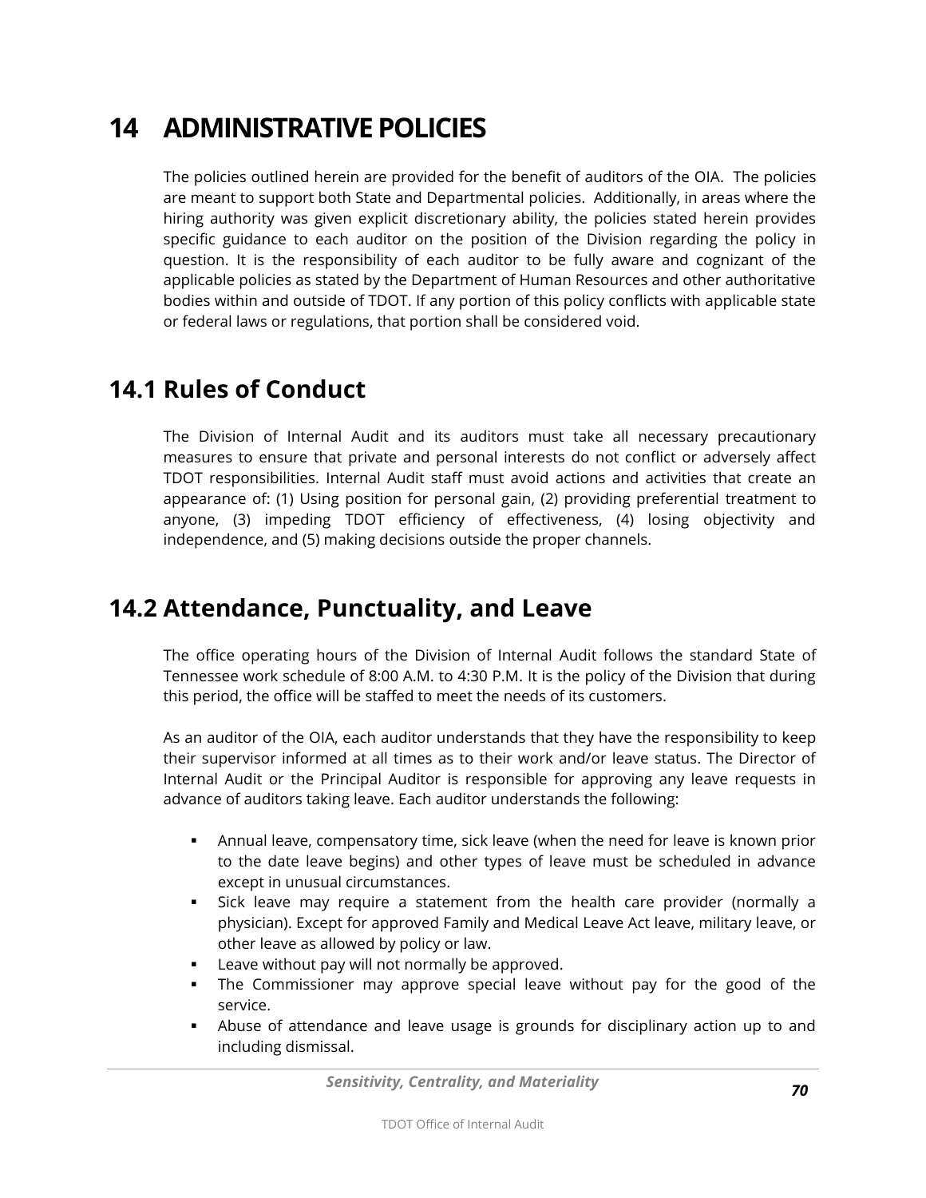# 14 ADMINISTRATIVE POLICIES

The policies outlined herein are provided for the benefit of auditors of the OIA. The policies are meant to support both State and Departmental policies. Additionally, in areas where the hiring authority was given explicit discretionary ability, the policies stated herein provides specific guidance to each auditor on the position of the Division regarding the policy in question. It is the responsibility of each auditor to be fully aware and cognizant of the applicable policies as stated by the Department of Human Resources and other authoritative bodies within and outside of TDOT. If any portion of this policy conflicts with applicable state or federal laws or regulations, that portion shall be considered void.

## 14.1 Rules of Conduct

The Division of Internal Audit and its auditors must take all necessary precautionary measures to ensure that private and personal interests do not conflict or adversely affect TDOT responsibilities. Internal Audit staff must avoid actions and activities that create an appearance of: (1) Using position for personal gain, (2) providing preferential treatment to anyone, (3) impeding TDOT efficiency of effectiveness, (4) losing objectivity and independence, and (5) making decisions outside the proper channels.

## 14.2 Attendance, Punctuality, and Leave

The office operating hours of the Division of Internal Audit follows the standard State of Tennessee work schedule of 8:00 A.M. to 4:30 P.M. It is the policy of the Division that during this period, the office will be staffed to meet the needs of its customers.

As an auditor of the OIA, each auditor understands that they have the responsibility to keep their supervisor informed at all times as to their work and/or leave status. The Director of Internal Audit or the Principal Auditor is responsible for approving any leave requests in advance of auditors taking leave. Each auditor understands the following:

- Annual leave, compensatory time, sick leave (when the need for leave is known prior to the date leave begins) and other types of leave must be scheduled in advance except in unusual circumstances.
- Sick leave may require a statement from the health care provider (normally a physician). Except for approved Family and Medical Leave Act leave, military leave, or other leave as allowed by policy or law.
- Leave without pay will not normally be approved.
- The Commissioner may approve special leave without pay for the good of the service.
- Abuse of attendance and leave usage is grounds for disciplinary action up to and including dismissal.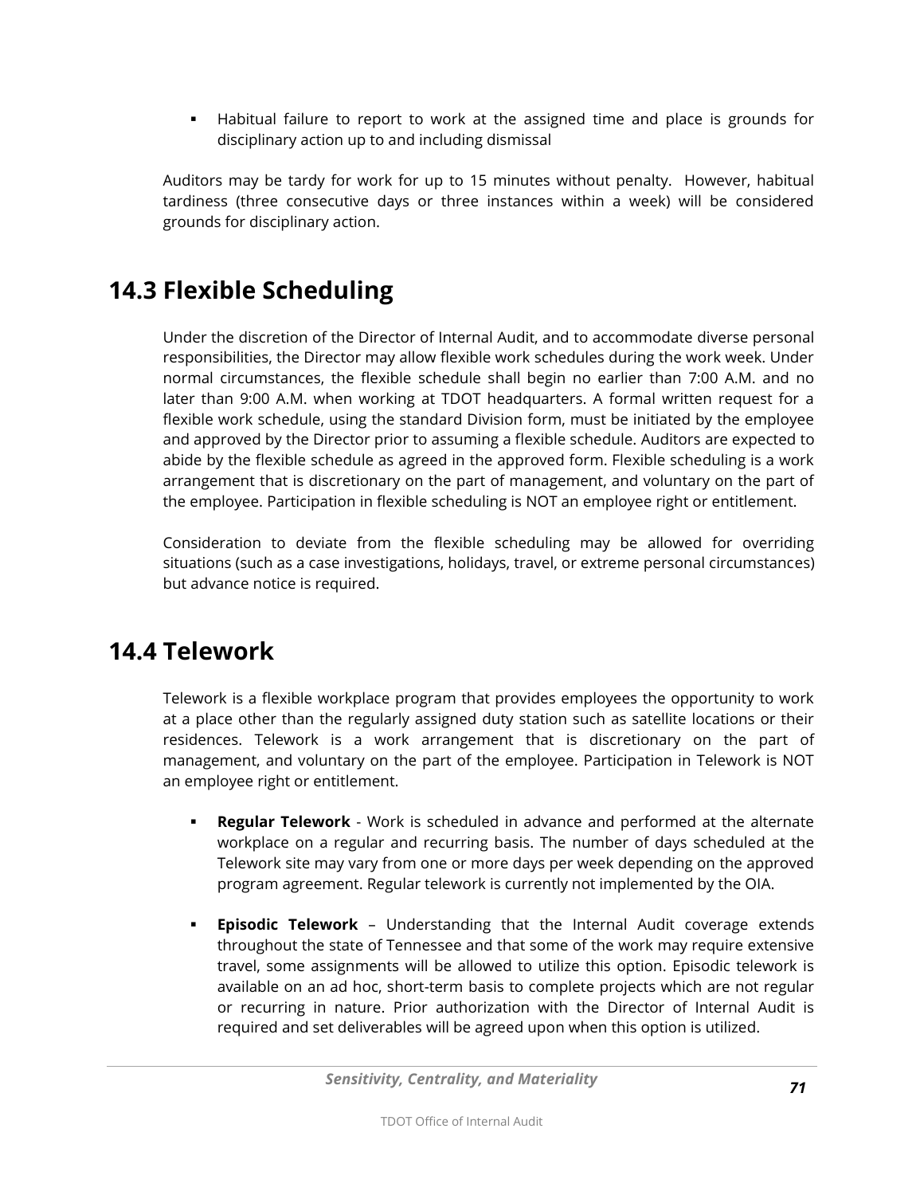- Habitual failure to report to work at the assigned time and place is grounds for disciplinary action up to and including dismissal

Auditors may be tardy for work for up to 15 minutes without penalty. However, habitual tardiness (three consecutive days or three instances within a week) will be considered grounds for disciplinary action.

## 14.3 Flexible Scheduling

Under the discretion of the Director of Internal Audit, and to accommodate diverse personal responsibilities, the Director may allow flexible work schedules during the work week. Under normal circumstances, the flexible schedule shall begin no earlier than 7:00 A.M. and no later than 9:00 A.M. when working at TDOT headquarters. A formal written request for a flexible work schedule, using the standard Division form, must be initiated by the employee and approved by the Director prior to assuming a flexible schedule. Auditors are expected to abide by the flexible schedule as agreed in the approved form. Flexible scheduling is a work arrangement that is discretionary on the part of management, and voluntary on the part of the employee. Participation in flexible scheduling is NOT an employee right or entitlement.

Consideration to deviate from the flexible scheduling may be allowed for overriding situations (such as a case investigations, holidays, travel, or extreme personal circumstances) but advance notice is required.

## 14.4 Telework

Telework is a flexible workplace program that provides employees the opportunity to work at a place other than the regularly assigned duty station such as satellite locations or their residences. Telework is a work arrangement that is discretionary on the part of management, and voluntary on the part of the employee. Participation in Telework is NOT an employee right or entitlement.

- **Regular Telework** - Work is scheduled in advance and performed at the alternate workplace on a regular and recurring basis. The number of days scheduled at the Telework site may vary from one or more days per week depending on the approved program agreement. Regular telework is currently not implemented by the OIA.

- **Episodic Telework** – Understanding that the Internal Audit coverage extends throughout the state of Tennessee and that some of the work may require extensive travel, some assignments will be allowed to utilize this option. Episodic telework is available on an ad hoc, short-term basis to complete projects which are not regular or recurring in nature. Prior authorization with the Director of Internal Audit is required and set deliverables will be agreed upon when this option is utilized.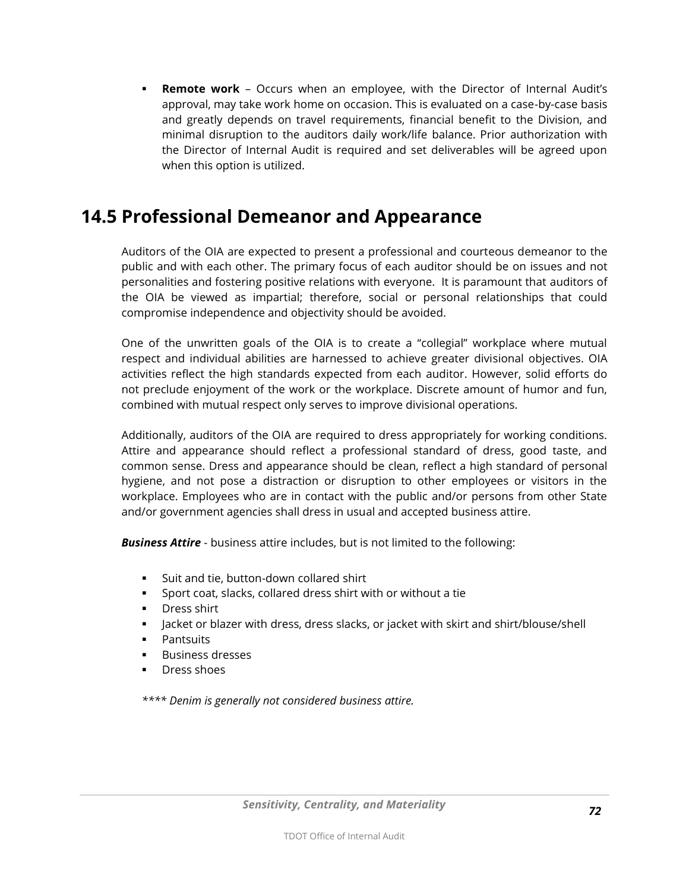- **Remote work** – Occurs when an employee, with the Director of Internal Audit's approval, may take work home on occasion. This is evaluated on a case-by-case basis and greatly depends on travel requirements, financial benefit to the Division, and minimal disruption to the auditors daily work/life balance. Prior authorization with the Director of Internal Audit is required and set deliverables will be agreed upon when this option is utilized.

## 14.5 Professional Demeanor and Appearance

Auditors of the OIA are expected to present a professional and courteous demeanor to the public and with each other. The primary focus of each auditor should be on issues and not personalities and fostering positive relations with everyone. It is paramount that auditors of the OIA be viewed as impartial; therefore, social or personal relationships that could compromise independence and objectivity should be avoided.

One of the unwritten goals of the OIA is to create a "collegial" workplace where mutual respect and individual abilities are harnessed to achieve greater divisional objectives. OIA activities reflect the high standards expected from each auditor. However, solid efforts do not preclude enjoyment of the work or the workplace. Discrete amount of humor and fun, combined with mutual respect only serves to improve divisional operations.

Additionally, auditors of the OIA are required to dress appropriately for working conditions. Attire and appearance should reflect a professional standard of dress, good taste, and common sense. Dress and appearance should be clean, reflect a high standard of personal hygiene, and not pose a distraction or disruption to other employees or visitors in the workplace. Employees who are in contact with the public and/or persons from other State and/or government agencies shall dress in usual and accepted business attire.

***Business Attire*** - business attire includes, but is not limited to the following:

- Suit and tie, button-down collared shirt
- Sport coat, slacks, collared dress shirt with or without a tie
- Dress shirt
- Jacket or blazer with dress, dress slacks, or jacket with skirt and shirt/blouse/shell
- Pantsuits
- Business dresses
- Dress shoes

*\*\*\*\* Denim is generally not considered business attire.*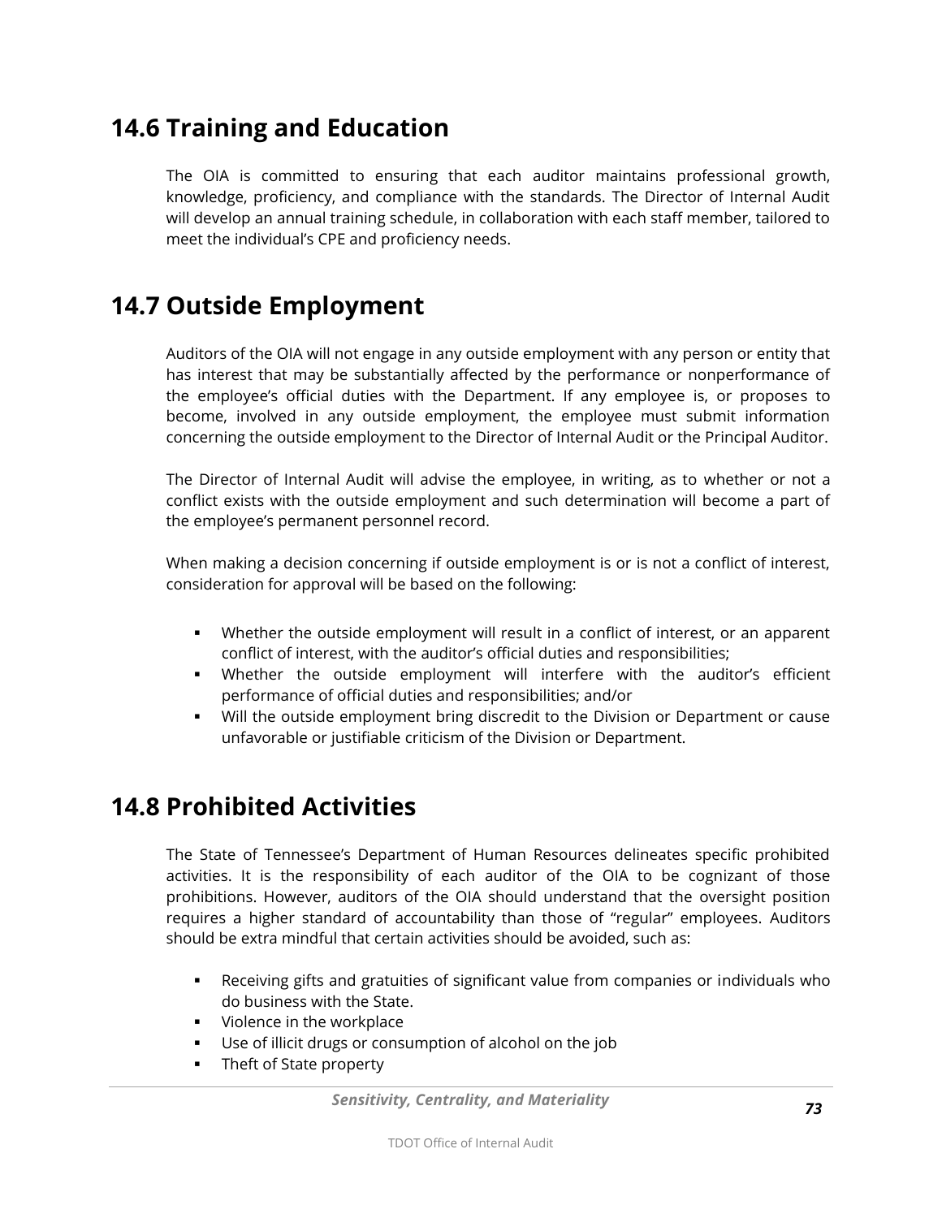## 14.6 Training and Education

The OIA is committed to ensuring that each auditor maintains professional growth, knowledge, proficiency, and compliance with the standards. The Director of Internal Audit will develop an annual training schedule, in collaboration with each staff member, tailored to meet the individual's CPE and proficiency needs.

## 14.7 Outside Employment

Auditors of the OIA will not engage in any outside employment with any person or entity that has interest that may be substantially affected by the performance or nonperformance of the employee's official duties with the Department. If any employee is, or proposes to become, involved in any outside employment, the employee must submit information concerning the outside employment to the Director of Internal Audit or the Principal Auditor.

The Director of Internal Audit will advise the employee, in writing, as to whether or not a conflict exists with the outside employment and such determination will become a part of the employee's permanent personnel record.

When making a decision concerning if outside employment is or is not a conflict of interest, consideration for approval will be based on the following:

- Whether the outside employment will result in a conflict of interest, or an apparent conflict of interest, with the auditor's official duties and responsibilities;
- Whether the outside employment will interfere with the auditor's efficient performance of official duties and responsibilities; and/or
- Will the outside employment bring discredit to the Division or Department or cause unfavorable or justifiable criticism of the Division or Department.

## 14.8 Prohibited Activities

The State of Tennessee's Department of Human Resources delineates specific prohibited activities. It is the responsibility of each auditor of the OIA to be cognizant of those prohibitions. However, auditors of the OIA should understand that the oversight position requires a higher standard of accountability than those of "regular" employees. Auditors should be extra mindful that certain activities should be avoided, such as:

- Receiving gifts and gratuities of significant value from companies or individuals who do business with the State.
- Violence in the workplace
- Use of illicit drugs or consumption of alcohol on the job
- Theft of State property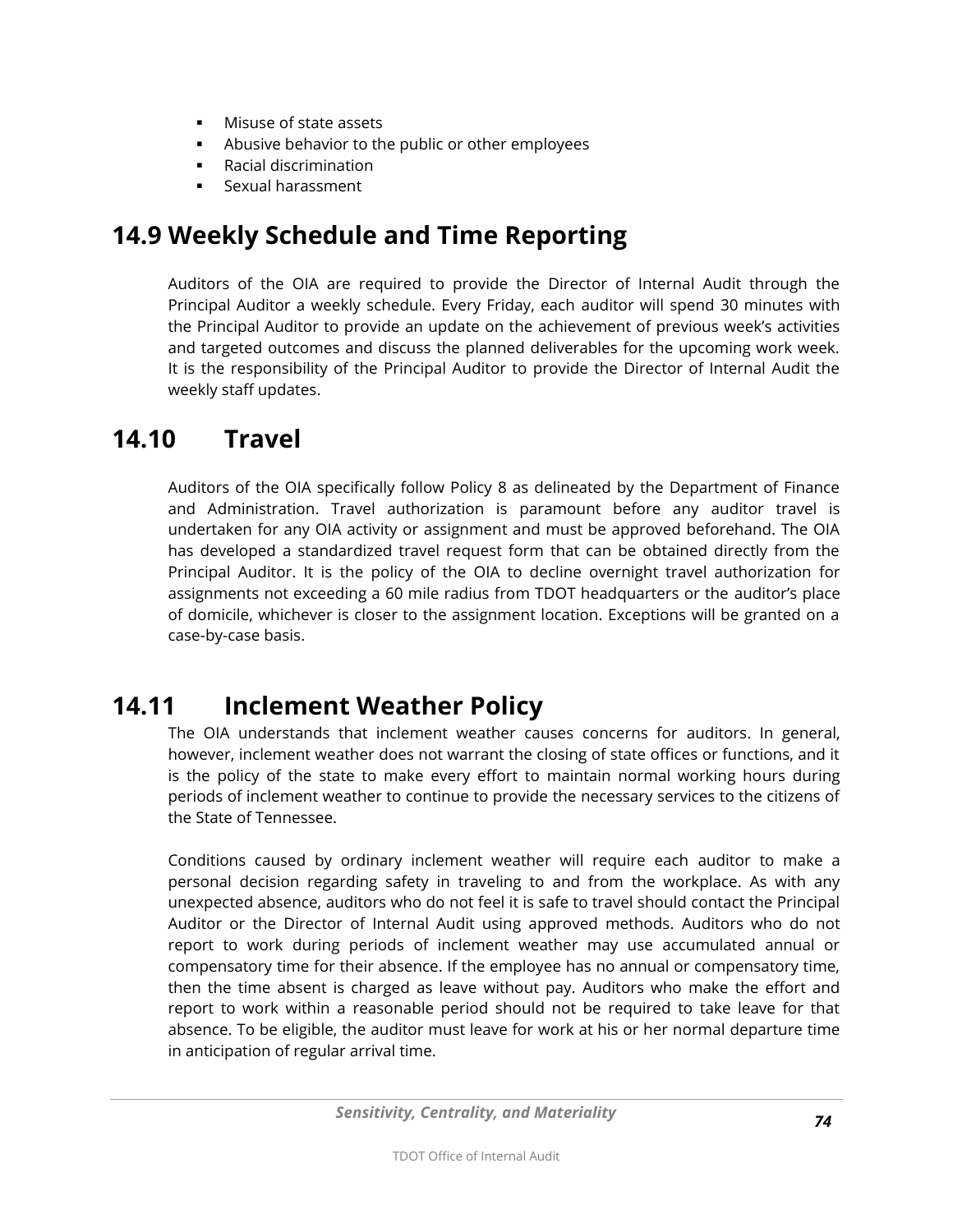- Misuse of state assets
- Abusive behavior to the public or other employees
- Racial discrimination
- Sexual harassment

## 14.9 Weekly Schedule and Time Reporting

Auditors of the OIA are required to provide the Director of Internal Audit through the Principal Auditor a weekly schedule. Every Friday, each auditor will spend 30 minutes with the Principal Auditor to provide an update on the achievement of previous week's activities and targeted outcomes and discuss the planned deliverables for the upcoming work week. It is the responsibility of the Principal Auditor to provide the Director of Internal Audit the weekly staff updates.

## 14.10 Travel

Auditors of the OIA specifically follow Policy 8 as delineated by the Department of Finance and Administration. Travel authorization is paramount before any auditor travel is undertaken for any OIA activity or assignment and must be approved beforehand. The OIA has developed a standardized travel request form that can be obtained directly from the Principal Auditor. It is the policy of the OIA to decline overnight travel authorization for assignments not exceeding a 60 mile radius from TDOT headquarters or the auditor's place of domicile, whichever is closer to the assignment location. Exceptions will be granted on a case-by-case basis.

## 14.11 Inclement Weather Policy

The OIA understands that inclement weather causes concerns for auditors. In general, however, inclement weather does not warrant the closing of state offices or functions, and it is the policy of the state to make every effort to maintain normal working hours during periods of inclement weather to continue to provide the necessary services to the citizens of the State of Tennessee.

Conditions caused by ordinary inclement weather will require each auditor to make a personal decision regarding safety in traveling to and from the workplace. As with any unexpected absence, auditors who do not feel it is safe to travel should contact the Principal Auditor or the Director of Internal Audit using approved methods. Auditors who do not report to work during periods of inclement weather may use accumulated annual or compensatory time for their absence. If the employee has no annual or compensatory time, then the time absent is charged as leave without pay. Auditors who make the effort and report to work within a reasonable period should not be required to take leave for that absence. To be eligible, the auditor must leave for work at his or her normal departure time in anticipation of regular arrival time.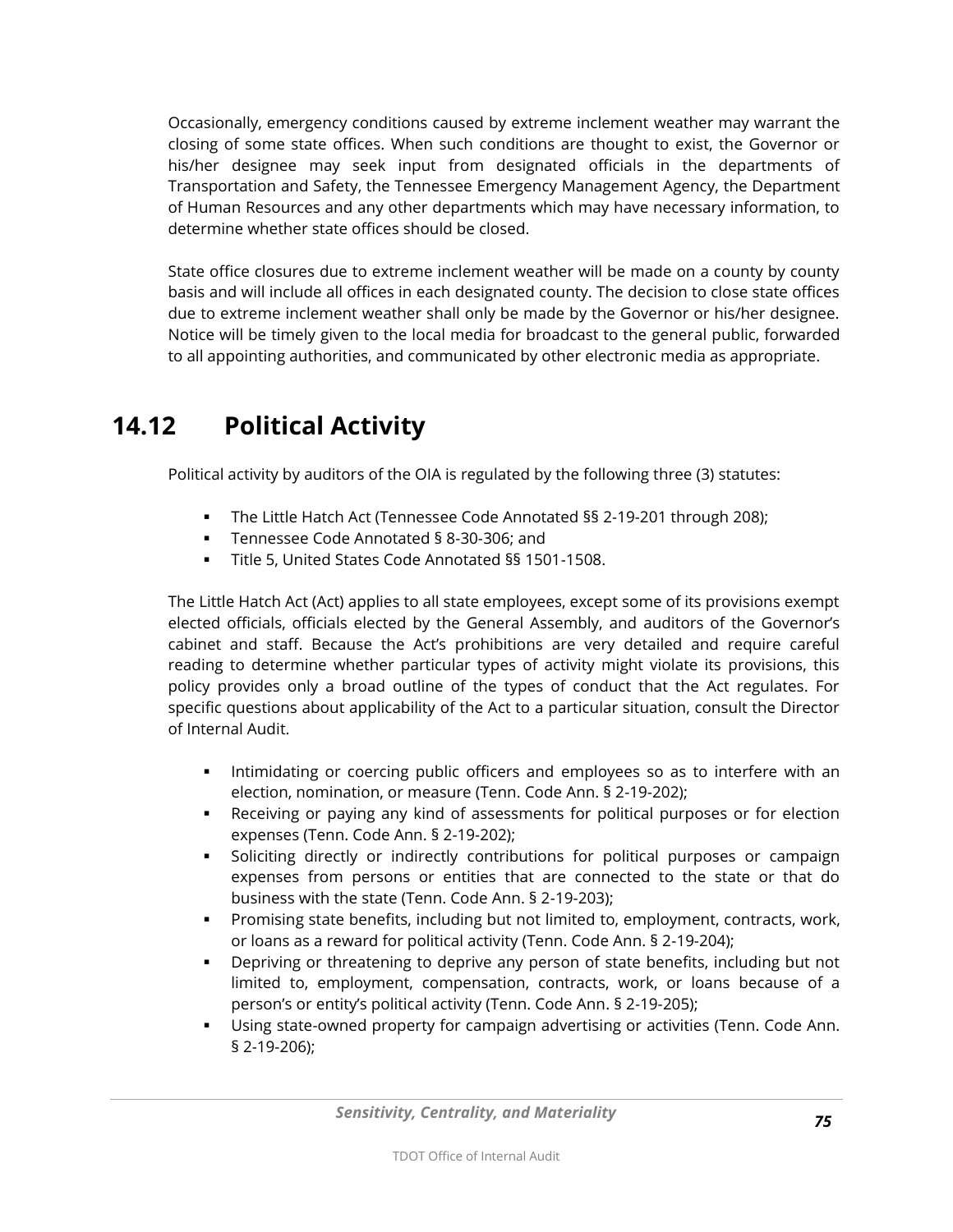Occasionally, emergency conditions caused by extreme inclement weather may warrant the closing of some state offices. When such conditions are thought to exist, the Governor or his/her designee may seek input from designated officials in the departments of Transportation and Safety, the Tennessee Emergency Management Agency, the Department of Human Resources and any other departments which may have necessary information, to determine whether state offices should be closed.

State office closures due to extreme inclement weather will be made on a county by county basis and will include all offices in each designated county. The decision to close state offices due to extreme inclement weather shall only be made by the Governor or his/her designee. Notice will be timely given to the local media for broadcast to the general public, forwarded to all appointing authorities, and communicated by other electronic media as appropriate.

## 14.12 Political Activity

Political activity by auditors of the OIA is regulated by the following three (3) statutes:

- The Little Hatch Act (Tennessee Code Annotated §§ 2-19-201 through 208);
- Tennessee Code Annotated § 8-30-306; and
- Title 5, United States Code Annotated §§ 1501-1508.

The Little Hatch Act (Act) applies to all state employees, except some of its provisions exempt elected officials, officials elected by the General Assembly, and auditors of the Governor's cabinet and staff. Because the Act's prohibitions are very detailed and require careful reading to determine whether particular types of activity might violate its provisions, this policy provides only a broad outline of the types of conduct that the Act regulates. For specific questions about applicability of the Act to a particular situation, consult the Director of Internal Audit.

- Intimidating or coercing public officers and employees so as to interfere with an election, nomination, or measure (Tenn. Code Ann. § 2-19-202);
- Receiving or paying any kind of assessments for political purposes or for election expenses (Tenn. Code Ann. § 2-19-202);
- Soliciting directly or indirectly contributions for political purposes or campaign expenses from persons or entities that are connected to the state or that do business with the state (Tenn. Code Ann. § 2-19-203);
- Promising state benefits, including but not limited to, employment, contracts, work, or loans as a reward for political activity (Tenn. Code Ann. § 2-19-204);
- Depriving or threatening to deprive any person of state benefits, including but not limited to, employment, compensation, contracts, work, or loans because of a person's or entity's political activity (Tenn. Code Ann. § 2-19-205);
- Using state-owned property for campaign advertising or activities (Tenn. Code Ann. § 2-19-206);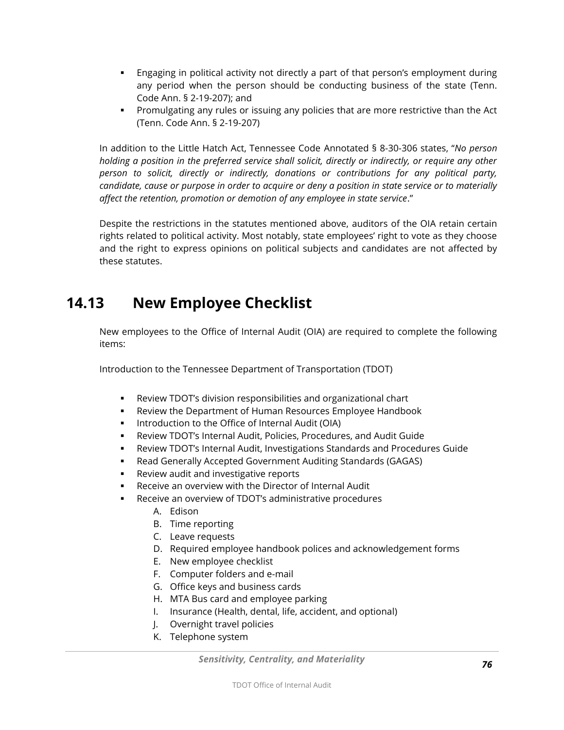- Engaging in political activity not directly a part of that person's employment during any period when the person should be conducting business of the state (Tenn. Code Ann. § 2-19-207); and
- Promulgating any rules or issuing any policies that are more restrictive than the Act (Tenn. Code Ann. § 2-19-207)

In addition to the Little Hatch Act, Tennessee Code Annotated § 8-30-306 states, "*No person holding a position in the preferred service shall solicit, directly or indirectly, or require any other person to solicit, directly or indirectly, donations or contributions for any political party, candidate, cause or purpose in order to acquire or deny a position in state service or to materially affect the retention, promotion or demotion of any employee in state service*."

Despite the restrictions in the statutes mentioned above, auditors of the OIA retain certain rights related to political activity. Most notably, state employees' right to vote as they choose and the right to express opinions on political subjects and candidates are not affected by these statutes.

## 14.13 New Employee Checklist

New employees to the Office of Internal Audit (OIA) are required to complete the following items:

Introduction to the Tennessee Department of Transportation (TDOT)

- Review TDOT's division responsibilities and organizational chart
- Review the Department of Human Resources Employee Handbook
- Introduction to the Office of Internal Audit (OIA)
- Review TDOT's Internal Audit, Policies, Procedures, and Audit Guide
- Review TDOT's Internal Audit, Investigations Standards and Procedures Guide
- Read Generally Accepted Government Auditing Standards (GAGAS)
- Review audit and investigative reports
- Receive an overview with the Director of Internal Audit
- Receive an overview of TDOT's administrative procedures
    A. Edison
    B. Time reporting
    C. Leave requests
    D. Required employee handbook polices and acknowledgement forms
    E. New employee checklist
    F. Computer folders and e-mail
    G. Office keys and business cards
    H. MTA Bus card and employee parking
    I. Insurance (Health, dental, life, accident, and optional)
    J. Overnight travel policies
    K. Telephone system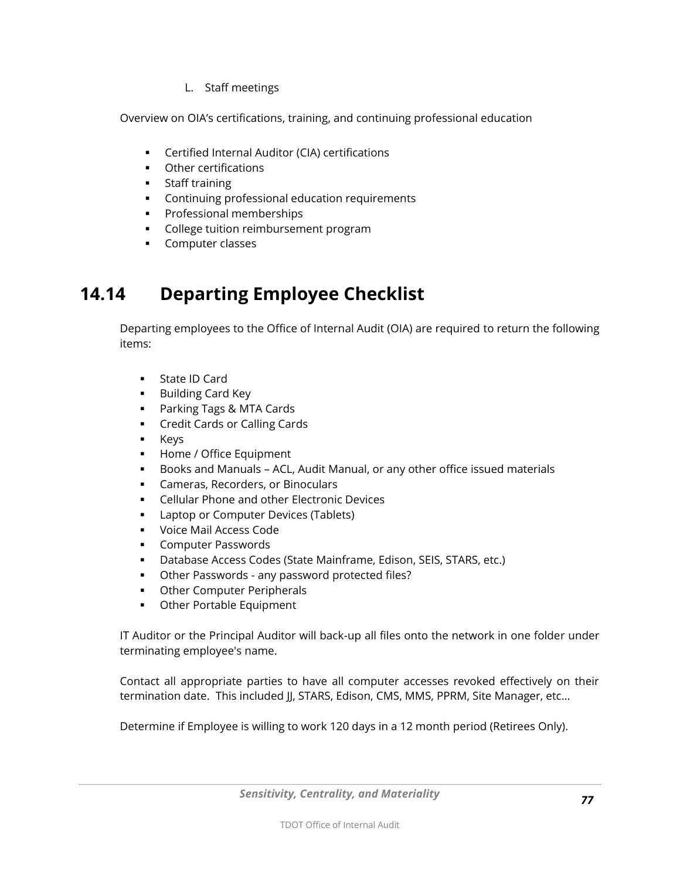L. Staff meetings

Overview on OIA's certifications, training, and continuing professional education

- Certified Internal Auditor (CIA) certifications
- Other certifications
- Staff training
- Continuing professional education requirements
- Professional memberships
- College tuition reimbursement program
- Computer classes

## 14.14 Departing Employee Checklist

Departing employees to the Office of Internal Audit (OIA) are required to return the following items:

- State ID Card
- Building Card Key
- Parking Tags & MTA Cards
- Credit Cards or Calling Cards
- Keys
- Home / Office Equipment
- Books and Manuals – ACL, Audit Manual, or any other office issued materials
- Cameras, Recorders, or Binoculars
- Cellular Phone and other Electronic Devices
- Laptop or Computer Devices (Tablets)
- Voice Mail Access Code
- Computer Passwords
- Database Access Codes (State Mainframe, Edison, SEIS, STARS, etc.)
- Other Passwords - any password protected files?
- Other Computer Peripherals
- Other Portable Equipment

IT Auditor or the Principal Auditor will back-up all files onto the network in one folder under terminating employee's name.

Contact all appropriate parties to have all computer accesses revoked effectively on their termination date. This included JJ, STARS, Edison, CMS, MMS, PPRM, Site Manager, etc…

Determine if Employee is willing to work 120 days in a 12 month period (Retirees Only).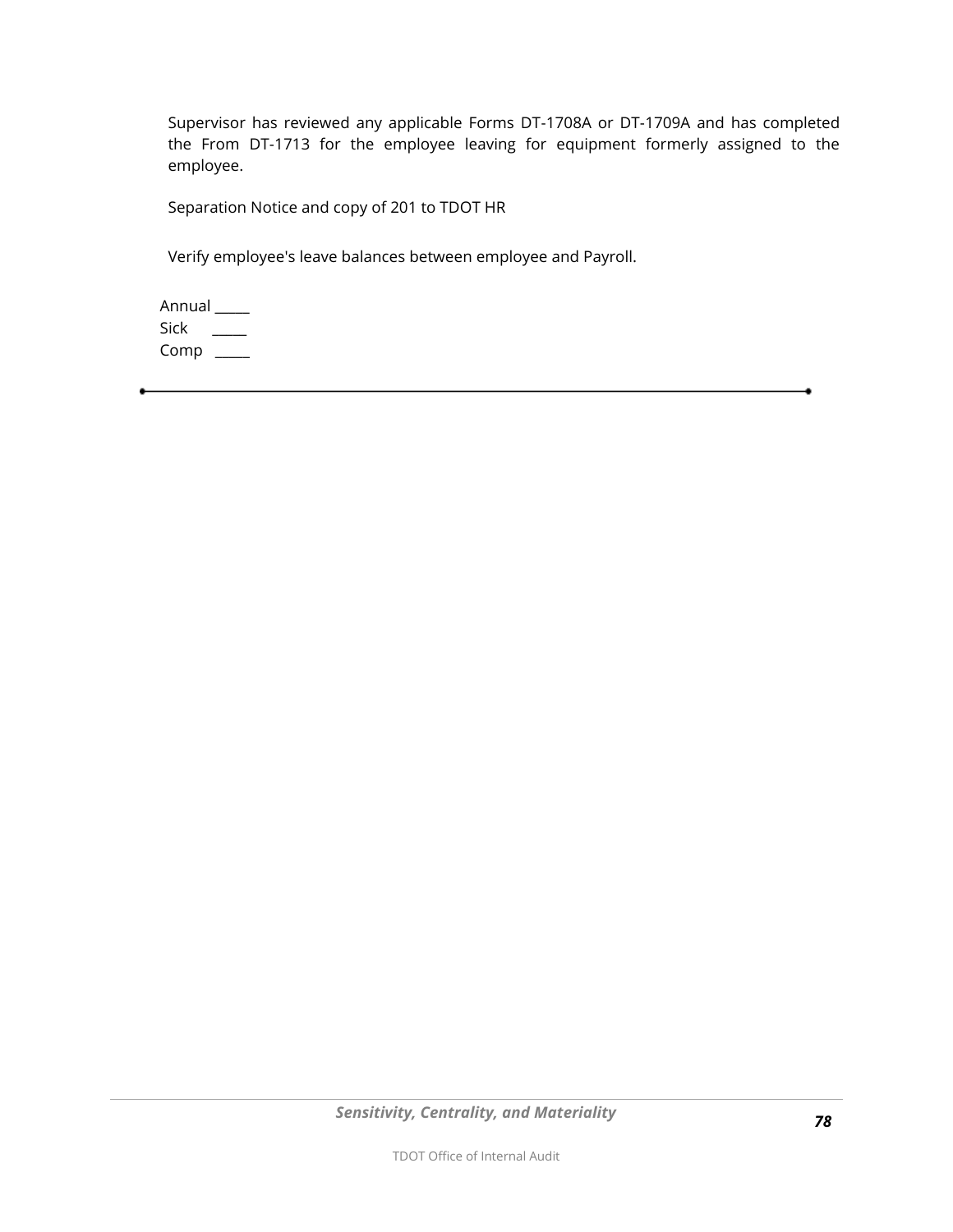Supervisor has reviewed any applicable Forms DT-1708A or DT-1709A and has completed the From DT-1713 for the employee leaving for equipment formerly assigned to the employee.

Separation Notice and copy of 201 to TDOT HR

Verify employee's leave balances between employee and Payroll.

Annual _____
Sick _____
Comp _____

---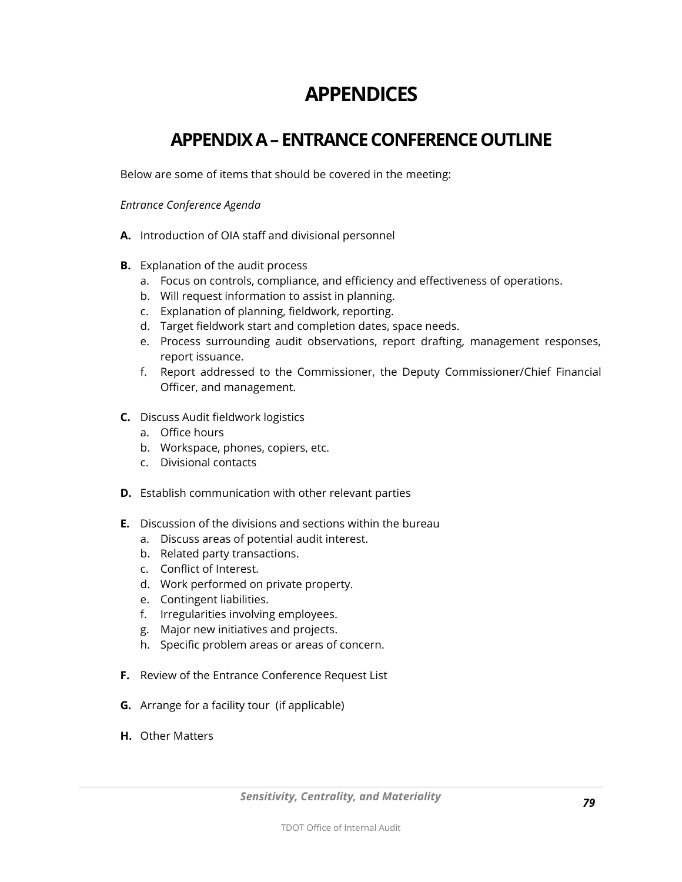# APPENDICES

## APPENDIX A – ENTRANCE CONFERENCE OUTLINE

Below are some of items that should be covered in the meeting:

*Entrance Conference Agenda*

**A.** Introduction of OIA staff and divisional personnel

**B.** Explanation of the audit process

   a. Focus on controls, compliance, and efficiency and effectiveness of operations.
   b. Will request information to assist in planning.
   c. Explanation of planning, fieldwork, reporting.
   d. Target fieldwork start and completion dates, space needs.
   e. Process surrounding audit observations, report drafting, management responses, report issuance.
   f. Report addressed to the Commissioner, the Deputy Commissioner/Chief Financial Officer, and management.

**C.** Discuss Audit fieldwork logistics

   a. Office hours
   b. Workspace, phones, copiers, etc.
   c. Divisional contacts

**D.** Establish communication with other relevant parties

**E.** Discussion of the divisions and sections within the bureau

   a. Discuss areas of potential audit interest.
   b. Related party transactions.
   c. Conflict of Interest.
   d. Work performed on private property.
   e. Contingent liabilities.
   f. Irregularities involving employees.
   g. Major new initiatives and projects.
   h. Specific problem areas or areas of concern.

**F.** Review of the Entrance Conference Request List

**G.** Arrange for a facility tour (if applicable)

**H.** Other Matters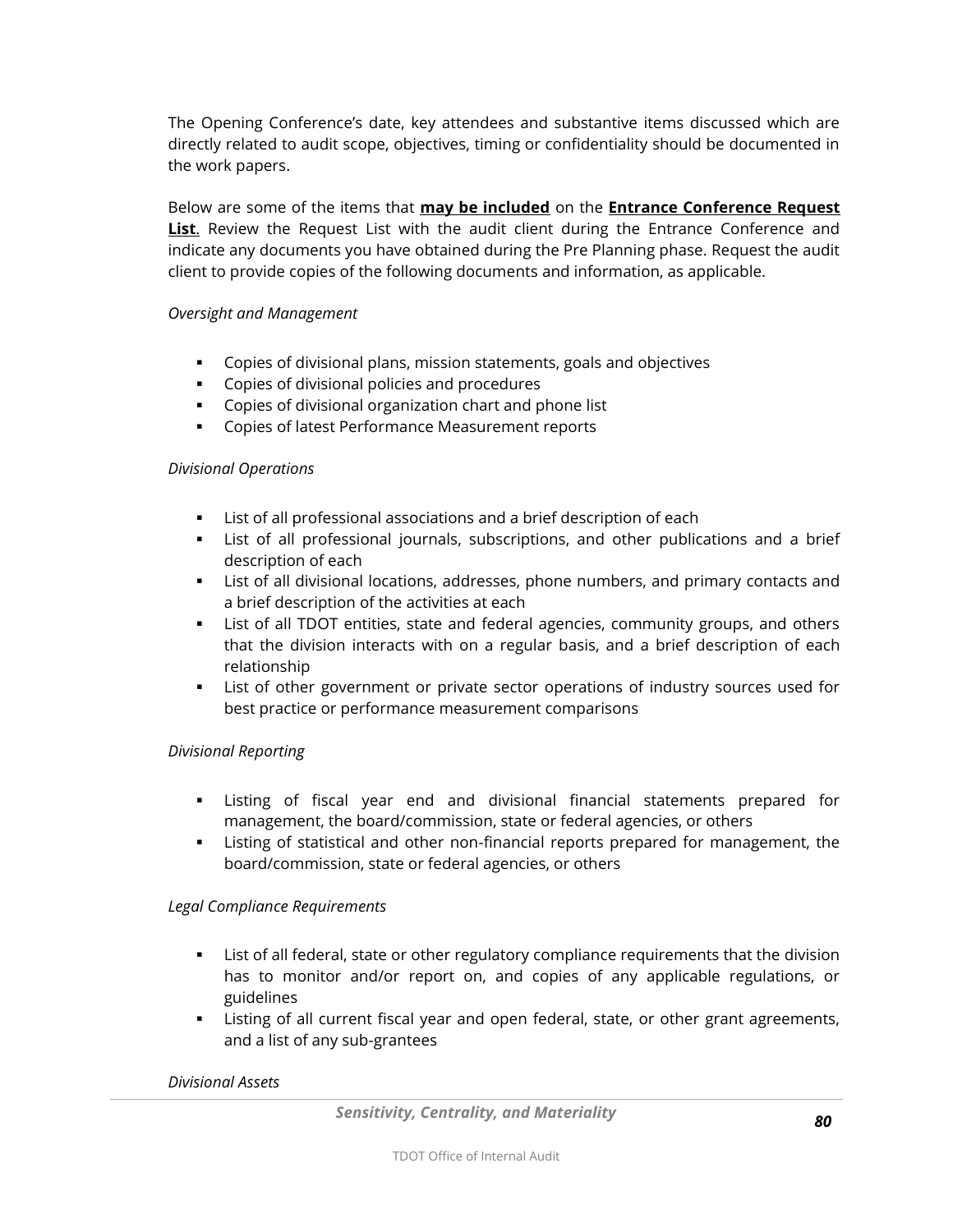The Opening Conference's date, key attendees and substantive items discussed which are directly related to audit scope, objectives, timing or confidentiality should be documented in the work papers.

Below are some of the items that **may be included** on the **Entrance Conference Request List**. Review the Request List with the audit client during the Entrance Conference and indicate any documents you have obtained during the Pre Planning phase. Request the audit client to provide copies of the following documents and information, as applicable.

*Oversight and Management*

- Copies of divisional plans, mission statements, goals and objectives
- Copies of divisional policies and procedures
- Copies of divisional organization chart and phone list
- Copies of latest Performance Measurement reports

*Divisional Operations*

- List of all professional associations and a brief description of each
- List of all professional journals, subscriptions, and other publications and a brief description of each
- List of all divisional locations, addresses, phone numbers, and primary contacts and a brief description of the activities at each
- List of all TDOT entities, state and federal agencies, community groups, and others that the division interacts with on a regular basis, and a brief description of each relationship
- List of other government or private sector operations of industry sources used for best practice or performance measurement comparisons

*Divisional Reporting*

- Listing of fiscal year end and divisional financial statements prepared for management, the board/commission, state or federal agencies, or others
- Listing of statistical and other non-financial reports prepared for management, the board/commission, state or federal agencies, or others

*Legal Compliance Requirements*

- List of all federal, state or other regulatory compliance requirements that the division has to monitor and/or report on, and copies of any applicable regulations, or guidelines
- Listing of all current fiscal year and open federal, state, or other grant agreements, and a list of any sub-grantees

*Divisional Assets*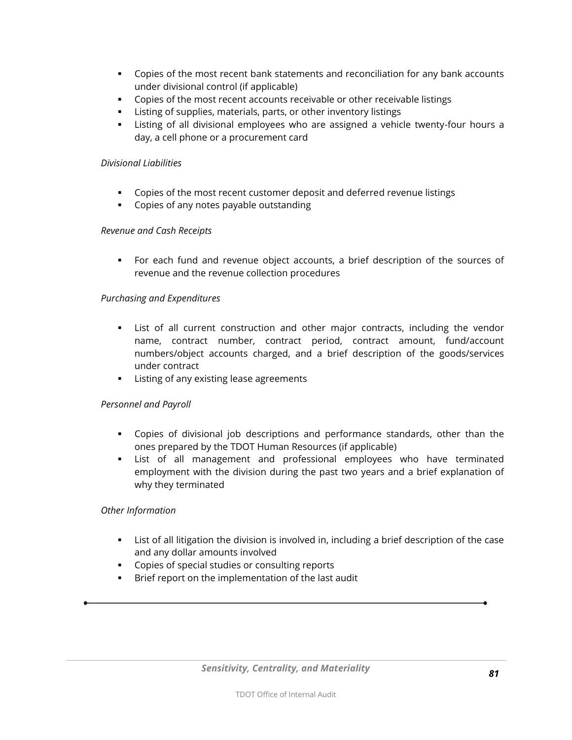- Copies of the most recent bank statements and reconciliation for any bank accounts under divisional control (if applicable)
- Copies of the most recent accounts receivable or other receivable listings
- Listing of supplies, materials, parts, or other inventory listings
- Listing of all divisional employees who are assigned a vehicle twenty-four hours a day, a cell phone or a procurement card

*Divisional Liabilities*

- Copies of the most recent customer deposit and deferred revenue listings
- Copies of any notes payable outstanding

*Revenue and Cash Receipts*

- For each fund and revenue object accounts, a brief description of the sources of revenue and the revenue collection procedures

*Purchasing and Expenditures*

- List of all current construction and other major contracts, including the vendor name, contract number, contract period, contract amount, fund/account numbers/object accounts charged, and a brief description of the goods/services under contract
- Listing of any existing lease agreements

*Personnel and Payroll*

- Copies of divisional job descriptions and performance standards, other than the ones prepared by the TDOT Human Resources (if applicable)
- List of all management and professional employees who have terminated employment with the division during the past two years and a brief explanation of why they terminated

*Other Information*

- List of all litigation the division is involved in, including a brief description of the case and any dollar amounts involved
- Copies of special studies or consulting reports
- Brief report on the implementation of the last audit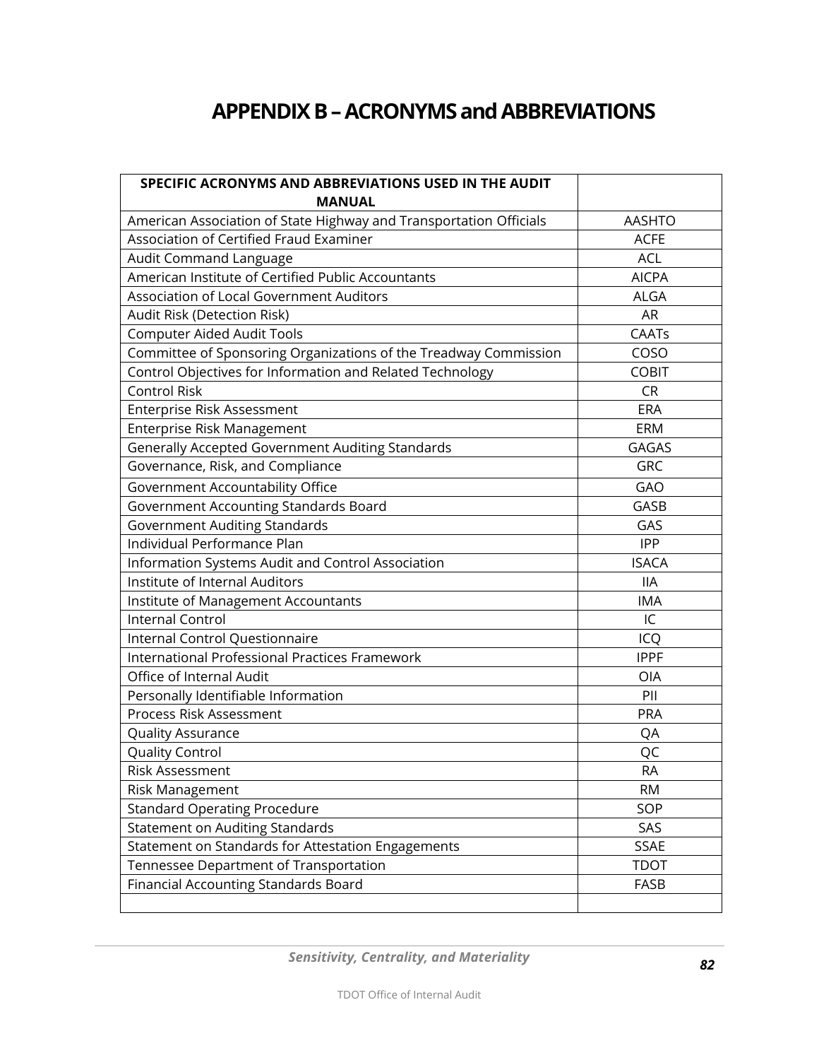# APPENDIX B – ACRONYMS and ABBREVIATIONS

| SPECIFIC ACRONYMS AND ABBREVIATIONS USED IN THE AUDIT MANUAL | |
|---|---|
| American Association of State Highway and Transportation Officials | AASHTO |
| Association of Certified Fraud Examiner | ACFE |
| Audit Command Language | ACL |
| American Institute of Certified Public Accountants | AICPA |
| Association of Local Government Auditors | ALGA |
| Audit Risk (Detection Risk) | AR |
| Computer Aided Audit Tools | CAATs |
| Committee of Sponsoring Organizations of the Treadway Commission | COSO |
| Control Objectives for Information and Related Technology | COBIT |
| Control Risk | CR |
| Enterprise Risk Assessment | ERA |
| Enterprise Risk Management | ERM |
| Generally Accepted Government Auditing Standards | GAGAS |
| Governance, Risk, and Compliance | GRC |
| Government Accountability Office | GAO |
| Government Accounting Standards Board | GASB |
| Government Auditing Standards | GAS |
| Individual Performance Plan | IPP |
| Information Systems Audit and Control Association | ISACA |
| Institute of Internal Auditors | IIA |
| Institute of Management Accountants | IMA |
| Internal Control | IC |
| Internal Control Questionnaire | ICQ |
| International Professional Practices Framework | IPPF |
| Office of Internal Audit | OIA |
| Personally Identifiable Information | PII |
| Process Risk Assessment | PRA |
| Quality Assurance | QA |
| Quality Control | QC |
| Risk Assessment | RA |
| Risk Management | RM |
| Standard Operating Procedure | SOP |
| Statement on Auditing Standards | SAS |
| Statement on Standards for Attestation Engagements | SSAE |
| Tennessee Department of Transportation | TDOT |
| Financial Accounting Standards Board | FASB |
| | |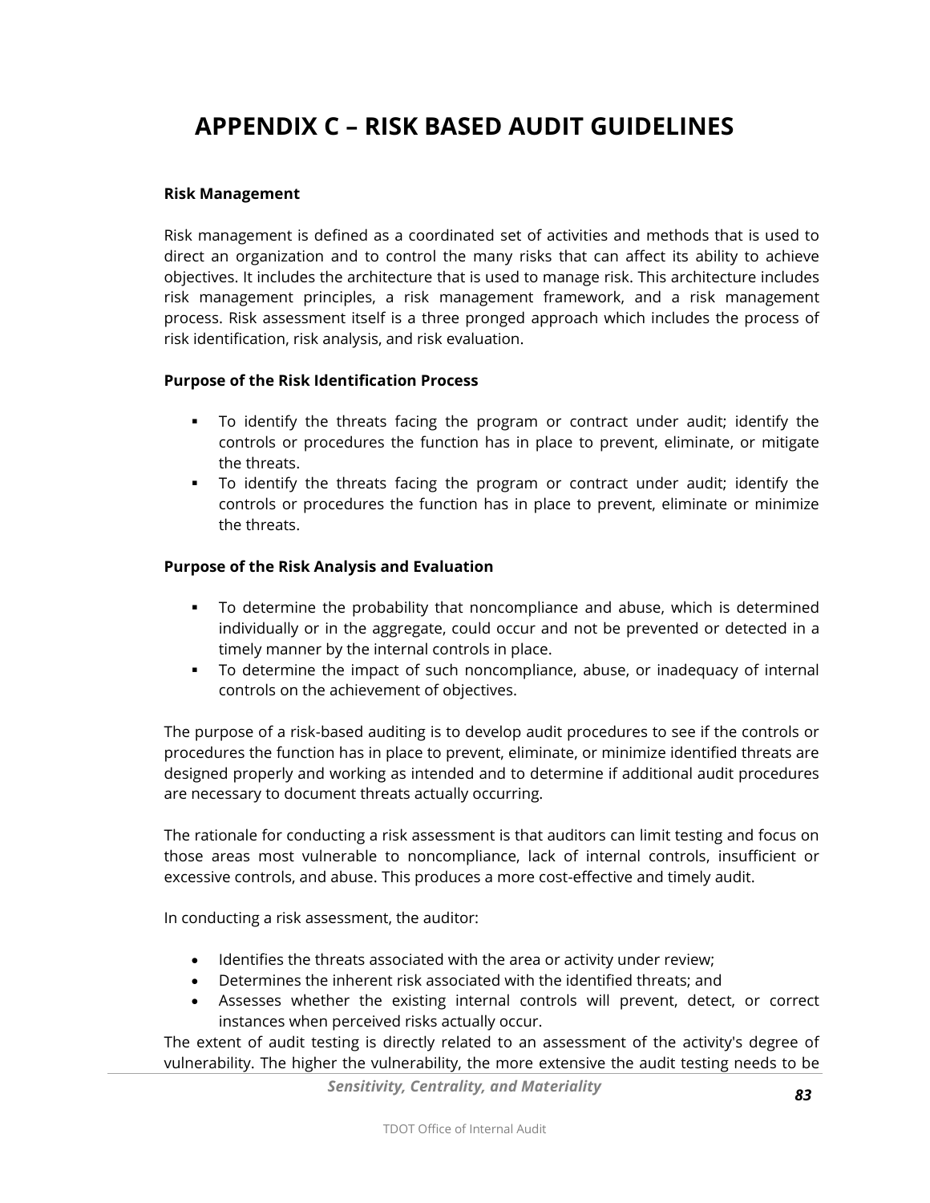# APPENDIX C – RISK BASED AUDIT GUIDELINES

**Risk Management**

Risk management is defined as a coordinated set of activities and methods that is used to direct an organization and to control the many risks that can affect its ability to achieve objectives. It includes the architecture that is used to manage risk. This architecture includes risk management principles, a risk management framework, and a risk management process. Risk assessment itself is a three pronged approach which includes the process of risk identification, risk analysis, and risk evaluation.

**Purpose of the Risk Identification Process**

- To identify the threats facing the program or contract under audit; identify the controls or procedures the function has in place to prevent, eliminate, or mitigate the threats.
- To identify the threats facing the program or contract under audit; identify the controls or procedures the function has in place to prevent, eliminate or minimize the threats.

**Purpose of the Risk Analysis and Evaluation**

- To determine the probability that noncompliance and abuse, which is determined individually or in the aggregate, could occur and not be prevented or detected in a timely manner by the internal controls in place.
- To determine the impact of such noncompliance, abuse, or inadequacy of internal controls on the achievement of objectives.

The purpose of a risk-based auditing is to develop audit procedures to see if the controls or procedures the function has in place to prevent, eliminate, or minimize identified threats are designed properly and working as intended and to determine if additional audit procedures are necessary to document threats actually occurring.

The rationale for conducting a risk assessment is that auditors can limit testing and focus on those areas most vulnerable to noncompliance, lack of internal controls, insufficient or excessive controls, and abuse. This produces a more cost-effective and timely audit.

In conducting a risk assessment, the auditor:

- Identifies the threats associated with the area or activity under review;
- Determines the inherent risk associated with the identified threats; and
- Assesses whether the existing internal controls will prevent, detect, or correct instances when perceived risks actually occur.

The extent of audit testing is directly related to an assessment of the activity's degree of vulnerability. The higher the vulnerability, the more extensive the audit testing needs to be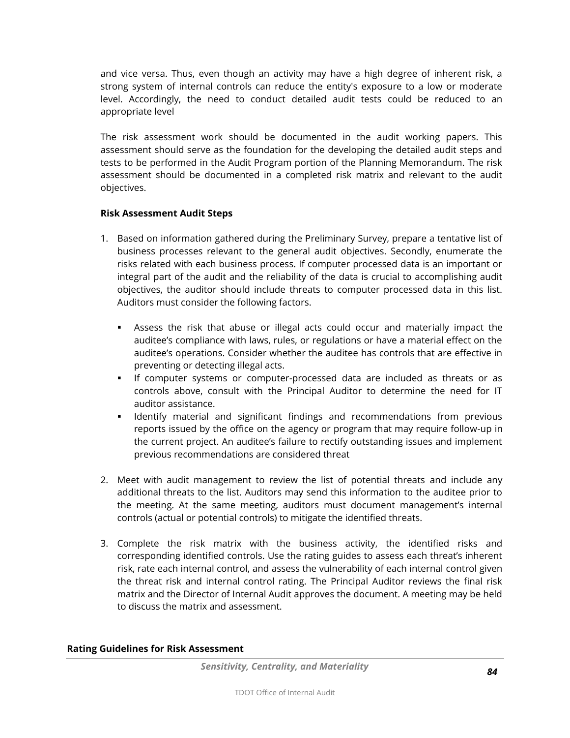and vice versa. Thus, even though an activity may have a high degree of inherent risk, a strong system of internal controls can reduce the entity's exposure to a low or moderate level. Accordingly, the need to conduct detailed audit tests could be reduced to an appropriate level

The risk assessment work should be documented in the audit working papers. This assessment should serve as the foundation for the developing the detailed audit steps and tests to be performed in the Audit Program portion of the Planning Memorandum. The risk assessment should be documented in a completed risk matrix and relevant to the audit objectives.

**Risk Assessment Audit Steps**

1. Based on information gathered during the Preliminary Survey, prepare a tentative list of business processes relevant to the general audit objectives. Secondly, enumerate the risks related with each business process. If computer processed data is an important or integral part of the audit and the reliability of the data is crucial to accomplishing audit objectives, the auditor should include threats to computer processed data in this list. Auditors must consider the following factors.

   - Assess the risk that abuse or illegal acts could occur and materially impact the auditee's compliance with laws, rules, or regulations or have a material effect on the auditee's operations. Consider whether the auditee has controls that are effective in preventing or detecting illegal acts.
   - If computer systems or computer-processed data are included as threats or as controls above, consult with the Principal Auditor to determine the need for IT auditor assistance.
   - Identify material and significant findings and recommendations from previous reports issued by the office on the agency or program that may require follow-up in the current project. An auditee's failure to rectify outstanding issues and implement previous recommendations are considered threat

2. Meet with audit management to review the list of potential threats and include any additional threats to the list. Auditors may send this information to the auditee prior to the meeting. At the same meeting, auditors must document management's internal controls (actual or potential controls) to mitigate the identified threats.

3. Complete the risk matrix with the business activity, the identified risks and corresponding identified controls. Use the rating guides to assess each threat's inherent risk, rate each internal control, and assess the vulnerability of each internal control given the threat risk and internal control rating. The Principal Auditor reviews the final risk matrix and the Director of Internal Audit approves the document. A meeting may be held to discuss the matrix and assessment.

**Rating Guidelines for Risk Assessment**

***Sensitivity, Centrality, and Materiality***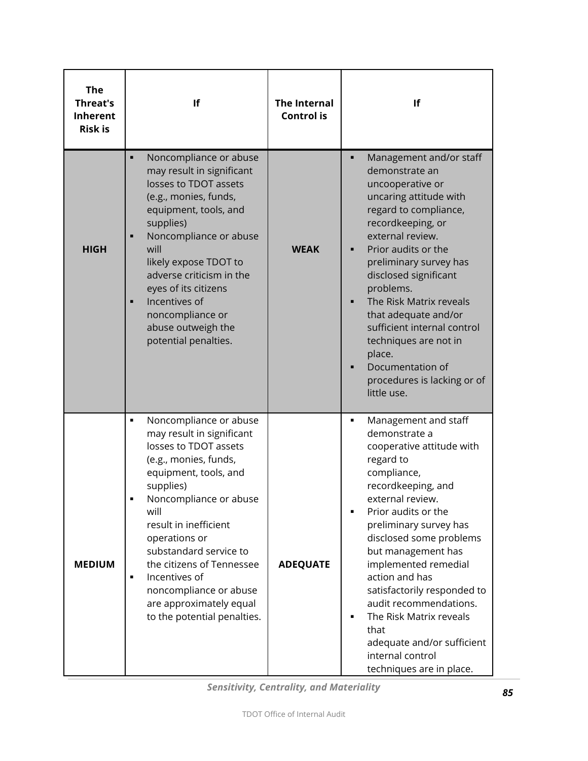| The Threat's Inherent Risk is | If | The Internal Control is | If |
|---|---|---|---|
| **HIGH** | ▪ Noncompliance or abuse may result in significant losses to TDOT assets (e.g., monies, funds, equipment, tools, and supplies)<br>▪ Noncompliance or abuse will likely expose TDOT to adverse criticism in the eyes of its citizens<br>▪ Incentives of noncompliance or abuse outweigh the potential penalties. | **WEAK** | ▪ Management and/or staff demonstrate an uncooperative or uncaring attitude with regard to compliance, recordkeeping, or external review.<br>▪ Prior audits or the preliminary survey has disclosed significant problems.<br>▪ The Risk Matrix reveals that adequate and/or sufficient internal control techniques are not in place.<br>▪ Documentation of procedures is lacking or of little use. |
| **MEDIUM** | ▪ Noncompliance or abuse may result in significant losses to TDOT assets (e.g., monies, funds, equipment, tools, and supplies)<br>▪ Noncompliance or abuse will result in inefficient operations or substandard service to the citizens of Tennessee<br>▪ Incentives of noncompliance or abuse are approximately equal to the potential penalties. | **ADEQUATE** | ▪ Management and staff demonstrate a cooperative attitude with regard to compliance, recordkeeping, and external review.<br>▪ Prior audits or the preliminary survey has disclosed some problems but management has implemented remedial action and has satisfactorily responded to audit recommendations.<br>▪ The Risk Matrix reveals that adequate and/or sufficient internal control techniques are in place. |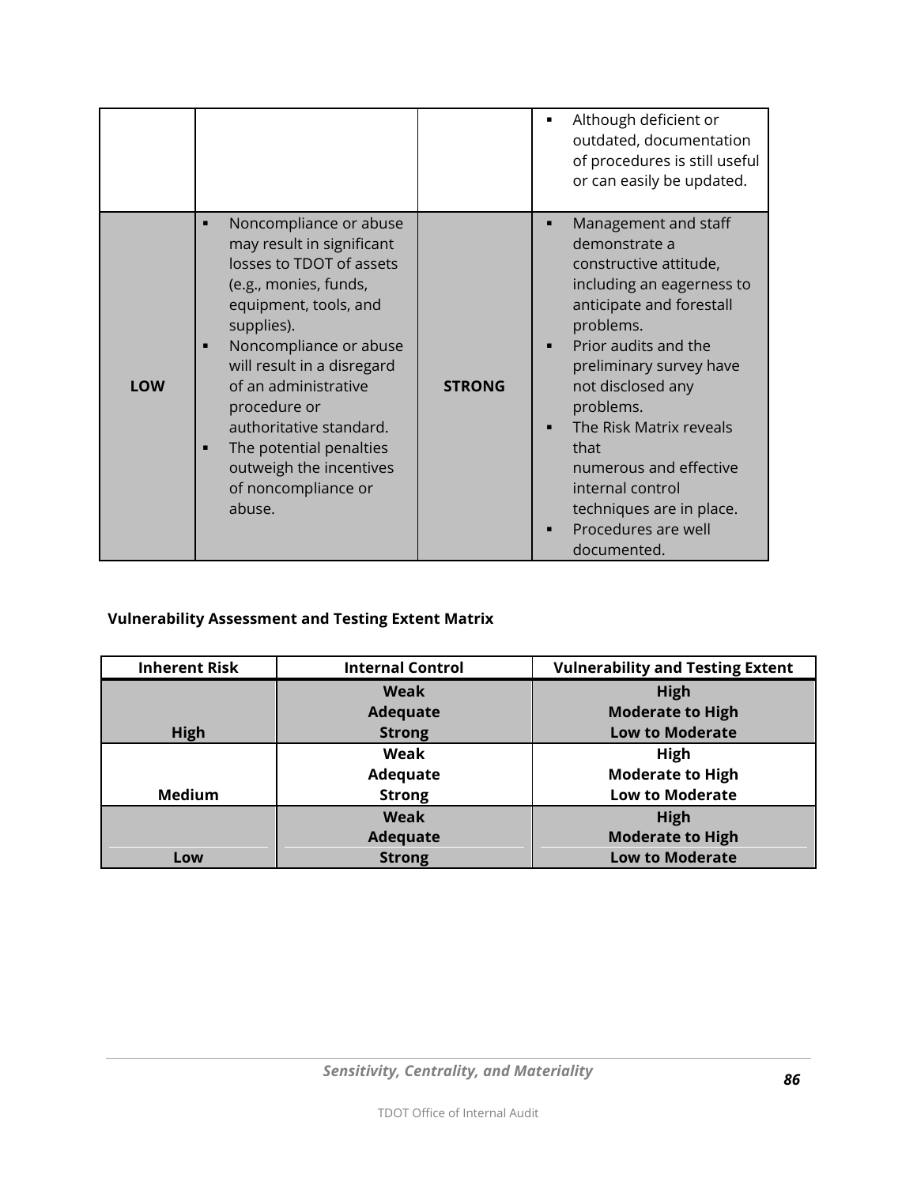| | | | |
|---|---|---|---|
| | | | ▪ Although deficient or outdated, documentation of procedures is still useful or can easily be updated. |
| **LOW** | ▪ Noncompliance or abuse may result in significant losses to TDOT of assets (e.g., monies, funds, equipment, tools, and supplies).<br>▪ Noncompliance or abuse will result in a disregard of an administrative procedure or authoritative standard.<br>▪ The potential penalties outweigh the incentives of noncompliance or abuse. | **STRONG** | ▪ Management and staff demonstrate a constructive attitude, including an eagerness to anticipate and forestall problems.<br>▪ Prior audits and the preliminary survey have not disclosed any problems.<br>▪ The Risk Matrix reveals that numerous and effective internal control techniques are in place.<br>▪ Procedures are well documented. |

**Vulnerability Assessment and Testing Extent Matrix**

| Inherent Risk | Internal Control | Vulnerability and Testing Extent |
|---|---|---|
| **High** | **Weak**<br>**Adequate**<br>**Strong** | **High**<br>**Moderate to High**<br>**Low to Moderate** |
| **Medium** | **Weak**<br>**Adequate**<br>**Strong** | **High**<br>**Moderate to High**<br>**Low to Moderate** |
| **Low** | **Weak**<br>**Adequate**<br>**Strong** | **High**<br>**Moderate to High**<br>**Low to Moderate** |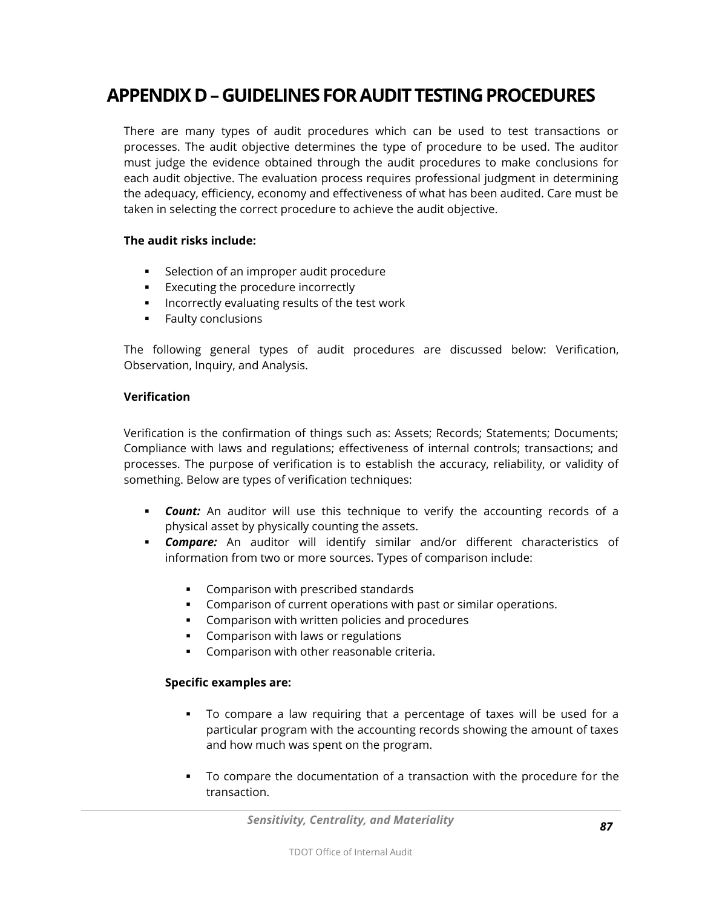# APPENDIX D – GUIDELINES FOR AUDIT TESTING PROCEDURES

There are many types of audit procedures which can be used to test transactions or processes. The audit objective determines the type of procedure to be used. The auditor must judge the evidence obtained through the audit procedures to make conclusions for each audit objective. The evaluation process requires professional judgment in determining the adequacy, efficiency, economy and effectiveness of what has been audited. Care must be taken in selecting the correct procedure to achieve the audit objective.

**The audit risks include:**

- Selection of an improper audit procedure
- Executing the procedure incorrectly
- Incorrectly evaluating results of the test work
- Faulty conclusions

The following general types of audit procedures are discussed below: Verification, Observation, Inquiry, and Analysis.

**Verification**

Verification is the confirmation of things such as: Assets; Records; Statements; Documents; Compliance with laws and regulations; effectiveness of internal controls; transactions; and processes. The purpose of verification is to establish the accuracy, reliability, or validity of something. Below are types of verification techniques:

- ***Count:*** An auditor will use this technique to verify the accounting records of a physical asset by physically counting the assets.
- ***Compare:*** An auditor will identify similar and/or different characteristics of information from two or more sources. Types of comparison include:
  - Comparison with prescribed standards
  - Comparison of current operations with past or similar operations.
  - Comparison with written policies and procedures
  - Comparison with laws or regulations
  - Comparison with other reasonable criteria.

  **Specific examples are:**

  - To compare a law requiring that a percentage of taxes will be used for a particular program with the accounting records showing the amount of taxes and how much was spent on the program.
  - To compare the documentation of a transaction with the procedure for the transaction.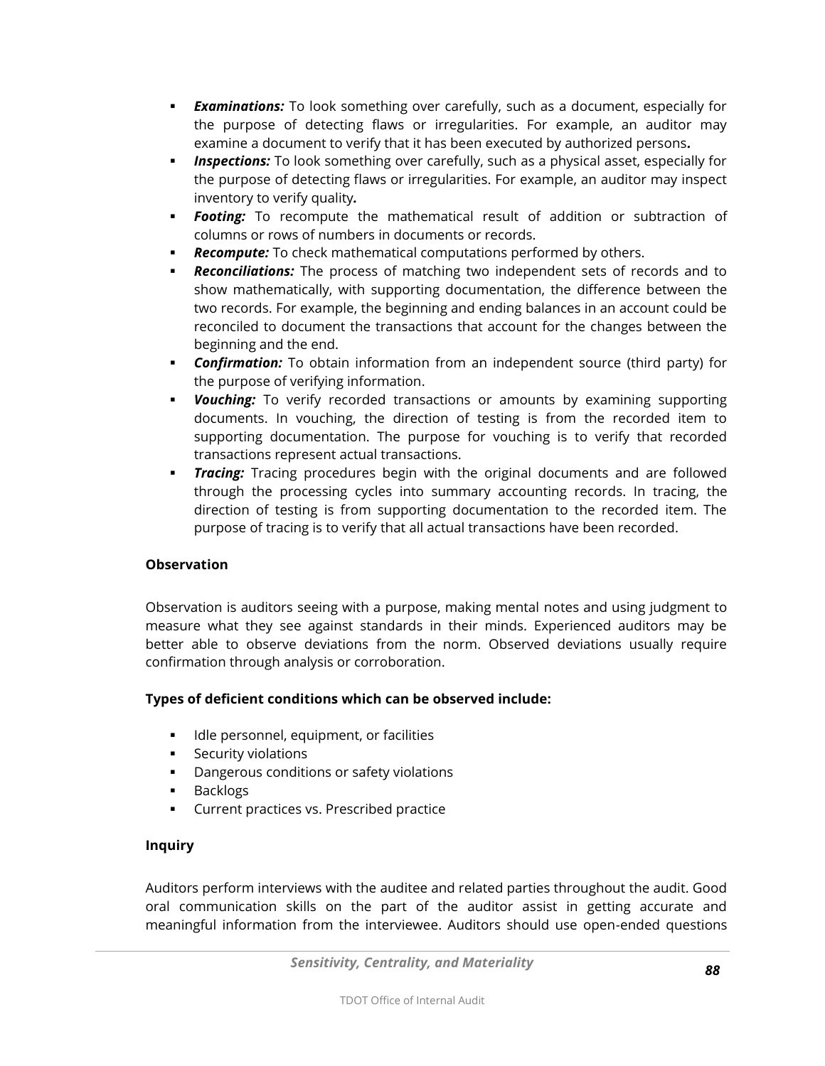- ***Examinations:*** To look something over carefully, such as a document, especially for the purpose of detecting flaws or irregularities. For example, an auditor may examine a document to verify that it has been executed by authorized persons***.***
- ***Inspections:*** To look something over carefully, such as a physical asset, especially for the purpose of detecting flaws or irregularities. For example, an auditor may inspect inventory to verify quality***.***
- ***Footing:*** To recompute the mathematical result of addition or subtraction of columns or rows of numbers in documents or records.
- ***Recompute:*** To check mathematical computations performed by others.
- ***Reconciliations:*** The process of matching two independent sets of records and to show mathematically, with supporting documentation, the difference between the two records. For example, the beginning and ending balances in an account could be reconciled to document the transactions that account for the changes between the beginning and the end.
- ***Confirmation:*** To obtain information from an independent source (third party) for the purpose of verifying information.
- ***Vouching:*** To verify recorded transactions or amounts by examining supporting documents. In vouching, the direction of testing is from the recorded item to supporting documentation. The purpose for vouching is to verify that recorded transactions represent actual transactions.
- ***Tracing:*** Tracing procedures begin with the original documents and are followed through the processing cycles into summary accounting records. In tracing, the direction of testing is from supporting documentation to the recorded item. The purpose of tracing is to verify that all actual transactions have been recorded.

**Observation**

Observation is auditors seeing with a purpose, making mental notes and using judgment to measure what they see against standards in their minds. Experienced auditors may be better able to observe deviations from the norm. Observed deviations usually require confirmation through analysis or corroboration.

**Types of deficient conditions which can be observed include:**

- Idle personnel, equipment, or facilities
- Security violations
- Dangerous conditions or safety violations
- Backlogs
- Current practices vs. Prescribed practice

**Inquiry**

Auditors perform interviews with the auditee and related parties throughout the audit. Good oral communication skills on the part of the auditor assist in getting accurate and meaningful information from the interviewee. Auditors should use open-ended questions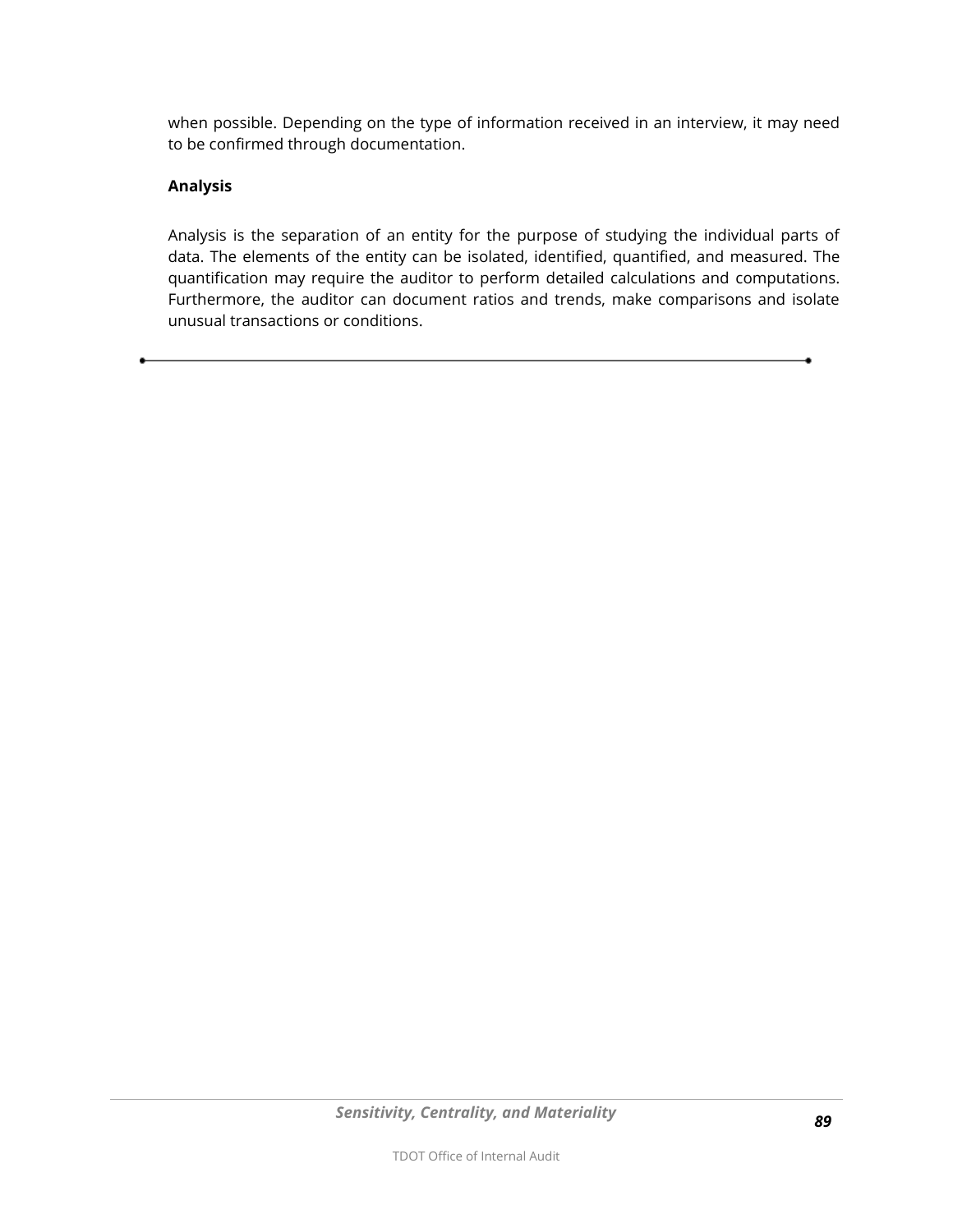when possible. Depending on the type of information received in an interview, it may need to be confirmed through documentation.

**Analysis**

Analysis is the separation of an entity for the purpose of studying the individual parts of data. The elements of the entity can be isolated, identified, quantified, and measured. The quantification may require the auditor to perform detailed calculations and computations. Furthermore, the auditor can document ratios and trends, make comparisons and isolate unusual transactions or conditions.

---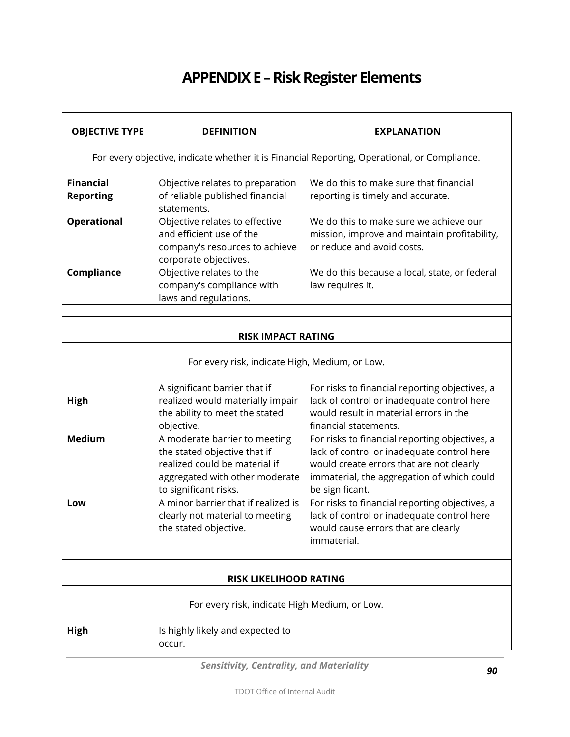# APPENDIX E – Risk Register Elements

| OBJECTIVE TYPE | DEFINITION | EXPLANATION |
|---|---|---|
| For every objective, indicate whether it is Financial Reporting, Operational, or Compliance. | | |
| **Financial Reporting** | Objective relates to preparation of reliable published financial statements. | We do this to make sure that financial reporting is timely and accurate. |
| **Operational** | Objective relates to effective and efficient use of the company's resources to achieve corporate objectives. | We do this to make sure we achieve our mission, improve and maintain profitability, or reduce and avoid costs. |
| **Compliance** | Objective relates to the company's compliance with laws and regulations. | We do this because a local, state, or federal law requires it. |
| | | |
| **RISK IMPACT RATING** | | |
| For every risk, indicate High, Medium, or Low. | | |
| **High** | A significant barrier that if realized would materially impair the ability to meet the stated objective. | For risks to financial reporting objectives, a lack of control or inadequate control here would result in material errors in the financial statements. |
| **Medium** | A moderate barrier to meeting the stated objective that if realized could be material if aggregated with other moderate to significant risks. | For risks to financial reporting objectives, a lack of control or inadequate control here would create errors that are not clearly immaterial, the aggregation of which could be significant. |
| **Low** | A minor barrier that if realized is clearly not material to meeting the stated objective. | For risks to financial reporting objectives, a lack of control or inadequate control here would cause errors that are clearly immaterial. |
| | | |
| **RISK LIKELIHOOD RATING** | | |
| For every risk, indicate High Medium, or Low. | | |
| **High** | Is highly likely and expected to occur. | |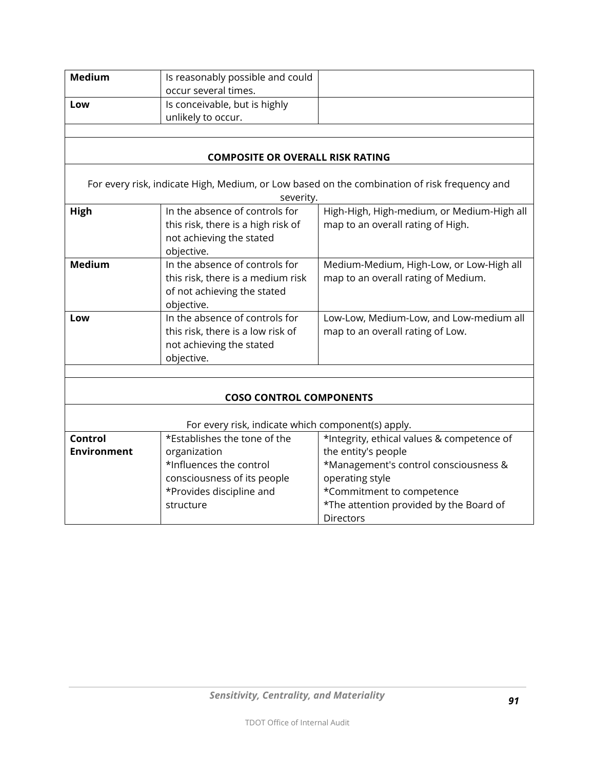| | | |
|---|---|---|
| **Medium** | Is reasonably possible and could occur several times. | |
| **Low** | Is conceivable, but is highly unlikely to occur. | |
| | | |
| **COMPOSITE OR OVERALL RISK RATING** | | |
| For every risk, indicate High, Medium, or Low based on the combination of risk frequency and severity. | | |
| **High** | In the absence of controls for this risk, there is a high risk of not achieving the stated objective. | High-High, High-medium, or Medium-High all map to an overall rating of High. |
| **Medium** | In the absence of controls for this risk, there is a medium risk of not achieving the stated objective. | Medium-Medium, High-Low, or Low-High all map to an overall rating of Medium. |
| **Low** | In the absence of controls for this risk, there is a low risk of not achieving the stated objective. | Low-Low, Medium-Low, and Low-medium all map to an overall rating of Low. |
| | | |
| **COSO CONTROL COMPONENTS** | | |
| For every risk, indicate which component(s) apply. | | |
| **Control Environment** | *Establishes the tone of the organization<br>*Influences the control consciousness of its people<br>*Provides discipline and structure | *Integrity, ethical values & competence of the entity's people<br>*Management's control consciousness & operating style<br>*Commitment to competence<br>*The attention provided by the Board of Directors |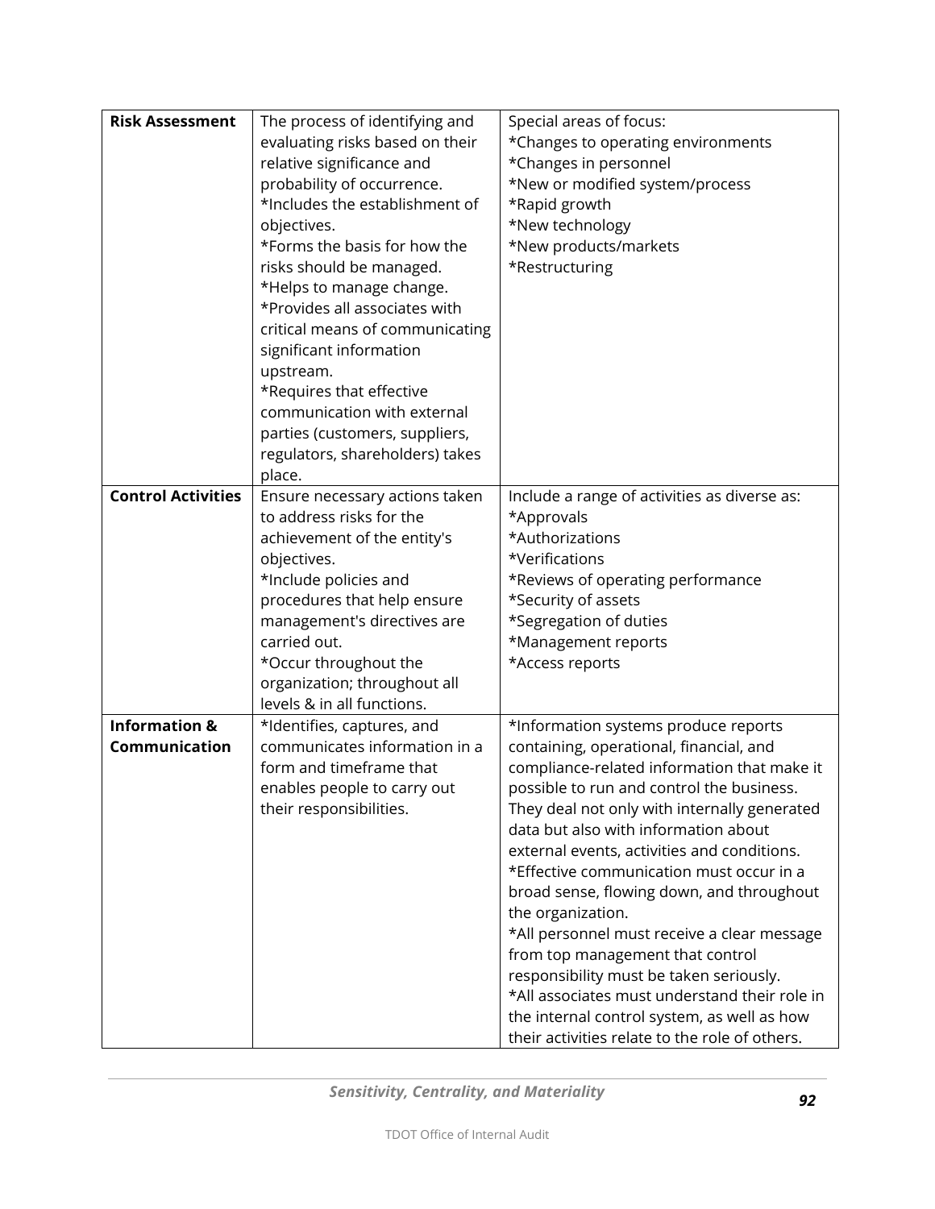| | | |
|---|---|---|
| **Risk Assessment** | The process of identifying and evaluating risks based on their relative significance and probability of occurrence.<br>*Includes the establishment of objectives.<br>*Forms the basis for how the risks should be managed.<br>*Helps to manage change.<br>*Provides all associates with critical means of communicating significant information upstream.<br>*Requires that effective communication with external parties (customers, suppliers, regulators, shareholders) takes place. | Special areas of focus:<br>*Changes to operating environments<br>*Changes in personnel<br>*New or modified system/process<br>*Rapid growth<br>*New technology<br>*New products/markets<br>*Restructuring |
| **Control Activities** | Ensure necessary actions taken to address risks for the achievement of the entity's objectives.<br>*Include policies and procedures that help ensure management's directives are carried out.<br>*Occur throughout the organization; throughout all levels & in all functions. | Include a range of activities as diverse as:<br>*Approvals<br>*Authorizations<br>*Verifications<br>*Reviews of operating performance<br>*Security of assets<br>*Segregation of duties<br>*Management reports<br>*Access reports |
| **Information & Communication** | *Identifies, captures, and communicates information in a form and timeframe that enables people to carry out their responsibilities. | *Information systems produce reports containing, operational, financial, and compliance-related information that make it possible to run and control the business. They deal not only with internally generated data but also with information about external events, activities and conditions.<br>*Effective communication must occur in a broad sense, flowing down, and throughout the organization.<br>*All personnel must receive a clear message from top management that control responsibility must be taken seriously.<br>*All associates must understand their role in the internal control system, as well as how their activities relate to the role of others. |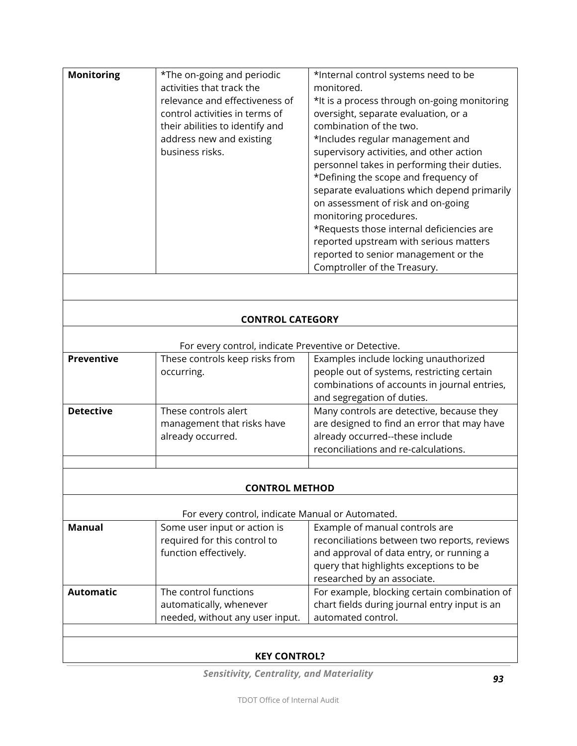| **Monitoring** | *The on-going and periodic activities that track the relevance and effectiveness of control activities in terms of their abilities to identify and address new and existing business risks. | *Internal control systems need to be monitored.<br>*It is a process through on-going monitoring oversight, separate evaluation, or a combination of the two.<br>*Includes regular management and supervisory activities, and other action personnel takes in performing their duties.<br>*Defining the scope and frequency of separate evaluations which depend primarily on assessment of risk and on-going monitoring procedures.<br>*Requests those internal deficiencies are reported upstream with serious matters reported to senior management or the Comptroller of the Treasury. |
|---|---|---|
| | | |
| **CONTROL CATEGORY** | | |
| For every control, indicate Preventive or Detective. | | |
| **Preventive** | These controls keep risks from occurring. | Examples include locking unauthorized people out of systems, restricting certain combinations of accounts in journal entries, and segregation of duties. |
| **Detective** | These controls alert management that risks have already occurred. | Many controls are detective, because they are designed to find an error that may have already occurred--these include reconciliations and re-calculations. |
| | | |
| **CONTROL METHOD** | | |
| For every control, indicate Manual or Automated. | | |
| **Manual** | Some user input or action is required for this control to function effectively. | Example of manual controls are reconciliations between two reports, reviews and approval of data entry, or running a query that highlights exceptions to be researched by an associate. |
| **Automatic** | The control functions automatically, whenever needed, without any user input. | For example, blocking certain combination of chart fields during journal entry input is an automated control. |
| | | |
| **KEY CONTROL?** | | |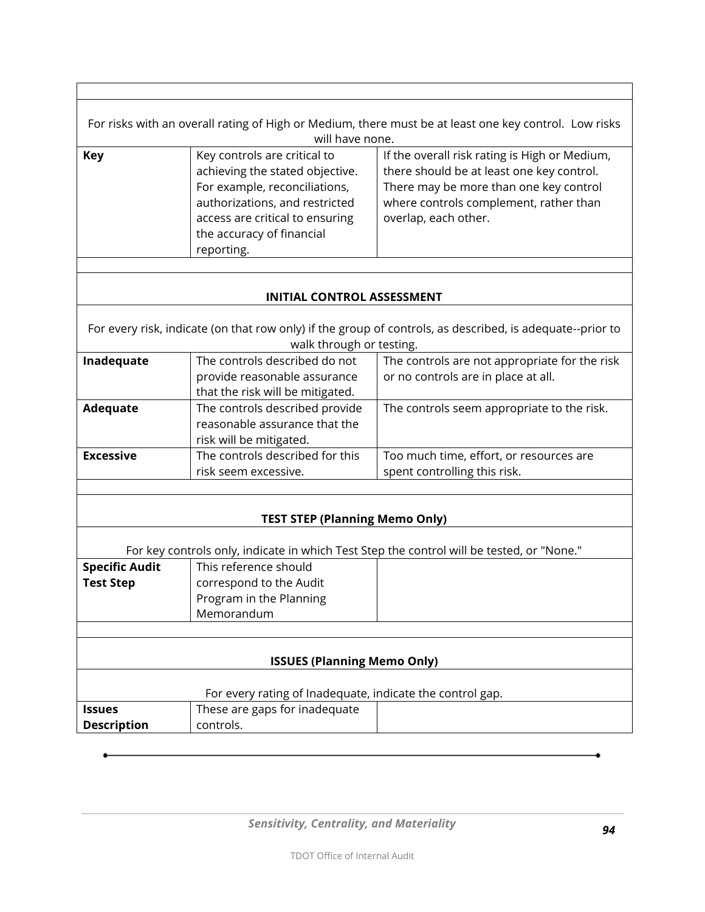| | | |
|---|---|---|
| For risks with an overall rating of High or Medium, there must be at least one key control. Low risks will have none. | | |
| **Key** | Key controls are critical to achieving the stated objective. For example, reconciliations, authorizations, and restricted access are critical to ensuring the accuracy of financial reporting. | If the overall risk rating is High or Medium, there should be at least one key control. There may be more than one key control where controls complement, rather than overlap, each other. |
| | | |
| **INITIAL CONTROL ASSESSMENT** | | |
| For every risk, indicate (on that row only) if the group of controls, as described, is adequate--prior to walk through or testing. | | |
| **Inadequate** | The controls described do not provide reasonable assurance that the risk will be mitigated. | The controls are not appropriate for the risk or no controls are in place at all. |
| **Adequate** | The controls described provide reasonable assurance that the risk will be mitigated. | The controls seem appropriate to the risk. |
| **Excessive** | The controls described for this risk seem excessive. | Too much time, effort, or resources are spent controlling this risk. |
| | | |
| **TEST STEP (Planning Memo Only)** | | |
| For key controls only, indicate in which Test Step the control will be tested, or "None." | | |
| **Specific Audit Test Step** | This reference should correspond to the Audit Program in the Planning Memorandum | |
| | | |
| **ISSUES (Planning Memo Only)** | | |
| For every rating of Inadequate, indicate the control gap. | | |
| **Issues Description** | These are gaps for inadequate controls. | |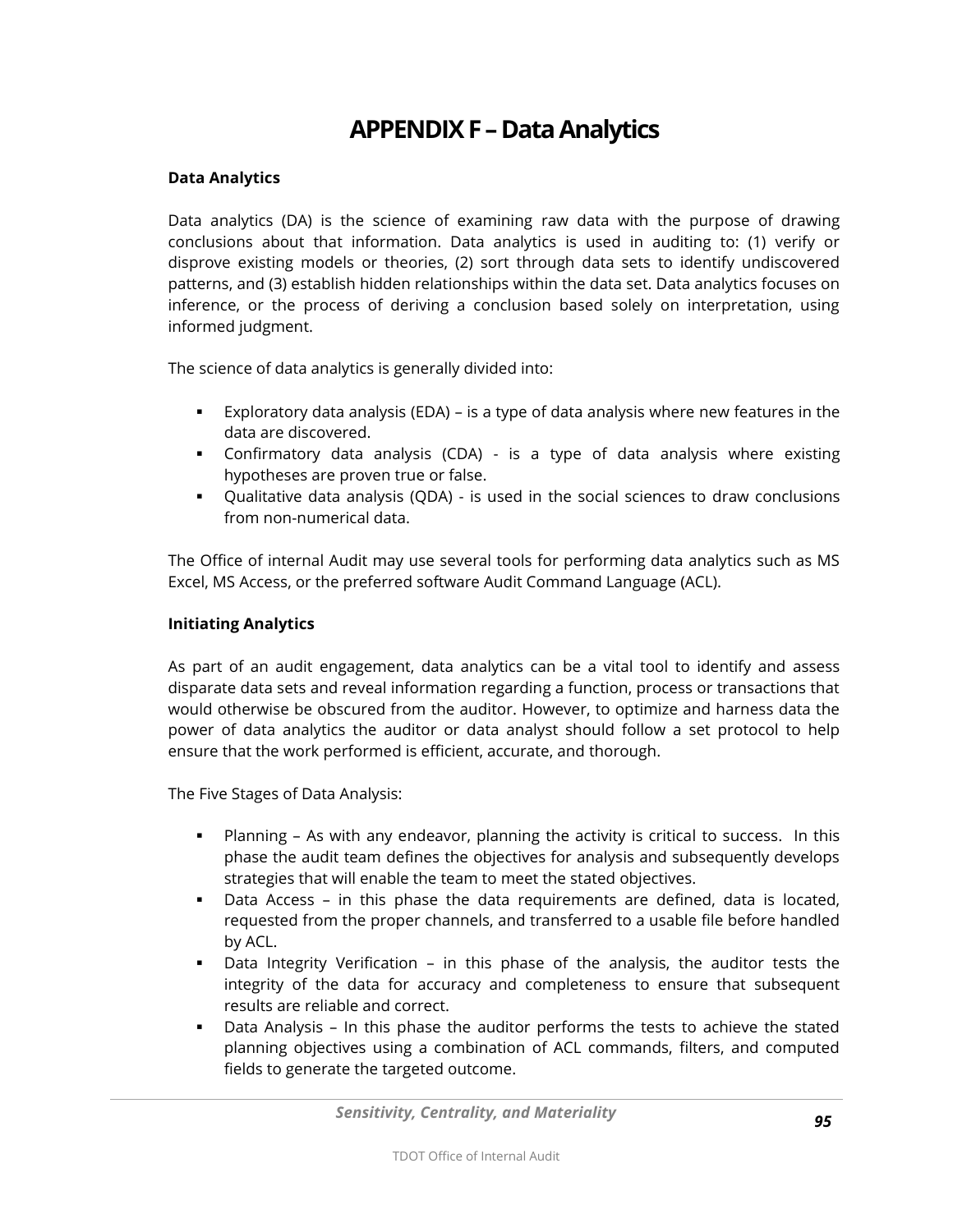# APPENDIX F – Data Analytics

**Data Analytics**

Data analytics (DA) is the science of examining raw data with the purpose of drawing conclusions about that information. Data analytics is used in auditing to: (1) verify or disprove existing models or theories, (2) sort through data sets to identify undiscovered patterns, and (3) establish hidden relationships within the data set. Data analytics focuses on inference, or the process of deriving a conclusion based solely on interpretation, using informed judgment.

The science of data analytics is generally divided into:

- Exploratory data analysis (EDA) – is a type of data analysis where new features in the data are discovered.
- Confirmatory data analysis (CDA) - is a type of data analysis where existing hypotheses are proven true or false.
- Qualitative data analysis (QDA) - is used in the social sciences to draw conclusions from non-numerical data.

The Office of internal Audit may use several tools for performing data analytics such as MS Excel, MS Access, or the preferred software Audit Command Language (ACL).

**Initiating Analytics**

As part of an audit engagement, data analytics can be a vital tool to identify and assess disparate data sets and reveal information regarding a function, process or transactions that would otherwise be obscured from the auditor. However, to optimize and harness data the power of data analytics the auditor or data analyst should follow a set protocol to help ensure that the work performed is efficient, accurate, and thorough.

The Five Stages of Data Analysis:

- Planning – As with any endeavor, planning the activity is critical to success. In this phase the audit team defines the objectives for analysis and subsequently develops strategies that will enable the team to meet the stated objectives.
- Data Access – in this phase the data requirements are defined, data is located, requested from the proper channels, and transferred to a usable file before handled by ACL.
- Data Integrity Verification – in this phase of the analysis, the auditor tests the integrity of the data for accuracy and completeness to ensure that subsequent results are reliable and correct.
- Data Analysis – In this phase the auditor performs the tests to achieve the stated planning objectives using a combination of ACL commands, filters, and computed fields to generate the targeted outcome.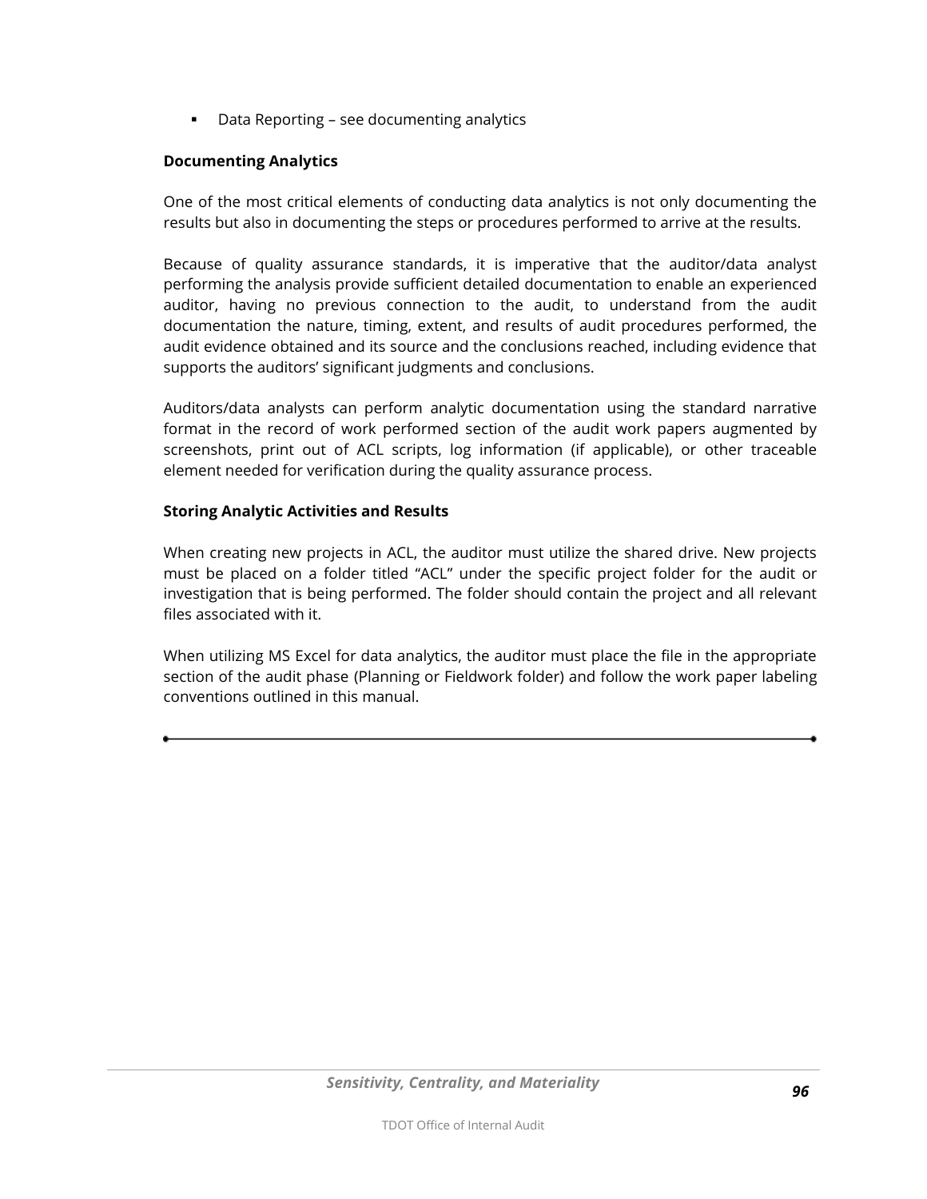- Data Reporting – see documenting analytics

**Documenting Analytics**

One of the most critical elements of conducting data analytics is not only documenting the results but also in documenting the steps or procedures performed to arrive at the results.

Because of quality assurance standards, it is imperative that the auditor/data analyst performing the analysis provide sufficient detailed documentation to enable an experienced auditor, having no previous connection to the audit, to understand from the audit documentation the nature, timing, extent, and results of audit procedures performed, the audit evidence obtained and its source and the conclusions reached, including evidence that supports the auditors' significant judgments and conclusions.

Auditors/data analysts can perform analytic documentation using the standard narrative format in the record of work performed section of the audit work papers augmented by screenshots, print out of ACL scripts, log information (if applicable), or other traceable element needed for verification during the quality assurance process.

**Storing Analytic Activities and Results**

When creating new projects in ACL, the auditor must utilize the shared drive. New projects must be placed on a folder titled "ACL" under the specific project folder for the audit or investigation that is being performed. The folder should contain the project and all relevant files associated with it.

When utilizing MS Excel for data analytics, the auditor must place the file in the appropriate section of the audit phase (Planning or Fieldwork folder) and follow the work paper labeling conventions outlined in this manual.